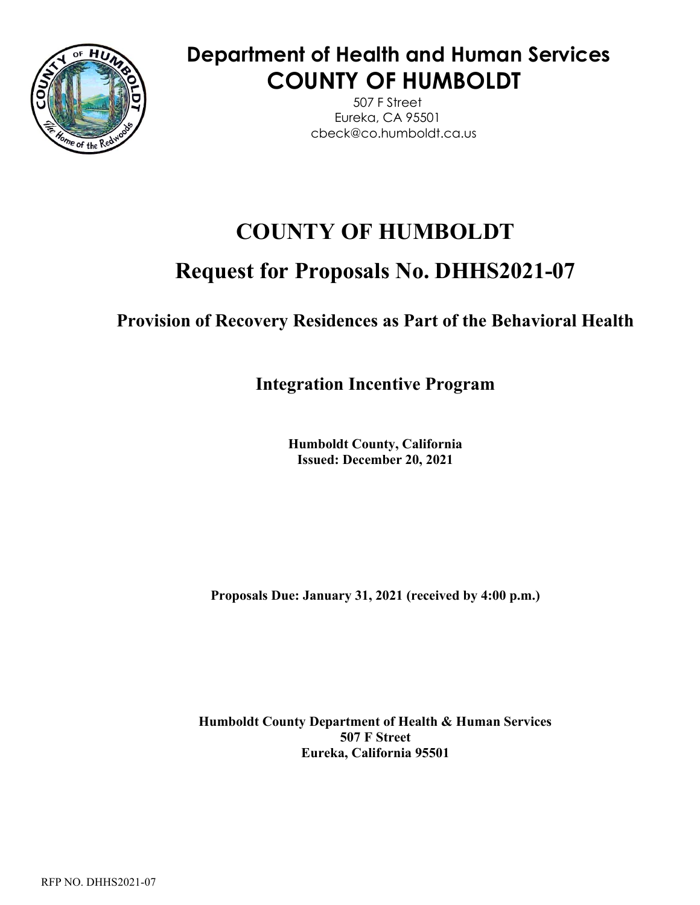# Department of Health and Human Services
# COUNTY OF HUMBOLDT

507 F Street
Eureka, CA 95501
cbeck@co.humboldt.ca.us

# COUNTY OF HUMBOLDT

# Request for Proposals No. DHHS2021-07

## Provision of Recovery Residences as Part of the Behavioral Health

## Integration Incentive Program

**Humboldt County, California**
**Issued: December 20, 2021**

**Proposals Due: January 31, 2021 (received by 4:00 p.m.)**

**Humboldt County Department of Health & Human Services**
**507 F Street**
**Eureka, California 95501**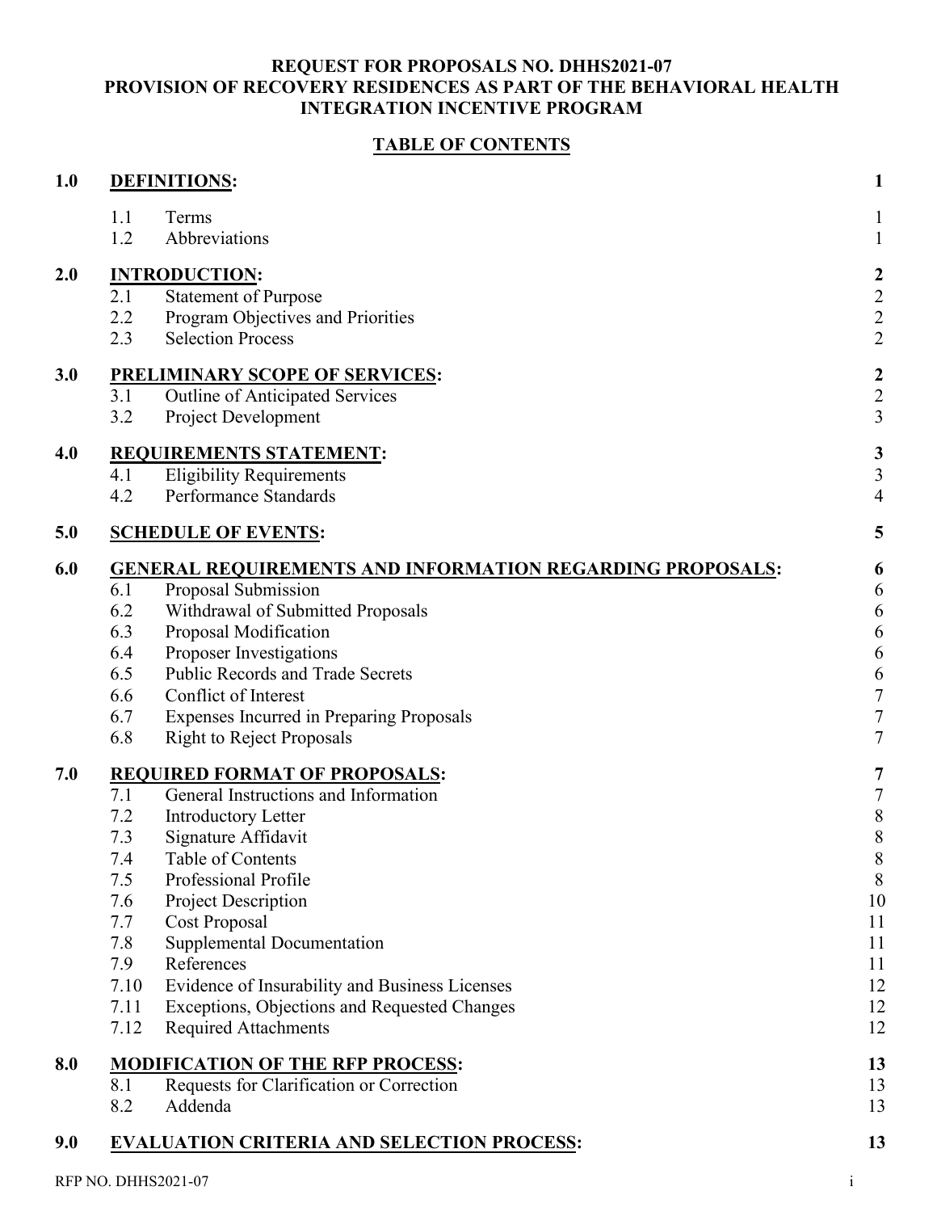**REQUEST FOR PROPOSALS NO. DHHS2021-07**
**PROVISION OF RECOVERY RESIDENCES AS PART OF THE BEHAVIORAL HEALTH INTEGRATION INCENTIVE PROGRAM**

**TABLE OF CONTENTS**

| | | | |
|---|---|---|---|
| **1.0** | **DEFINITIONS:** | | **1** |
| | 1.1 | Terms | 1 |
| | 1.2 | Abbreviations | 1 |
| **2.0** | **INTRODUCTION:** | | **2** |
| | 2.1 | Statement of Purpose | 2 |
| | 2.2 | Program Objectives and Priorities | 2 |
| | 2.3 | Selection Process | 2 |
| **3.0** | **PRELIMINARY SCOPE OF SERVICES:** | | **2** |
| | 3.1 | Outline of Anticipated Services | 2 |
| | 3.2 | Project Development | 3 |
| **4.0** | **REQUIREMENTS STATEMENT:** | | **3** |
| | 4.1 | Eligibility Requirements | 3 |
| | 4.2 | Performance Standards | 4 |
| **5.0** | **SCHEDULE OF EVENTS:** | | **5** |
| **6.0** | **GENERAL REQUIREMENTS AND INFORMATION REGARDING PROPOSALS:** | | **6** |
| | 6.1 | Proposal Submission | 6 |
| | 6.2 | Withdrawal of Submitted Proposals | 6 |
| | 6.3 | Proposal Modification | 6 |
| | 6.4 | Proposer Investigations | 6 |
| | 6.5 | Public Records and Trade Secrets | 6 |
| | 6.6 | Conflict of Interest | 7 |
| | 6.7 | Expenses Incurred in Preparing Proposals | 7 |
| | 6.8 | Right to Reject Proposals | 7 |
| **7.0** | **REQUIRED FORMAT OF PROPOSALS:** | | **7** |
| | 7.1 | General Instructions and Information | 7 |
| | 7.2 | Introductory Letter | 8 |
| | 7.3 | Signature Affidavit | 8 |
| | 7.4 | Table of Contents | 8 |
| | 7.5 | Professional Profile | 8 |
| | 7.6 | Project Description | 10 |
| | 7.7 | Cost Proposal | 11 |
| | 7.8 | Supplemental Documentation | 11 |
| | 7.9 | References | 11 |
| | 7.10 | Evidence of Insurability and Business Licenses | 12 |
| | 7.11 | Exceptions, Objections and Requested Changes | 12 |
| | 7.12 | Required Attachments | 12 |
| **8.0** | **MODIFICATION OF THE RFP PROCESS:** | | **13** |
| | 8.1 | Requests for Clarification or Correction | 13 |
| | 8.2 | Addenda | 13 |
| **9.0** | **EVALUATION CRITERIA AND SELECTION PROCESS:** | | **13** |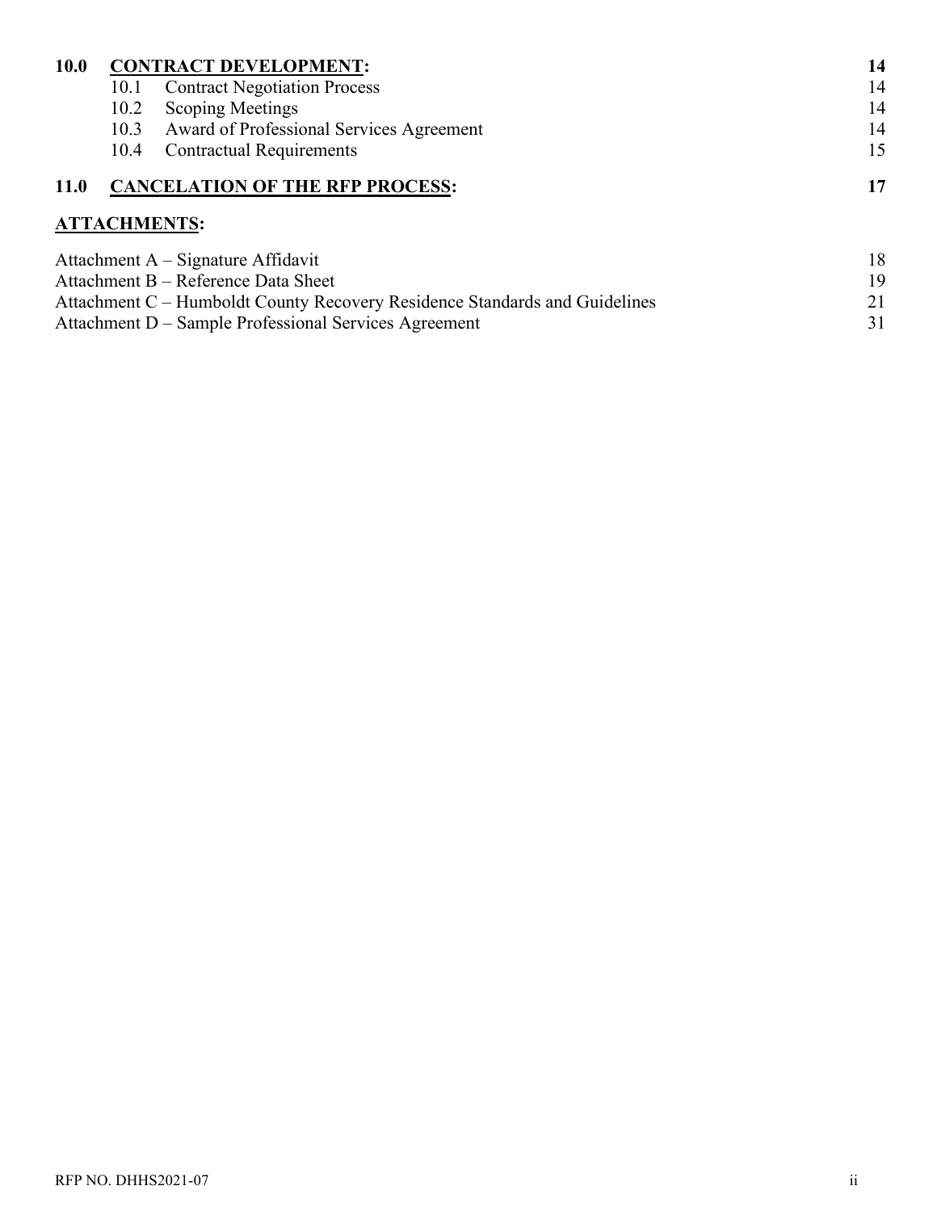| | | |
|---|---|---|
| **10.0** | **CONTRACT DEVELOPMENT:** | **14** |
| 10.1 | Contract Negotiation Process | 14 |
| 10.2 | Scoping Meetings | 14 |
| 10.3 | Award of Professional Services Agreement | 14 |
| 10.4 | Contractual Requirements | 15 |
| **11.0** | **CANCELATION OF THE RFP PROCESS:** | **17** |

**ATTACHMENTS:**

| | |
|---|---|
| Attachment A – Signature Affidavit | 18 |
| Attachment B – Reference Data Sheet | 19 |
| Attachment C – Humboldt County Recovery Residence Standards and Guidelines | 21 |
| Attachment D – Sample Professional Services Agreement | 31 |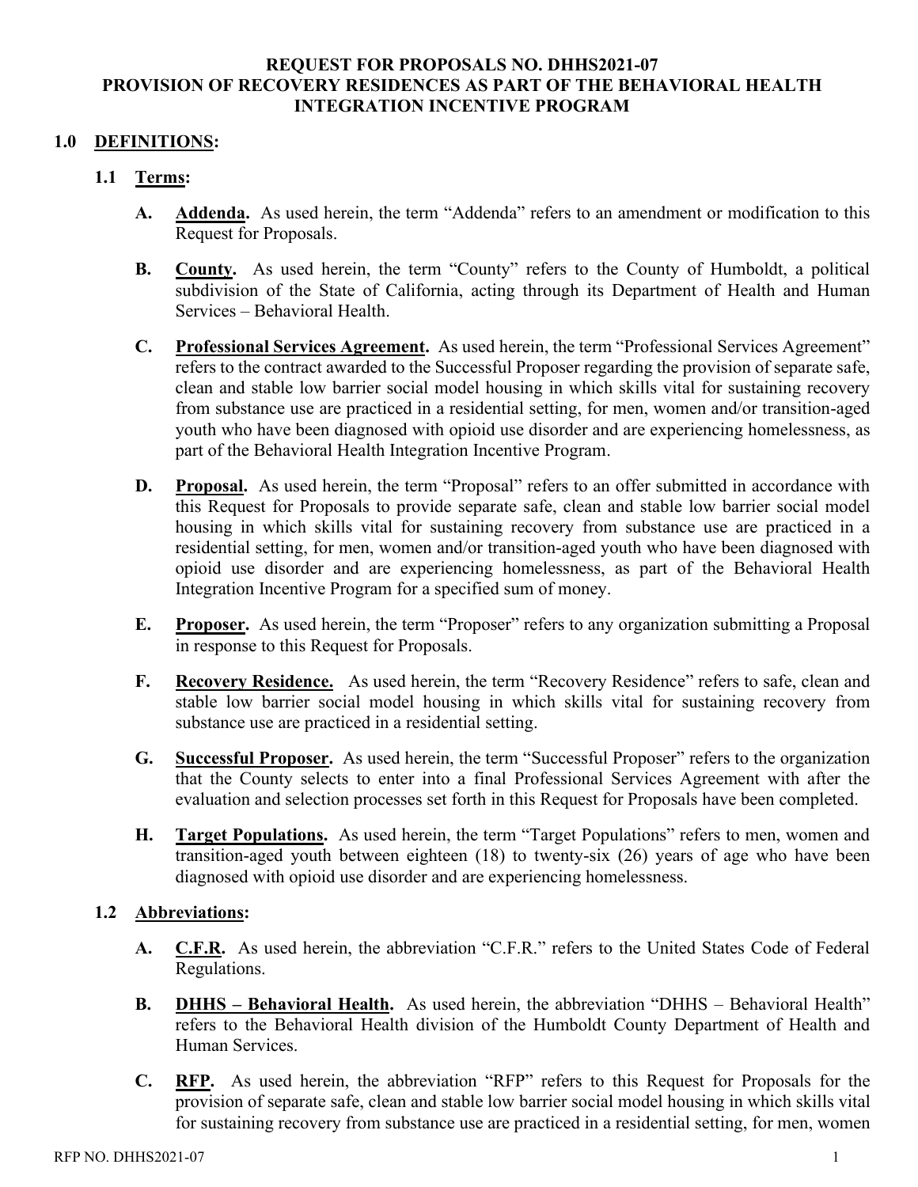**REQUEST FOR PROPOSALS NO. DHHS2021-07**
**PROVISION OF RECOVERY RESIDENCES AS PART OF THE BEHAVIORAL HEALTH INTEGRATION INCENTIVE PROGRAM**

## 1.0 DEFINITIONS:

### 1.1 Terms:

**A. Addenda.** As used herein, the term "Addenda" refers to an amendment or modification to this Request for Proposals.

**B. County.** As used herein, the term "County" refers to the County of Humboldt, a political subdivision of the State of California, acting through its Department of Health and Human Services – Behavioral Health.

**C. Professional Services Agreement.** As used herein, the term "Professional Services Agreement" refers to the contract awarded to the Successful Proposer regarding the provision of separate safe, clean and stable low barrier social model housing in which skills vital for sustaining recovery from substance use are practiced in a residential setting, for men, women and/or transition-aged youth who have been diagnosed with opioid use disorder and are experiencing homelessness, as part of the Behavioral Health Integration Incentive Program.

**D. Proposal.** As used herein, the term "Proposal" refers to an offer submitted in accordance with this Request for Proposals to provide separate safe, clean and stable low barrier social model housing in which skills vital for sustaining recovery from substance use are practiced in a residential setting, for men, women and/or transition-aged youth who have been diagnosed with opioid use disorder and are experiencing homelessness, as part of the Behavioral Health Integration Incentive Program for a specified sum of money.

**E. Proposer.** As used herein, the term "Proposer" refers to any organization submitting a Proposal in response to this Request for Proposals.

**F. Recovery Residence.** As used herein, the term "Recovery Residence" refers to safe, clean and stable low barrier social model housing in which skills vital for sustaining recovery from substance use are practiced in a residential setting.

**G. Successful Proposer.** As used herein, the term "Successful Proposer" refers to the organization that the County selects to enter into a final Professional Services Agreement with after the evaluation and selection processes set forth in this Request for Proposals have been completed.

**H. Target Populations.** As used herein, the term "Target Populations" refers to men, women and transition-aged youth between eighteen (18) to twenty-six (26) years of age who have been diagnosed with opioid use disorder and are experiencing homelessness.

### 1.2 Abbreviations:

**A. C.F.R.** As used herein, the abbreviation "C.F.R." refers to the United States Code of Federal Regulations.

**B. DHHS – Behavioral Health.** As used herein, the abbreviation "DHHS – Behavioral Health" refers to the Behavioral Health division of the Humboldt County Department of Health and Human Services.

**C. RFP.** As used herein, the abbreviation "RFP" refers to this Request for Proposals for the provision of separate safe, clean and stable low barrier social model housing in which skills vital for sustaining recovery from substance use are practiced in a residential setting, for men, women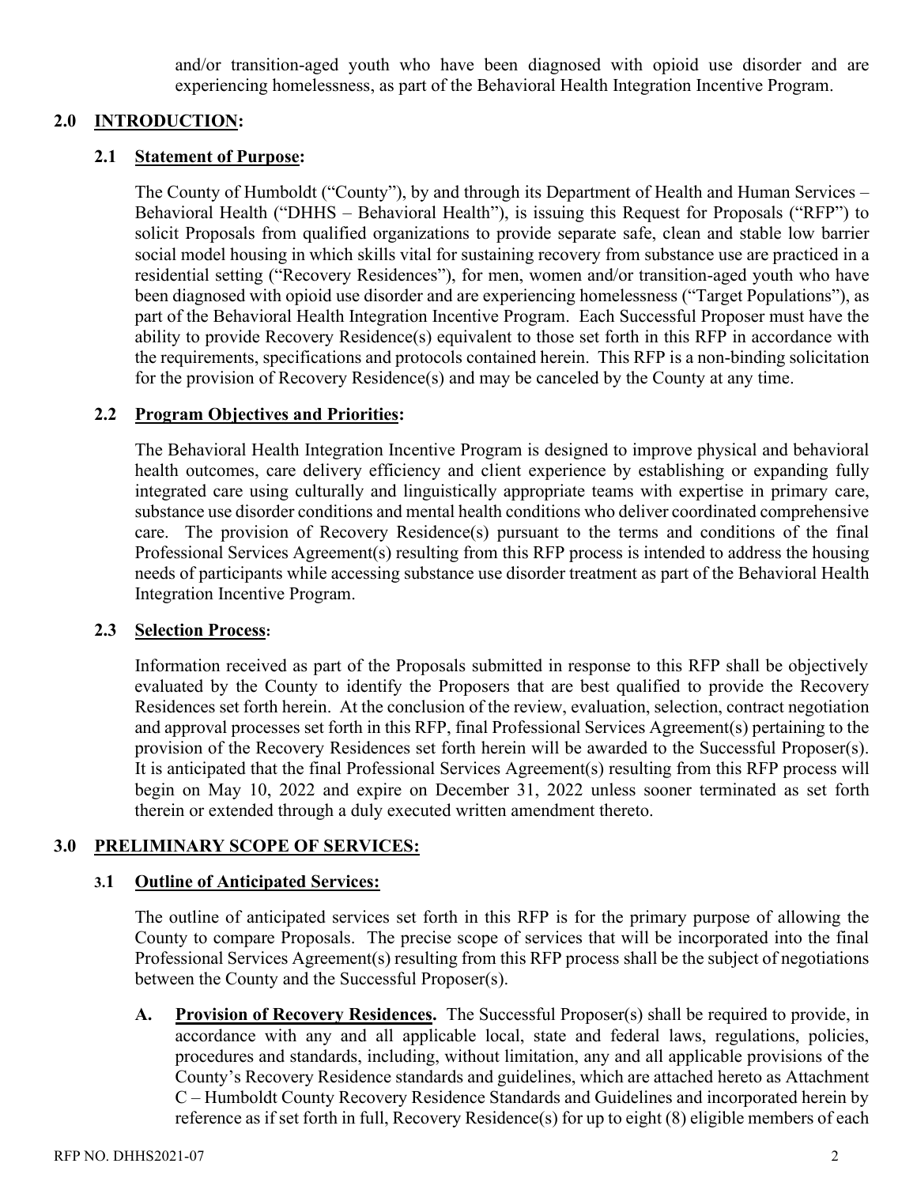and/or transition-aged youth who have been diagnosed with opioid use disorder and are experiencing homelessness, as part of the Behavioral Health Integration Incentive Program.

## 2.0 INTRODUCTION:

### 2.1 Statement of Purpose:

The County of Humboldt ("County"), by and through its Department of Health and Human Services – Behavioral Health ("DHHS – Behavioral Health"), is issuing this Request for Proposals ("RFP") to solicit Proposals from qualified organizations to provide separate safe, clean and stable low barrier social model housing in which skills vital for sustaining recovery from substance use are practiced in a residential setting ("Recovery Residences"), for men, women and/or transition-aged youth who have been diagnosed with opioid use disorder and are experiencing homelessness ("Target Populations"), as part of the Behavioral Health Integration Incentive Program. Each Successful Proposer must have the ability to provide Recovery Residence(s) equivalent to those set forth in this RFP in accordance with the requirements, specifications and protocols contained herein. This RFP is a non-binding solicitation for the provision of Recovery Residence(s) and may be canceled by the County at any time.

### 2.2 Program Objectives and Priorities:

The Behavioral Health Integration Incentive Program is designed to improve physical and behavioral health outcomes, care delivery efficiency and client experience by establishing or expanding fully integrated care using culturally and linguistically appropriate teams with expertise in primary care, substance use disorder conditions and mental health conditions who deliver coordinated comprehensive care. The provision of Recovery Residence(s) pursuant to the terms and conditions of the final Professional Services Agreement(s) resulting from this RFP process is intended to address the housing needs of participants while accessing substance use disorder treatment as part of the Behavioral Health Integration Incentive Program.

### 2.3 Selection Process:

Information received as part of the Proposals submitted in response to this RFP shall be objectively evaluated by the County to identify the Proposers that are best qualified to provide the Recovery Residences set forth herein. At the conclusion of the review, evaluation, selection, contract negotiation and approval processes set forth in this RFP, final Professional Services Agreement(s) pertaining to the provision of the Recovery Residences set forth herein will be awarded to the Successful Proposer(s). It is anticipated that the final Professional Services Agreement(s) resulting from this RFP process will begin on May 10, 2022 and expire on December 31, 2022 unless sooner terminated as set forth therein or extended through a duly executed written amendment thereto.

## 3.0 PRELIMINARY SCOPE OF SERVICES:

### 3.1 Outline of Anticipated Services:

The outline of anticipated services set forth in this RFP is for the primary purpose of allowing the County to compare Proposals. The precise scope of services that will be incorporated into the final Professional Services Agreement(s) resulting from this RFP process shall be the subject of negotiations between the County and the Successful Proposer(s).

**A. Provision of Recovery Residences.** The Successful Proposer(s) shall be required to provide, in accordance with any and all applicable local, state and federal laws, regulations, policies, procedures and standards, including, without limitation, any and all applicable provisions of the County's Recovery Residence standards and guidelines, which are attached hereto as Attachment C – Humboldt County Recovery Residence Standards and Guidelines and incorporated herein by reference as if set forth in full, Recovery Residence(s) for up to eight (8) eligible members of each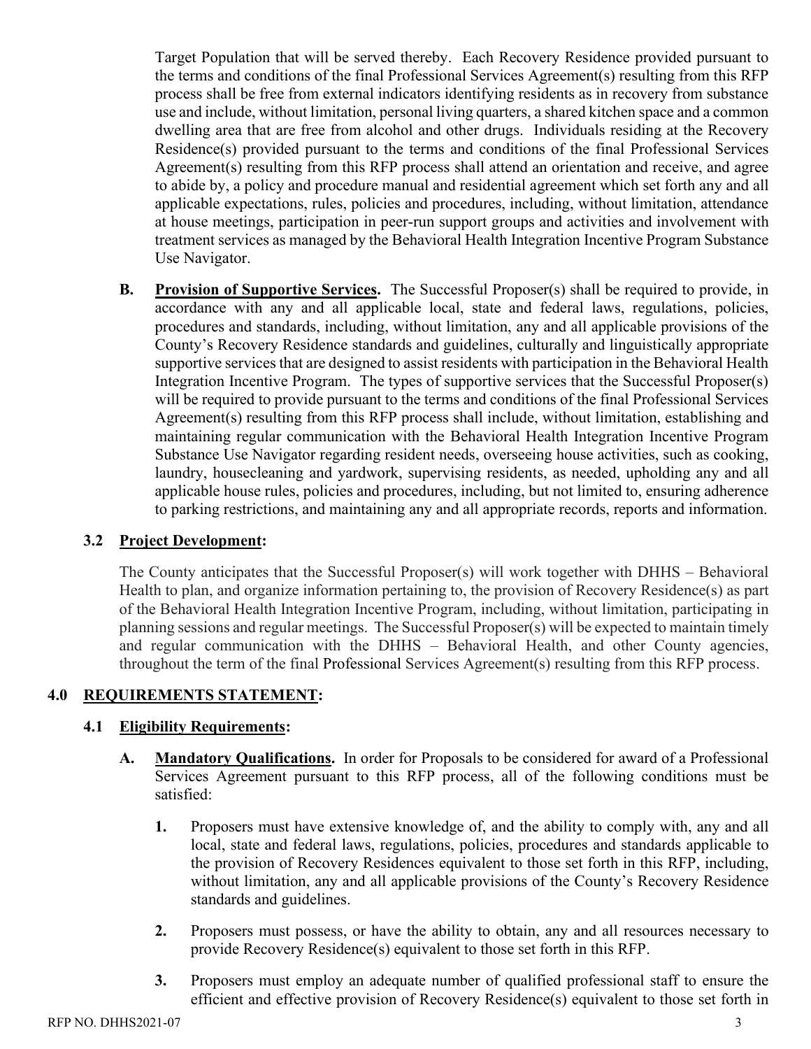Target Population that will be served thereby. Each Recovery Residence provided pursuant to the terms and conditions of the final Professional Services Agreement(s) resulting from this RFP process shall be free from external indicators identifying residents as in recovery from substance use and include, without limitation, personal living quarters, a shared kitchen space and a common dwelling area that are free from alcohol and other drugs. Individuals residing at the Recovery Residence(s) provided pursuant to the terms and conditions of the final Professional Services Agreement(s) resulting from this RFP process shall attend an orientation and receive, and agree to abide by, a policy and procedure manual and residential agreement which set forth any and all applicable expectations, rules, policies and procedures, including, without limitation, attendance at house meetings, participation in peer-run support groups and activities and involvement with treatment services as managed by the Behavioral Health Integration Incentive Program Substance Use Navigator.

**B. Provision of Supportive Services.** The Successful Proposer(s) shall be required to provide, in accordance with any and all applicable local, state and federal laws, regulations, policies, procedures and standards, including, without limitation, any and all applicable provisions of the County's Recovery Residence standards and guidelines, culturally and linguistically appropriate supportive services that are designed to assist residents with participation in the Behavioral Health Integration Incentive Program. The types of supportive services that the Successful Proposer(s) will be required to provide pursuant to the terms and conditions of the final Professional Services Agreement(s) resulting from this RFP process shall include, without limitation, establishing and maintaining regular communication with the Behavioral Health Integration Incentive Program Substance Use Navigator regarding resident needs, overseeing house activities, such as cooking, laundry, housecleaning and yardwork, supervising residents, as needed, upholding any and all applicable house rules, policies and procedures, including, but not limited to, ensuring adherence to parking restrictions, and maintaining any and all appropriate records, reports and information.

### 3.2 Project Development:

The County anticipates that the Successful Proposer(s) will work together with DHHS – Behavioral Health to plan, and organize information pertaining to, the provision of Recovery Residence(s) as part of the Behavioral Health Integration Incentive Program, including, without limitation, participating in planning sessions and regular meetings. The Successful Proposer(s) will be expected to maintain timely and regular communication with the DHHS – Behavioral Health, and other County agencies, throughout the term of the final Professional Services Agreement(s) resulting from this RFP process.

## 4.0 REQUIREMENTS STATEMENT:

### 4.1 Eligibility Requirements:

**A. Mandatory Qualifications.** In order for Proposals to be considered for award of a Professional Services Agreement pursuant to this RFP process, all of the following conditions must be satisfied:

1. Proposers must have extensive knowledge of, and the ability to comply with, any and all local, state and federal laws, regulations, policies, procedures and standards applicable to the provision of Recovery Residences equivalent to those set forth in this RFP, including, without limitation, any and all applicable provisions of the County's Recovery Residence standards and guidelines.

2. Proposers must possess, or have the ability to obtain, any and all resources necessary to provide Recovery Residence(s) equivalent to those set forth in this RFP.

3. Proposers must employ an adequate number of qualified professional staff to ensure the efficient and effective provision of Recovery Residence(s) equivalent to those set forth in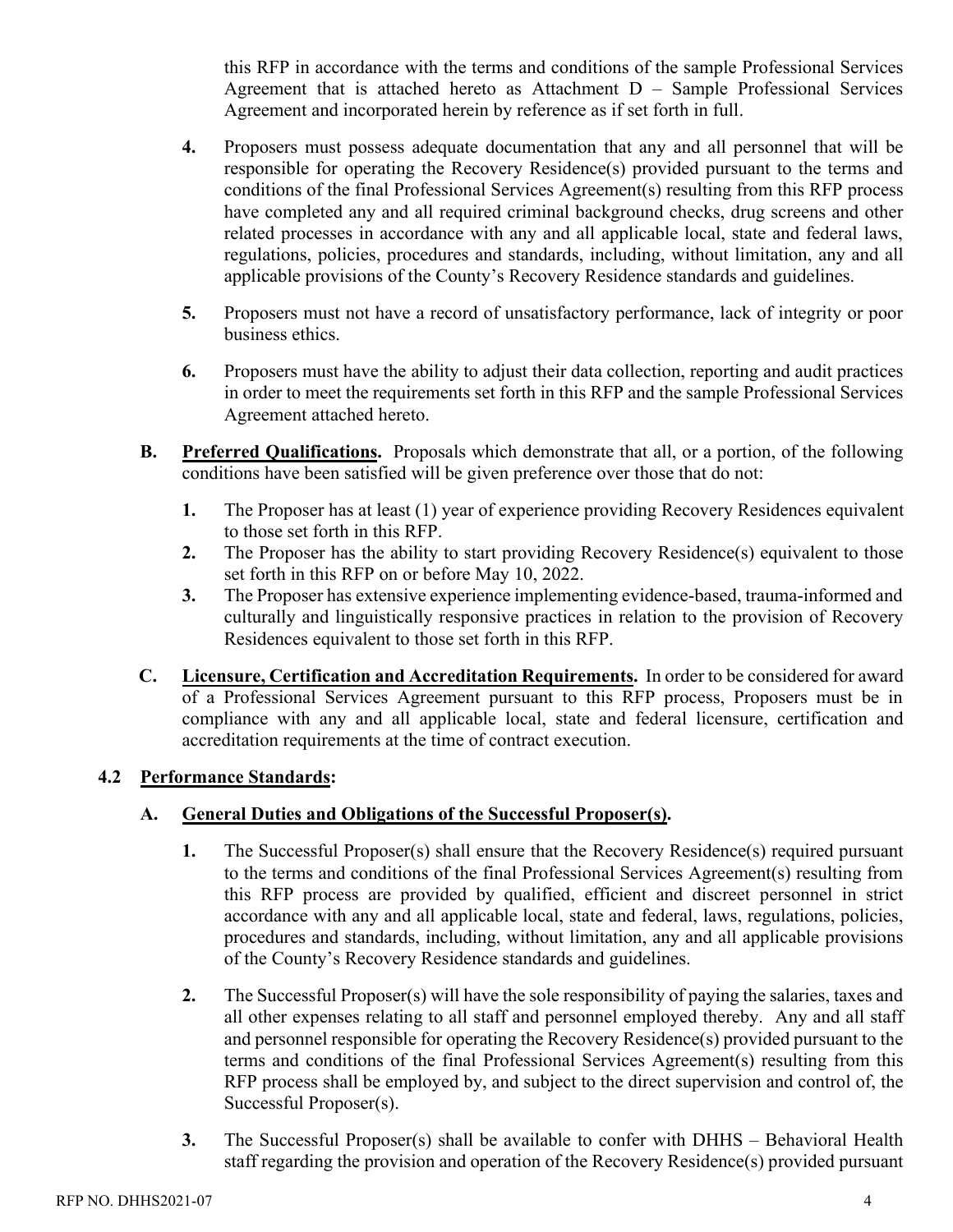this RFP in accordance with the terms and conditions of the sample Professional Services Agreement that is attached hereto as Attachment D – Sample Professional Services Agreement and incorporated herein by reference as if set forth in full.

**4.** Proposers must possess adequate documentation that any and all personnel that will be responsible for operating the Recovery Residence(s) provided pursuant to the terms and conditions of the final Professional Services Agreement(s) resulting from this RFP process have completed any and all required criminal background checks, drug screens and other related processes in accordance with any and all applicable local, state and federal laws, regulations, policies, procedures and standards, including, without limitation, any and all applicable provisions of the County's Recovery Residence standards and guidelines.

**5.** Proposers must not have a record of unsatisfactory performance, lack of integrity or poor business ethics.

**6.** Proposers must have the ability to adjust their data collection, reporting and audit practices in order to meet the requirements set forth in this RFP and the sample Professional Services Agreement attached hereto.

**B.** **Preferred Qualifications.** Proposals which demonstrate that all, or a portion, of the following conditions have been satisfied will be given preference over those that do not:

**1.** The Proposer has at least (1) year of experience providing Recovery Residences equivalent to those set forth in this RFP.

**2.** The Proposer has the ability to start providing Recovery Residence(s) equivalent to those set forth in this RFP on or before May 10, 2022.

**3.** The Proposer has extensive experience implementing evidence-based, trauma-informed and culturally and linguistically responsive practices in relation to the provision of Recovery Residences equivalent to those set forth in this RFP.

**C.** **Licensure, Certification and Accreditation Requirements.** In order to be considered for award of a Professional Services Agreement pursuant to this RFP process, Proposers must be in compliance with any and all applicable local, state and federal licensure, certification and accreditation requirements at the time of contract execution.

**4.2** **Performance Standards:**

**A.** **General Duties and Obligations of the Successful Proposer(s).**

**1.** The Successful Proposer(s) shall ensure that the Recovery Residence(s) required pursuant to the terms and conditions of the final Professional Services Agreement(s) resulting from this RFP process are provided by qualified, efficient and discreet personnel in strict accordance with any and all applicable local, state and federal, laws, regulations, policies, procedures and standards, including, without limitation, any and all applicable provisions of the County's Recovery Residence standards and guidelines.

**2.** The Successful Proposer(s) will have the sole responsibility of paying the salaries, taxes and all other expenses relating to all staff and personnel employed thereby. Any and all staff and personnel responsible for operating the Recovery Residence(s) provided pursuant to the terms and conditions of the final Professional Services Agreement(s) resulting from this RFP process shall be employed by, and subject to the direct supervision and control of, the Successful Proposer(s).

**3.** The Successful Proposer(s) shall be available to confer with DHHS – Behavioral Health staff regarding the provision and operation of the Recovery Residence(s) provided pursuant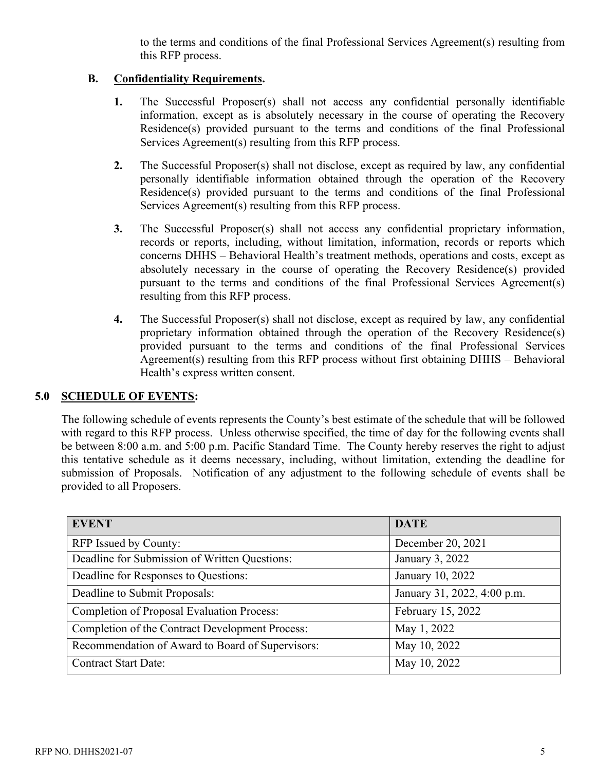to the terms and conditions of the final Professional Services Agreement(s) resulting from this RFP process.

**B. Confidentiality Requirements.**

1. The Successful Proposer(s) shall not access any confidential personally identifiable information, except as is absolutely necessary in the course of operating the Recovery Residence(s) provided pursuant to the terms and conditions of the final Professional Services Agreement(s) resulting from this RFP process.

2. The Successful Proposer(s) shall not disclose, except as required by law, any confidential personally identifiable information obtained through the operation of the Recovery Residence(s) provided pursuant to the terms and conditions of the final Professional Services Agreement(s) resulting from this RFP process.

3. The Successful Proposer(s) shall not access any confidential proprietary information, records or reports, including, without limitation, information, records or reports which concerns DHHS – Behavioral Health's treatment methods, operations and costs, except as absolutely necessary in the course of operating the Recovery Residence(s) provided pursuant to the terms and conditions of the final Professional Services Agreement(s) resulting from this RFP process.

4. The Successful Proposer(s) shall not disclose, except as required by law, any confidential proprietary information obtained through the operation of the Recovery Residence(s) provided pursuant to the terms and conditions of the final Professional Services Agreement(s) resulting from this RFP process without first obtaining DHHS – Behavioral Health's express written consent.

## 5.0 SCHEDULE OF EVENTS:

The following schedule of events represents the County's best estimate of the schedule that will be followed with regard to this RFP process. Unless otherwise specified, the time of day for the following events shall be between 8:00 a.m. and 5:00 p.m. Pacific Standard Time. The County hereby reserves the right to adjust this tentative schedule as it deems necessary, including, without limitation, extending the deadline for submission of Proposals. Notification of any adjustment to the following schedule of events shall be provided to all Proposers.

| EVENT | DATE |
|---|---|
| RFP Issued by County: | December 20, 2021 |
| Deadline for Submission of Written Questions: | January 3, 2022 |
| Deadline for Responses to Questions: | January 10, 2022 |
| Deadline to Submit Proposals: | January 31, 2022, 4:00 p.m. |
| Completion of Proposal Evaluation Process: | February 15, 2022 |
| Completion of the Contract Development Process: | May 1, 2022 |
| Recommendation of Award to Board of Supervisors: | May 10, 2022 |
| Contract Start Date: | May 10, 2022 |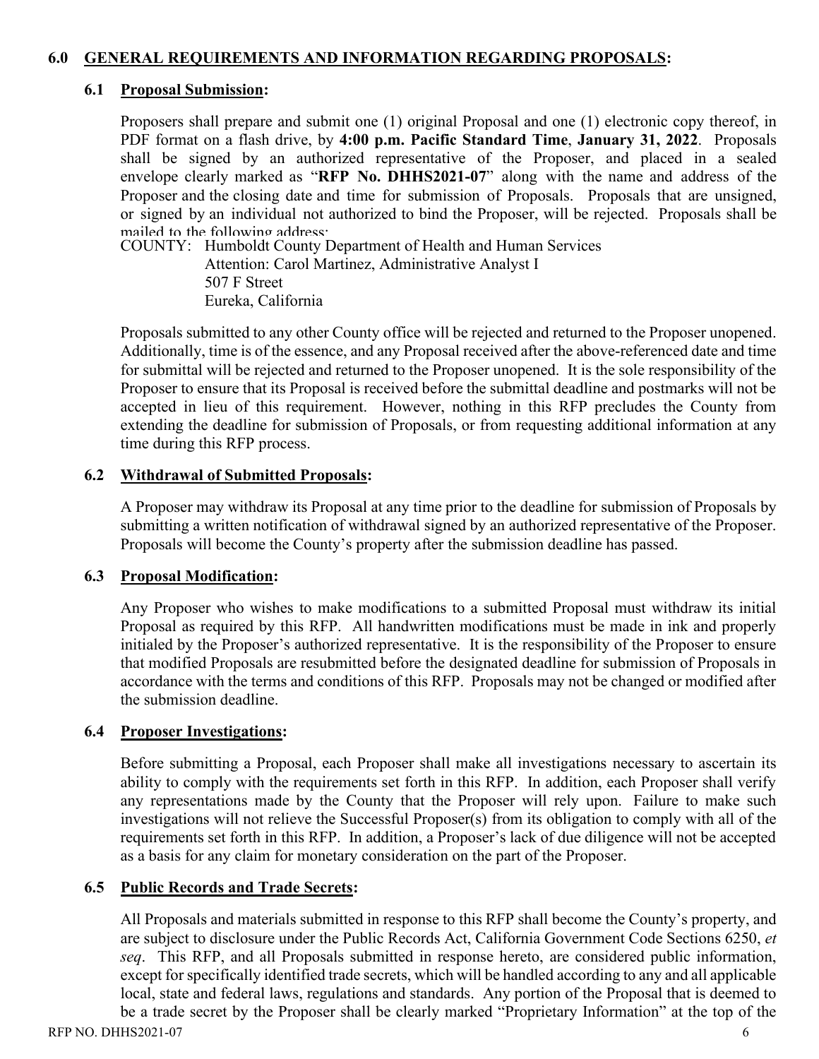## 6.0 GENERAL REQUIREMENTS AND INFORMATION REGARDING PROPOSALS:

### 6.1 Proposal Submission:

Proposers shall prepare and submit one (1) original Proposal and one (1) electronic copy thereof, in PDF format on a flash drive, by **4:00 p.m. Pacific Standard Time**, **January 31, 2022**. Proposals shall be signed by an authorized representative of the Proposer, and placed in a sealed envelope clearly marked as "**RFP No. DHHS2021-07**" along with the name and address of the Proposer and the closing date and time for submission of Proposals. Proposals that are unsigned, or signed by an individual not authorized to bind the Proposer, will be rejected. Proposals shall be mailed to the following address:

COUNTY: Humboldt County Department of Health and Human Services
Attention: Carol Martinez, Administrative Analyst I
507 F Street
Eureka, California

Proposals submitted to any other County office will be rejected and returned to the Proposer unopened. Additionally, time is of the essence, and any Proposal received after the above-referenced date and time for submittal will be rejected and returned to the Proposer unopened. It is the sole responsibility of the Proposer to ensure that its Proposal is received before the submittal deadline and postmarks will not be accepted in lieu of this requirement. However, nothing in this RFP precludes the County from extending the deadline for submission of Proposals, or from requesting additional information at any time during this RFP process.

### 6.2 Withdrawal of Submitted Proposals:

A Proposer may withdraw its Proposal at any time prior to the deadline for submission of Proposals by submitting a written notification of withdrawal signed by an authorized representative of the Proposer. Proposals will become the County's property after the submission deadline has passed.

### 6.3 Proposal Modification:

Any Proposer who wishes to make modifications to a submitted Proposal must withdraw its initial Proposal as required by this RFP. All handwritten modifications must be made in ink and properly initialed by the Proposer's authorized representative. It is the responsibility of the Proposer to ensure that modified Proposals are resubmitted before the designated deadline for submission of Proposals in accordance with the terms and conditions of this RFP. Proposals may not be changed or modified after the submission deadline.

### 6.4 Proposer Investigations:

Before submitting a Proposal, each Proposer shall make all investigations necessary to ascertain its ability to comply with the requirements set forth in this RFP. In addition, each Proposer shall verify any representations made by the County that the Proposer will rely upon. Failure to make such investigations will not relieve the Successful Proposer(s) from its obligation to comply with all of the requirements set forth in this RFP. In addition, a Proposer's lack of due diligence will not be accepted as a basis for any claim for monetary consideration on the part of the Proposer.

### 6.5 Public Records and Trade Secrets:

All Proposals and materials submitted in response to this RFP shall become the County's property, and are subject to disclosure under the Public Records Act, California Government Code Sections 6250, *et seq*. This RFP, and all Proposals submitted in response hereto, are considered public information, except for specifically identified trade secrets, which will be handled according to any and all applicable local, state and federal laws, regulations and standards. Any portion of the Proposal that is deemed to be a trade secret by the Proposer shall be clearly marked "Proprietary Information" at the top of the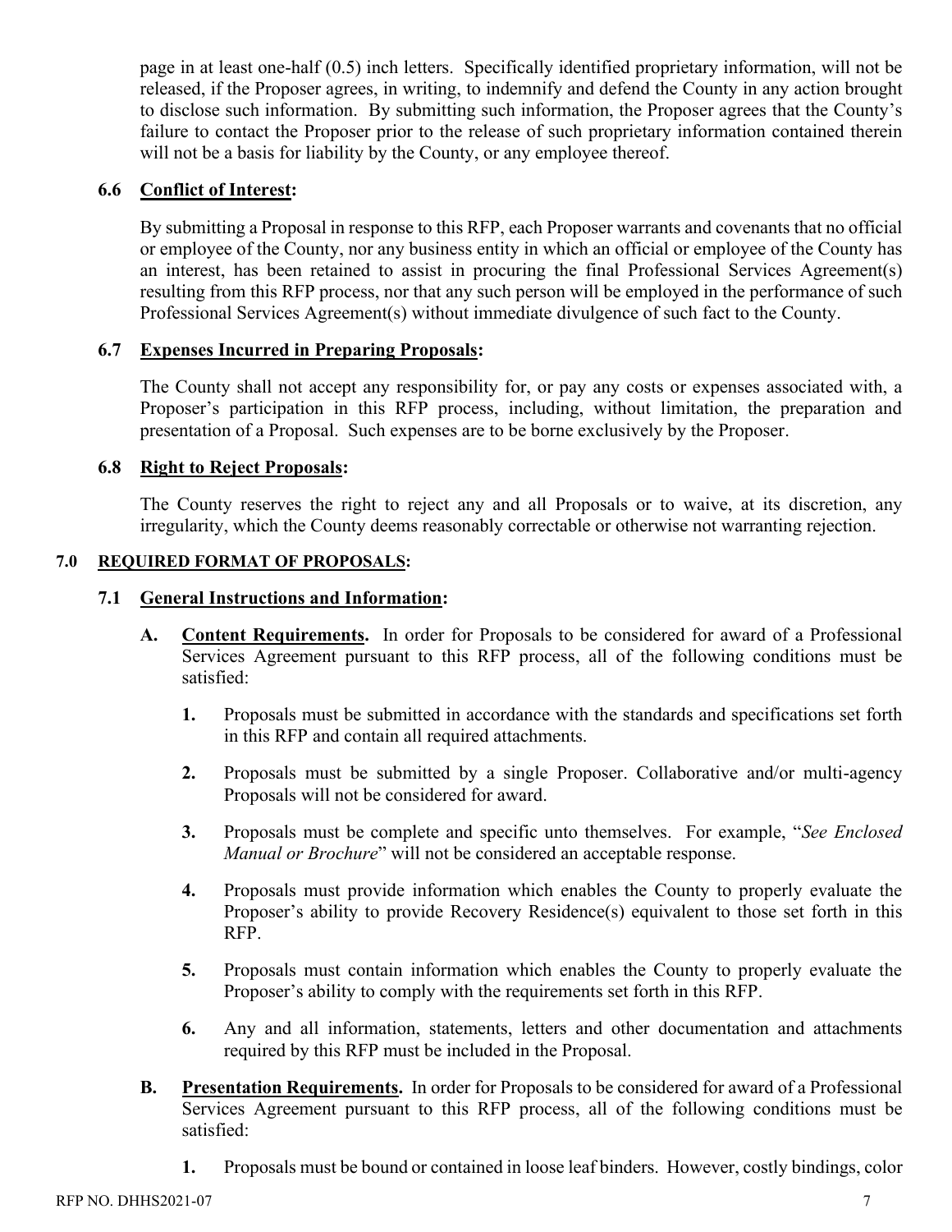page in at least one-half (0.5) inch letters. Specifically identified proprietary information, will not be released, if the Proposer agrees, in writing, to indemnify and defend the County in any action brought to disclose such information. By submitting such information, the Proposer agrees that the County's failure to contact the Proposer prior to the release of such proprietary information contained therein will not be a basis for liability by the County, or any employee thereof.

### 6.6 <u>Conflict of Interest</u>:

By submitting a Proposal in response to this RFP, each Proposer warrants and covenants that no official or employee of the County, nor any business entity in which an official or employee of the County has an interest, has been retained to assist in procuring the final Professional Services Agreement(s) resulting from this RFP process, nor that any such person will be employed in the performance of such Professional Services Agreement(s) without immediate divulgence of such fact to the County.

### 6.7 <u>Expenses Incurred in Preparing Proposals</u>:

The County shall not accept any responsibility for, or pay any costs or expenses associated with, a Proposer's participation in this RFP process, including, without limitation, the preparation and presentation of a Proposal. Such expenses are to be borne exclusively by the Proposer.

### 6.8 <u>Right to Reject Proposals</u>:

The County reserves the right to reject any and all Proposals or to waive, at its discretion, any irregularity, which the County deems reasonably correctable or otherwise not warranting rejection.

## 7.0 <u>REQUIRED FORMAT OF PROPOSALS</u>:

### 7.1 <u>General Instructions and Information</u>:

**A. <u>Content Requirements</u>.** In order for Proposals to be considered for award of a Professional Services Agreement pursuant to this RFP process, all of the following conditions must be satisfied:

**1.** Proposals must be submitted in accordance with the standards and specifications set forth in this RFP and contain all required attachments.

**2.** Proposals must be submitted by a single Proposer. Collaborative and/or multi-agency Proposals will not be considered for award.

**3.** Proposals must be complete and specific unto themselves. For example, "*See Enclosed Manual or Brochure*" will not be considered an acceptable response.

**4.** Proposals must provide information which enables the County to properly evaluate the Proposer's ability to provide Recovery Residence(s) equivalent to those set forth in this RFP.

**5.** Proposals must contain information which enables the County to properly evaluate the Proposer's ability to comply with the requirements set forth in this RFP.

**6.** Any and all information, statements, letters and other documentation and attachments required by this RFP must be included in the Proposal.

**B. <u>Presentation Requirements</u>.** In order for Proposals to be considered for award of a Professional Services Agreement pursuant to this RFP process, all of the following conditions must be satisfied:

**1.** Proposals must be bound or contained in loose leaf binders. However, costly bindings, color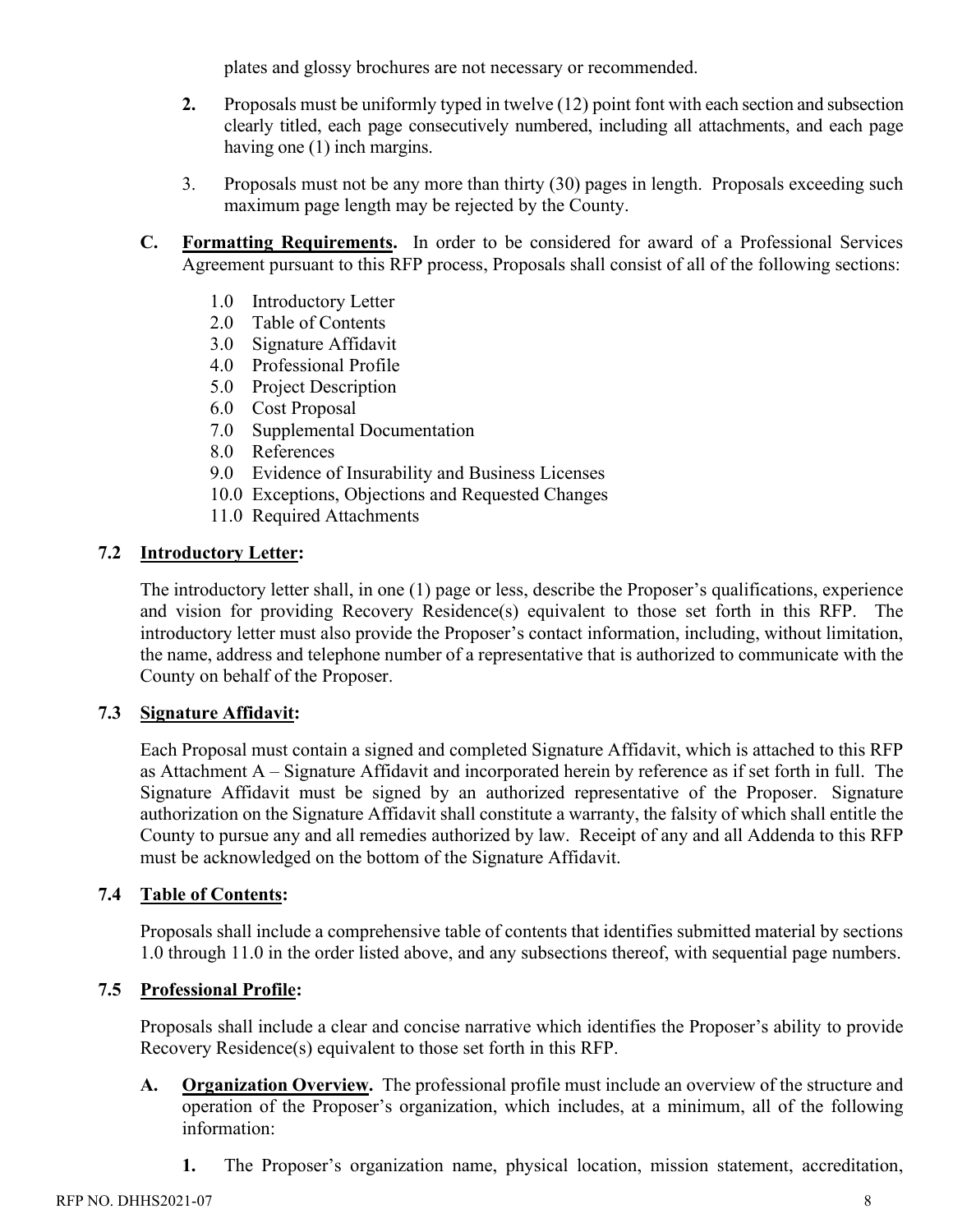plates and glossy brochures are not necessary or recommended.

2. Proposals must be uniformly typed in twelve (12) point font with each section and subsection clearly titled, each page consecutively numbered, including all attachments, and each page having one (1) inch margins.

3. Proposals must not be any more than thirty (30) pages in length. Proposals exceeding such maximum page length may be rejected by the County.

**C.** **Formatting Requirements.** In order to be considered for award of a Professional Services Agreement pursuant to this RFP process, Proposals shall consist of all of the following sections:

1.0 Introductory Letter
2.0 Table of Contents
3.0 Signature Affidavit
4.0 Professional Profile
5.0 Project Description
6.0 Cost Proposal
7.0 Supplemental Documentation
8.0 References
9.0 Evidence of Insurability and Business Licenses
10.0 Exceptions, Objections and Requested Changes
11.0 Required Attachments

### 7.2 Introductory Letter:

The introductory letter shall, in one (1) page or less, describe the Proposer's qualifications, experience and vision for providing Recovery Residence(s) equivalent to those set forth in this RFP. The introductory letter must also provide the Proposer's contact information, including, without limitation, the name, address and telephone number of a representative that is authorized to communicate with the County on behalf of the Proposer.

### 7.3 Signature Affidavit:

Each Proposal must contain a signed and completed Signature Affidavit, which is attached to this RFP as Attachment A – Signature Affidavit and incorporated herein by reference as if set forth in full. The Signature Affidavit must be signed by an authorized representative of the Proposer. Signature authorization on the Signature Affidavit shall constitute a warranty, the falsity of which shall entitle the County to pursue any and all remedies authorized by law. Receipt of any and all Addenda to this RFP must be acknowledged on the bottom of the Signature Affidavit.

### 7.4 Table of Contents:

Proposals shall include a comprehensive table of contents that identifies submitted material by sections 1.0 through 11.0 in the order listed above, and any subsections thereof, with sequential page numbers.

### 7.5 Professional Profile:

Proposals shall include a clear and concise narrative which identifies the Proposer's ability to provide Recovery Residence(s) equivalent to those set forth in this RFP.

**A.** **Organization Overview.** The professional profile must include an overview of the structure and operation of the Proposer's organization, which includes, at a minimum, all of the following information:

1. The Proposer's organization name, physical location, mission statement, accreditation,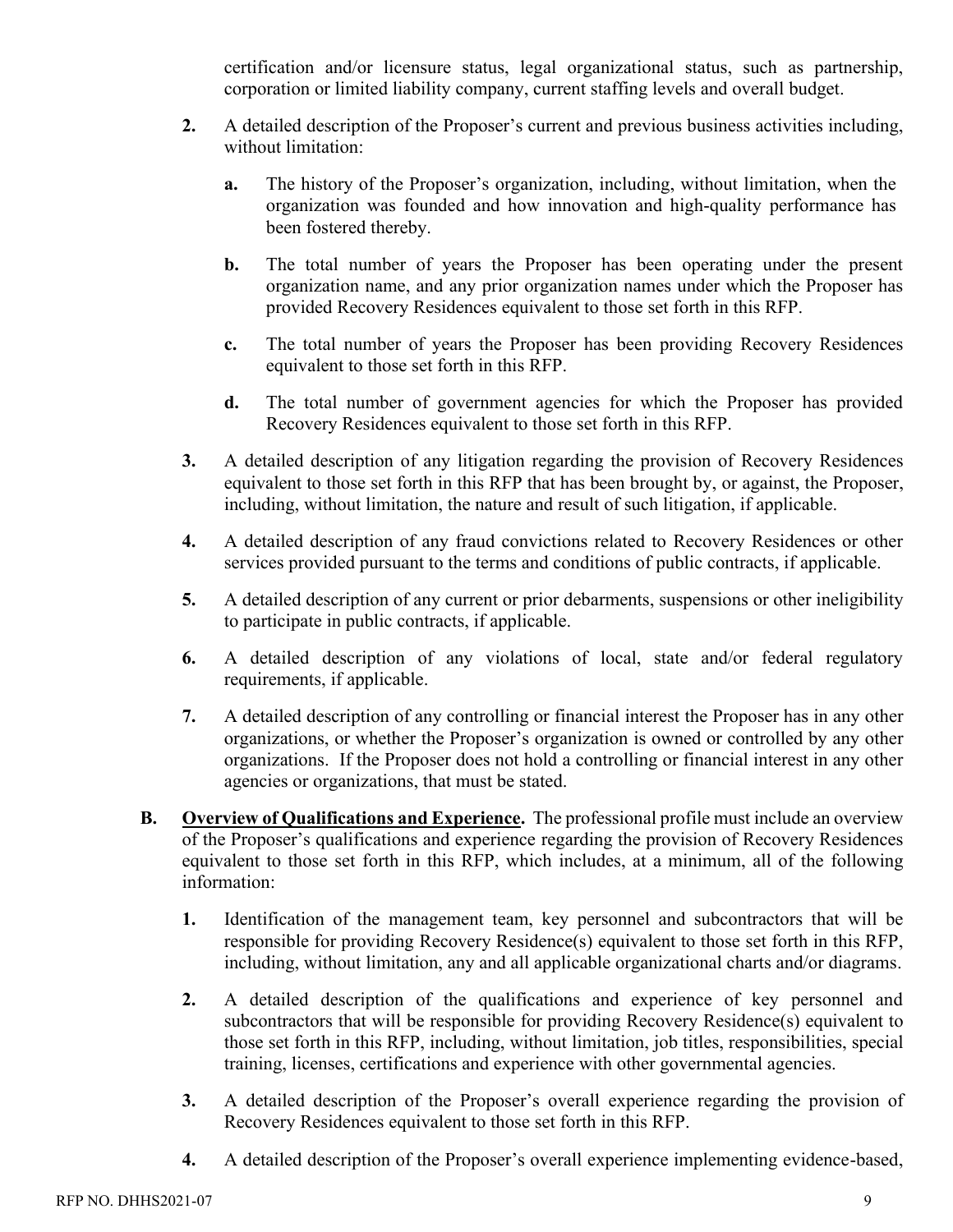certification and/or licensure status, legal organizational status, such as partnership, corporation or limited liability company, current staffing levels and overall budget.

**2.** A detailed description of the Proposer's current and previous business activities including, without limitation:

**a.** The history of the Proposer's organization, including, without limitation, when the organization was founded and how innovation and high-quality performance has been fostered thereby.

**b.** The total number of years the Proposer has been operating under the present organization name, and any prior organization names under which the Proposer has provided Recovery Residences equivalent to those set forth in this RFP.

**c.** The total number of years the Proposer has been providing Recovery Residences equivalent to those set forth in this RFP.

**d.** The total number of government agencies for which the Proposer has provided Recovery Residences equivalent to those set forth in this RFP.

**3.** A detailed description of any litigation regarding the provision of Recovery Residences equivalent to those set forth in this RFP that has been brought by, or against, the Proposer, including, without limitation, the nature and result of such litigation, if applicable.

**4.** A detailed description of any fraud convictions related to Recovery Residences or other services provided pursuant to the terms and conditions of public contracts, if applicable.

**5.** A detailed description of any current or prior debarments, suspensions or other ineligibility to participate in public contracts, if applicable.

**6.** A detailed description of any violations of local, state and/or federal regulatory requirements, if applicable.

**7.** A detailed description of any controlling or financial interest the Proposer has in any other organizations, or whether the Proposer's organization is owned or controlled by any other organizations. If the Proposer does not hold a controlling or financial interest in any other agencies or organizations, that must be stated.

**B.** **Overview of Qualifications and Experience.** The professional profile must include an overview of the Proposer's qualifications and experience regarding the provision of Recovery Residences equivalent to those set forth in this RFP, which includes, at a minimum, all of the following information:

**1.** Identification of the management team, key personnel and subcontractors that will be responsible for providing Recovery Residence(s) equivalent to those set forth in this RFP, including, without limitation, any and all applicable organizational charts and/or diagrams.

**2.** A detailed description of the qualifications and experience of key personnel and subcontractors that will be responsible for providing Recovery Residence(s) equivalent to those set forth in this RFP, including, without limitation, job titles, responsibilities, special training, licenses, certifications and experience with other governmental agencies.

**3.** A detailed description of the Proposer's overall experience regarding the provision of Recovery Residences equivalent to those set forth in this RFP.

**4.** A detailed description of the Proposer's overall experience implementing evidence-based,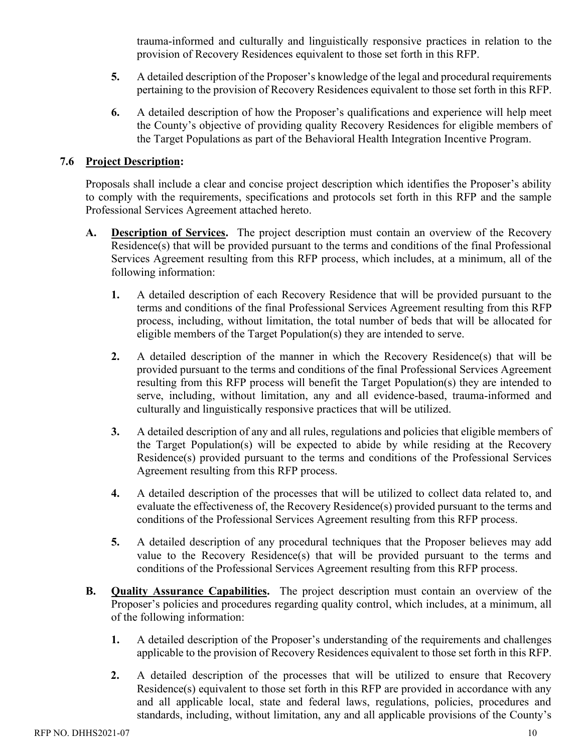trauma-informed and culturally and linguistically responsive practices in relation to the provision of Recovery Residences equivalent to those set forth in this RFP.

5. A detailed description of the Proposer's knowledge of the legal and procedural requirements pertaining to the provision of Recovery Residences equivalent to those set forth in this RFP.

6. A detailed description of how the Proposer's qualifications and experience will help meet the County's objective of providing quality Recovery Residences for eligible members of the Target Populations as part of the Behavioral Health Integration Incentive Program.

### 7.6 Project Description:

Proposals shall include a clear and concise project description which identifies the Proposer's ability to comply with the requirements, specifications and protocols set forth in this RFP and the sample Professional Services Agreement attached hereto.

**A.** **Description of Services.** The project description must contain an overview of the Recovery Residence(s) that will be provided pursuant to the terms and conditions of the final Professional Services Agreement resulting from this RFP process, which includes, at a minimum, all of the following information:

1. A detailed description of each Recovery Residence that will be provided pursuant to the terms and conditions of the final Professional Services Agreement resulting from this RFP process, including, without limitation, the total number of beds that will be allocated for eligible members of the Target Population(s) they are intended to serve.

2. A detailed description of the manner in which the Recovery Residence(s) that will be provided pursuant to the terms and conditions of the final Professional Services Agreement resulting from this RFP process will benefit the Target Population(s) they are intended to serve, including, without limitation, any and all evidence-based, trauma-informed and culturally and linguistically responsive practices that will be utilized.

3. A detailed description of any and all rules, regulations and policies that eligible members of the Target Population(s) will be expected to abide by while residing at the Recovery Residence(s) provided pursuant to the terms and conditions of the Professional Services Agreement resulting from this RFP process.

4. A detailed description of the processes that will be utilized to collect data related to, and evaluate the effectiveness of, the Recovery Residence(s) provided pursuant to the terms and conditions of the Professional Services Agreement resulting from this RFP process.

5. A detailed description of any procedural techniques that the Proposer believes may add value to the Recovery Residence(s) that will be provided pursuant to the terms and conditions of the Professional Services Agreement resulting from this RFP process.

**B.** **Quality Assurance Capabilities.** The project description must contain an overview of the Proposer's policies and procedures regarding quality control, which includes, at a minimum, all of the following information:

1. A detailed description of the Proposer's understanding of the requirements and challenges applicable to the provision of Recovery Residences equivalent to those set forth in this RFP.

2. A detailed description of the processes that will be utilized to ensure that Recovery Residence(s) equivalent to those set forth in this RFP are provided in accordance with any and all applicable local, state and federal laws, regulations, policies, procedures and standards, including, without limitation, any and all applicable provisions of the County's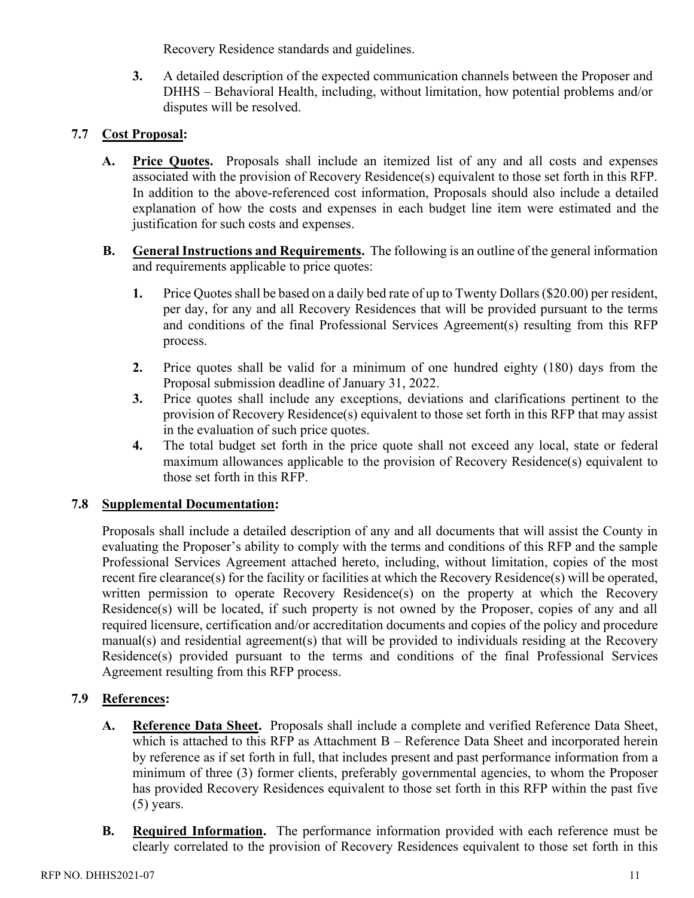Recovery Residence standards and guidelines.

3. A detailed description of the expected communication channels between the Proposer and DHHS – Behavioral Health, including, without limitation, how potential problems and/or disputes will be resolved.

## 7.7 Cost Proposal:

**A. Price Quotes.** Proposals shall include an itemized list of any and all costs and expenses associated with the provision of Recovery Residence(s) equivalent to those set forth in this RFP. In addition to the above-referenced cost information, Proposals should also include a detailed explanation of how the costs and expenses in each budget line item were estimated and the justification for such costs and expenses.

**B. General Instructions and Requirements.** The following is an outline of the general information and requirements applicable to price quotes:

1. Price Quotes shall be based on a daily bed rate of up to Twenty Dollars ($20.00) per resident, per day, for any and all Recovery Residences that will be provided pursuant to the terms and conditions of the final Professional Services Agreement(s) resulting from this RFP process.
2. Price quotes shall be valid for a minimum of one hundred eighty (180) days from the Proposal submission deadline of January 31, 2022.
3. Price quotes shall include any exceptions, deviations and clarifications pertinent to the provision of Recovery Residence(s) equivalent to those set forth in this RFP that may assist in the evaluation of such price quotes.
4. The total budget set forth in the price quote shall not exceed any local, state or federal maximum allowances applicable to the provision of Recovery Residence(s) equivalent to those set forth in this RFP.

## 7.8 Supplemental Documentation:

Proposals shall include a detailed description of any and all documents that will assist the County in evaluating the Proposer's ability to comply with the terms and conditions of this RFP and the sample Professional Services Agreement attached hereto, including, without limitation, copies of the most recent fire clearance(s) for the facility or facilities at which the Recovery Residence(s) will be operated, written permission to operate Recovery Residence(s) on the property at which the Recovery Residence(s) will be located, if such property is not owned by the Proposer, copies of any and all required licensure, certification and/or accreditation documents and copies of the policy and procedure manual(s) and residential agreement(s) that will be provided to individuals residing at the Recovery Residence(s) provided pursuant to the terms and conditions of the final Professional Services Agreement resulting from this RFP process.

## 7.9 References:

**A. Reference Data Sheet.** Proposals shall include a complete and verified Reference Data Sheet, which is attached to this RFP as Attachment B – Reference Data Sheet and incorporated herein by reference as if set forth in full, that includes present and past performance information from a minimum of three (3) former clients, preferably governmental agencies, to whom the Proposer has provided Recovery Residences equivalent to those set forth in this RFP within the past five (5) years.

**B. Required Information.** The performance information provided with each reference must be clearly correlated to the provision of Recovery Residences equivalent to those set forth in this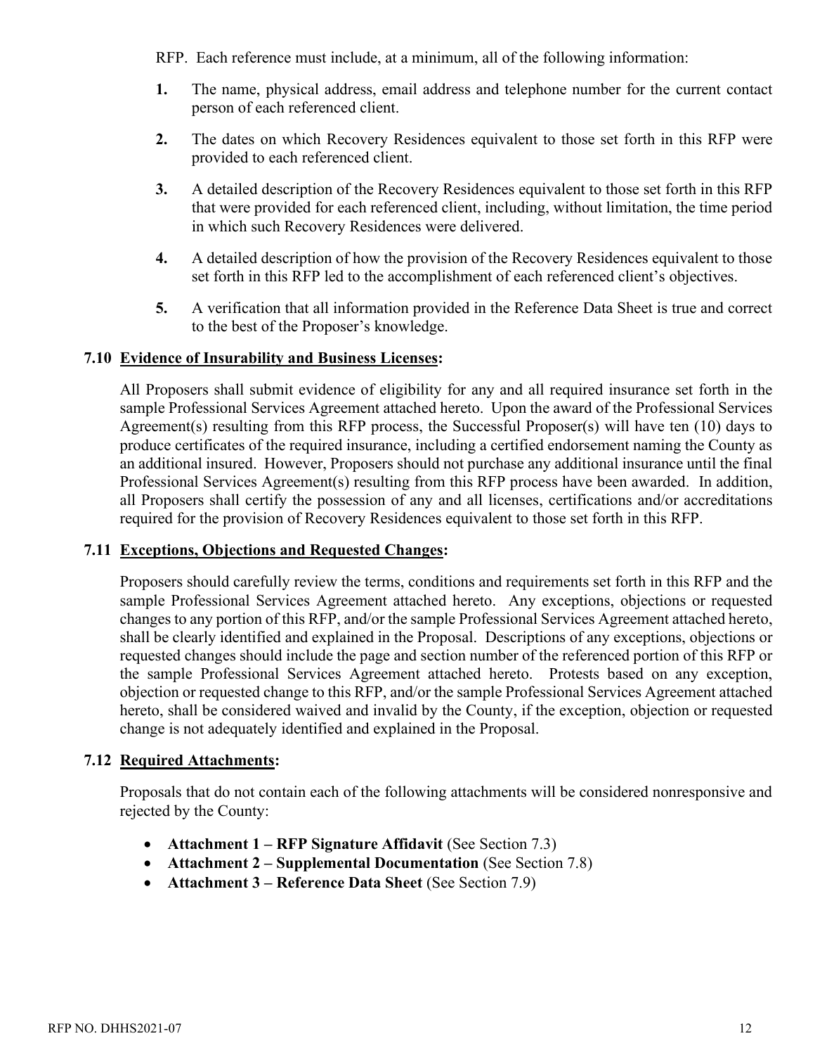RFP. Each reference must include, at a minimum, all of the following information:

1. The name, physical address, email address and telephone number for the current contact person of each referenced client.

2. The dates on which Recovery Residences equivalent to those set forth in this RFP were provided to each referenced client.

3. A detailed description of the Recovery Residences equivalent to those set forth in this RFP that were provided for each referenced client, including, without limitation, the time period in which such Recovery Residences were delivered.

4. A detailed description of how the provision of the Recovery Residences equivalent to those set forth in this RFP led to the accomplishment of each referenced client's objectives.

5. A verification that all information provided in the Reference Data Sheet is true and correct to the best of the Proposer's knowledge.

### 7.10 Evidence of Insurability and Business Licenses:

All Proposers shall submit evidence of eligibility for any and all required insurance set forth in the sample Professional Services Agreement attached hereto. Upon the award of the Professional Services Agreement(s) resulting from this RFP process, the Successful Proposer(s) will have ten (10) days to produce certificates of the required insurance, including a certified endorsement naming the County as an additional insured. However, Proposers should not purchase any additional insurance until the final Professional Services Agreement(s) resulting from this RFP process have been awarded. In addition, all Proposers shall certify the possession of any and all licenses, certifications and/or accreditations required for the provision of Recovery Residences equivalent to those set forth in this RFP.

### 7.11 Exceptions, Objections and Requested Changes:

Proposers should carefully review the terms, conditions and requirements set forth in this RFP and the sample Professional Services Agreement attached hereto. Any exceptions, objections or requested changes to any portion of this RFP, and/or the sample Professional Services Agreement attached hereto, shall be clearly identified and explained in the Proposal. Descriptions of any exceptions, objections or requested changes should include the page and section number of the referenced portion of this RFP or the sample Professional Services Agreement attached hereto. Protests based on any exception, objection or requested change to this RFP, and/or the sample Professional Services Agreement attached hereto, shall be considered waived and invalid by the County, if the exception, objection or requested change is not adequately identified and explained in the Proposal.

### 7.12 Required Attachments:

Proposals that do not contain each of the following attachments will be considered nonresponsive and rejected by the County:

- **Attachment 1 – RFP Signature Affidavit** (See Section 7.3)
- **Attachment 2 – Supplemental Documentation** (See Section 7.8)
- **Attachment 3 – Reference Data Sheet** (See Section 7.9)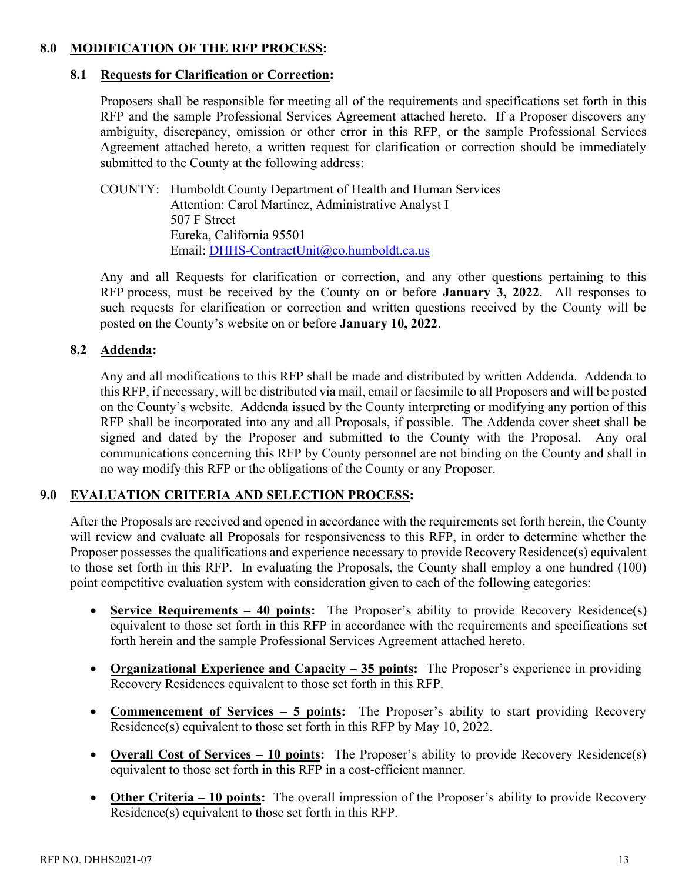## 8.0 MODIFICATION OF THE RFP PROCESS:

### 8.1 Requests for Clarification or Correction:

Proposers shall be responsible for meeting all of the requirements and specifications set forth in this RFP and the sample Professional Services Agreement attached hereto. If a Proposer discovers any ambiguity, discrepancy, omission or other error in this RFP, or the sample Professional Services Agreement attached hereto, a written request for clarification or correction should be immediately submitted to the County at the following address:

COUNTY: Humboldt County Department of Health and Human Services
Attention: Carol Martinez, Administrative Analyst I
507 F Street
Eureka, California 95501
Email: DHHS-ContractUnit@co.humboldt.ca.us

Any and all Requests for clarification or correction, and any other questions pertaining to this RFP process, must be received by the County on or before **January 3, 2022**. All responses to such requests for clarification or correction and written questions received by the County will be posted on the County's website on or before **January 10, 2022**.

### 8.2 Addenda:

Any and all modifications to this RFP shall be made and distributed by written Addenda. Addenda to this RFP, if necessary, will be distributed via mail, email or facsimile to all Proposers and will be posted on the County's website. Addenda issued by the County interpreting or modifying any portion of this RFP shall be incorporated into any and all Proposals, if possible. The Addenda cover sheet shall be signed and dated by the Proposer and submitted to the County with the Proposal. Any oral communications concerning this RFP by County personnel are not binding on the County and shall in no way modify this RFP or the obligations of the County or any Proposer.

## 9.0 EVALUATION CRITERIA AND SELECTION PROCESS:

After the Proposals are received and opened in accordance with the requirements set forth herein, the County will review and evaluate all Proposals for responsiveness to this RFP, in order to determine whether the Proposer possesses the qualifications and experience necessary to provide Recovery Residence(s) equivalent to those set forth in this RFP. In evaluating the Proposals, the County shall employ a one hundred (100) point competitive evaluation system with consideration given to each of the following categories:

- **Service Requirements – 40 points:** The Proposer's ability to provide Recovery Residence(s) equivalent to those set forth in this RFP in accordance with the requirements and specifications set forth herein and the sample Professional Services Agreement attached hereto.
- **Organizational Experience and Capacity – 35 points:** The Proposer's experience in providing Recovery Residences equivalent to those set forth in this RFP.
- **Commencement of Services – 5 points:** The Proposer's ability to start providing Recovery Residence(s) equivalent to those set forth in this RFP by May 10, 2022.
- **Overall Cost of Services – 10 points:** The Proposer's ability to provide Recovery Residence(s) equivalent to those set forth in this RFP in a cost-efficient manner.
- **Other Criteria – 10 points:** The overall impression of the Proposer's ability to provide Recovery Residence(s) equivalent to those set forth in this RFP.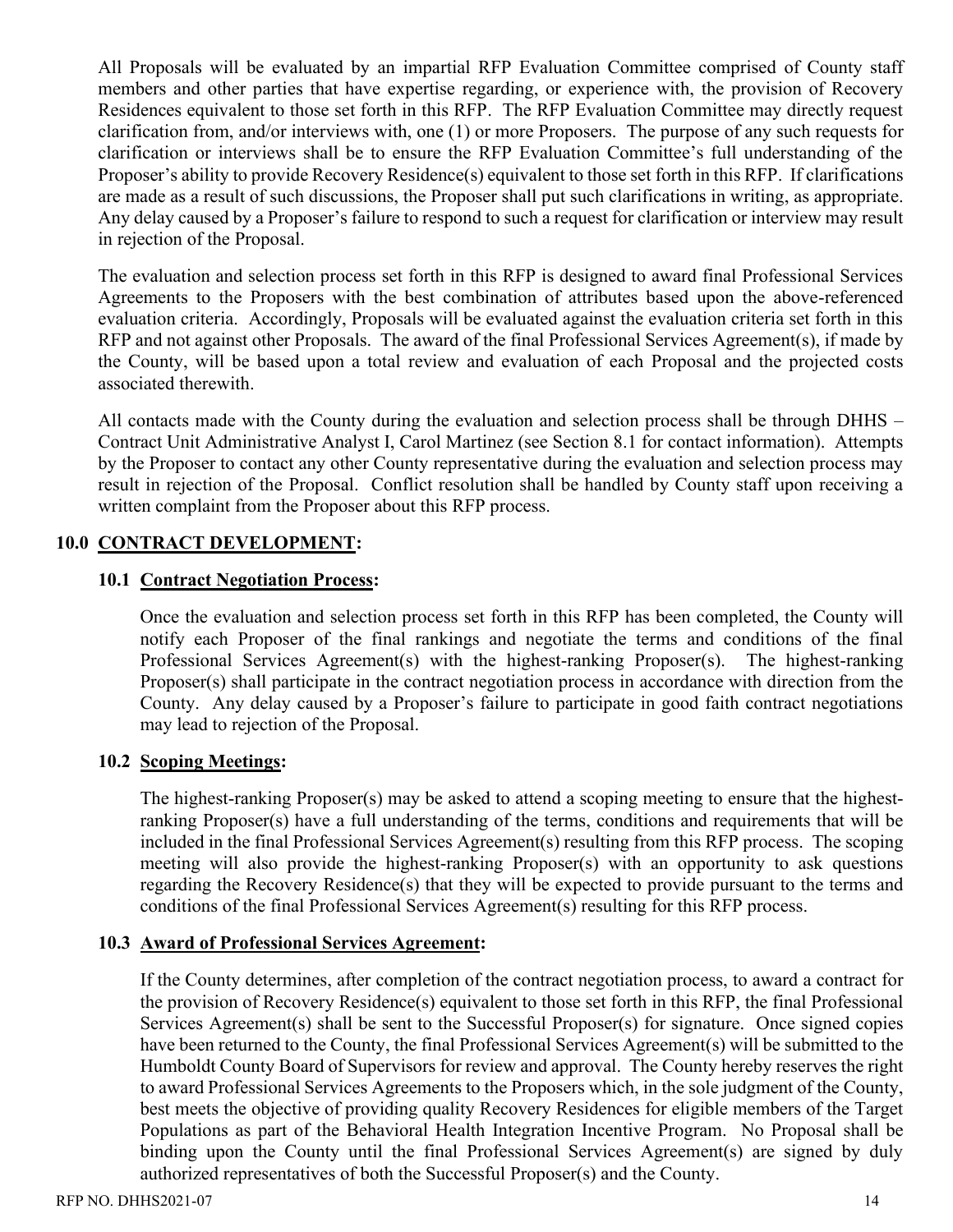All Proposals will be evaluated by an impartial RFP Evaluation Committee comprised of County staff members and other parties that have expertise regarding, or experience with, the provision of Recovery Residences equivalent to those set forth in this RFP. The RFP Evaluation Committee may directly request clarification from, and/or interviews with, one (1) or more Proposers. The purpose of any such requests for clarification or interviews shall be to ensure the RFP Evaluation Committee's full understanding of the Proposer's ability to provide Recovery Residence(s) equivalent to those set forth in this RFP. If clarifications are made as a result of such discussions, the Proposer shall put such clarifications in writing, as appropriate. Any delay caused by a Proposer's failure to respond to such a request for clarification or interview may result in rejection of the Proposal.

The evaluation and selection process set forth in this RFP is designed to award final Professional Services Agreements to the Proposers with the best combination of attributes based upon the above-referenced evaluation criteria. Accordingly, Proposals will be evaluated against the evaluation criteria set forth in this RFP and not against other Proposals. The award of the final Professional Services Agreement(s), if made by the County, will be based upon a total review and evaluation of each Proposal and the projected costs associated therewith.

All contacts made with the County during the evaluation and selection process shall be through DHHS – Contract Unit Administrative Analyst I, Carol Martinez (see Section 8.1 for contact information). Attempts by the Proposer to contact any other County representative during the evaluation and selection process may result in rejection of the Proposal. Conflict resolution shall be handled by County staff upon receiving a written complaint from the Proposer about this RFP process.

## 10.0 CONTRACT DEVELOPMENT:

### 10.1 Contract Negotiation Process:

Once the evaluation and selection process set forth in this RFP has been completed, the County will notify each Proposer of the final rankings and negotiate the terms and conditions of the final Professional Services Agreement(s) with the highest-ranking Proposer(s). The highest-ranking Proposer(s) shall participate in the contract negotiation process in accordance with direction from the County. Any delay caused by a Proposer's failure to participate in good faith contract negotiations may lead to rejection of the Proposal.

### 10.2 Scoping Meetings:

The highest-ranking Proposer(s) may be asked to attend a scoping meeting to ensure that the highest-ranking Proposer(s) have a full understanding of the terms, conditions and requirements that will be included in the final Professional Services Agreement(s) resulting from this RFP process. The scoping meeting will also provide the highest-ranking Proposer(s) with an opportunity to ask questions regarding the Recovery Residence(s) that they will be expected to provide pursuant to the terms and conditions of the final Professional Services Agreement(s) resulting for this RFP process.

### 10.3 Award of Professional Services Agreement:

If the County determines, after completion of the contract negotiation process, to award a contract for the provision of Recovery Residence(s) equivalent to those set forth in this RFP, the final Professional Services Agreement(s) shall be sent to the Successful Proposer(s) for signature. Once signed copies have been returned to the County, the final Professional Services Agreement(s) will be submitted to the Humboldt County Board of Supervisors for review and approval. The County hereby reserves the right to award Professional Services Agreements to the Proposers which, in the sole judgment of the County, best meets the objective of providing quality Recovery Residences for eligible members of the Target Populations as part of the Behavioral Health Integration Incentive Program. No Proposal shall be binding upon the County until the final Professional Services Agreement(s) are signed by duly authorized representatives of both the Successful Proposer(s) and the County.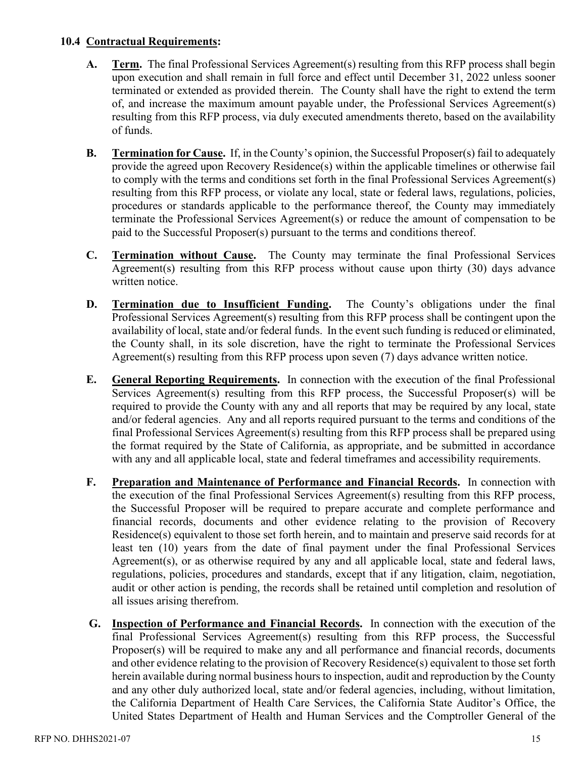### 10.4 **Contractual Requirements:**

**A.** **Term.** The final Professional Services Agreement(s) resulting from this RFP process shall begin upon execution and shall remain in full force and effect until December 31, 2022 unless sooner terminated or extended as provided therein. The County shall have the right to extend the term of, and increase the maximum amount payable under, the Professional Services Agreement(s) resulting from this RFP process, via duly executed amendments thereto, based on the availability of funds.

**B.** **Termination for Cause.** If, in the County's opinion, the Successful Proposer(s) fail to adequately provide the agreed upon Recovery Residence(s) within the applicable timelines or otherwise fail to comply with the terms and conditions set forth in the final Professional Services Agreement(s) resulting from this RFP process, or violate any local, state or federal laws, regulations, policies, procedures or standards applicable to the performance thereof, the County may immediately terminate the Professional Services Agreement(s) or reduce the amount of compensation to be paid to the Successful Proposer(s) pursuant to the terms and conditions thereof.

**C.** **Termination without Cause.** The County may terminate the final Professional Services Agreement(s) resulting from this RFP process without cause upon thirty (30) days advance written notice.

**D.** **Termination due to Insufficient Funding.** The County's obligations under the final Professional Services Agreement(s) resulting from this RFP process shall be contingent upon the availability of local, state and/or federal funds. In the event such funding is reduced or eliminated, the County shall, in its sole discretion, have the right to terminate the Professional Services Agreement(s) resulting from this RFP process upon seven (7) days advance written notice.

**E.** **General Reporting Requirements.** In connection with the execution of the final Professional Services Agreement(s) resulting from this RFP process, the Successful Proposer(s) will be required to provide the County with any and all reports that may be required by any local, state and/or federal agencies. Any and all reports required pursuant to the terms and conditions of the final Professional Services Agreement(s) resulting from this RFP process shall be prepared using the format required by the State of California, as appropriate, and be submitted in accordance with any and all applicable local, state and federal timeframes and accessibility requirements.

**F.** **Preparation and Maintenance of Performance and Financial Records.** In connection with the execution of the final Professional Services Agreement(s) resulting from this RFP process, the Successful Proposer will be required to prepare accurate and complete performance and financial records, documents and other evidence relating to the provision of Recovery Residence(s) equivalent to those set forth herein, and to maintain and preserve said records for at least ten (10) years from the date of final payment under the final Professional Services Agreement(s), or as otherwise required by any and all applicable local, state and federal laws, regulations, policies, procedures and standards, except that if any litigation, claim, negotiation, audit or other action is pending, the records shall be retained until completion and resolution of all issues arising therefrom.

**G.** **Inspection of Performance and Financial Records.** In connection with the execution of the final Professional Services Agreement(s) resulting from this RFP process, the Successful Proposer(s) will be required to make any and all performance and financial records, documents and other evidence relating to the provision of Recovery Residence(s) equivalent to those set forth herein available during normal business hours to inspection, audit and reproduction by the County and any other duly authorized local, state and/or federal agencies, including, without limitation, the California Department of Health Care Services, the California State Auditor's Office, the United States Department of Health and Human Services and the Comptroller General of the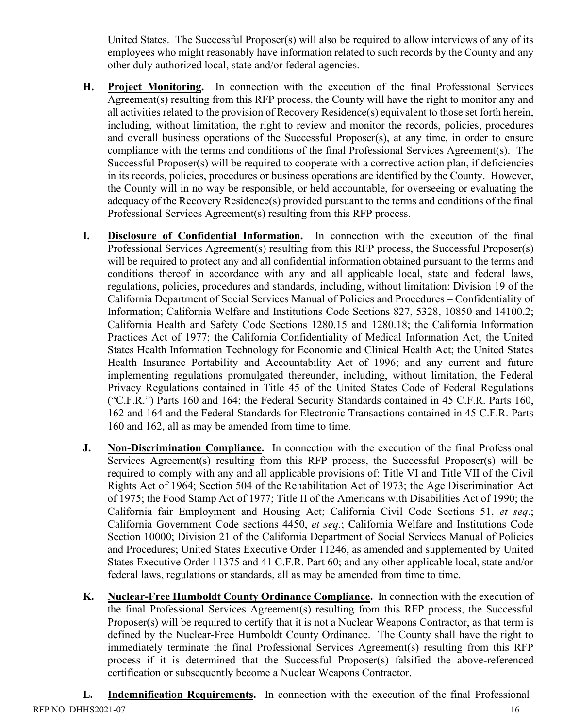United States. The Successful Proposer(s) will also be required to allow interviews of any of its employees who might reasonably have information related to such records by the County and any other duly authorized local, state and/or federal agencies.

**H.** **Project Monitoring.** In connection with the execution of the final Professional Services Agreement(s) resulting from this RFP process, the County will have the right to monitor any and all activities related to the provision of Recovery Residence(s) equivalent to those set forth herein, including, without limitation, the right to review and monitor the records, policies, procedures and overall business operations of the Successful Proposer(s), at any time, in order to ensure compliance with the terms and conditions of the final Professional Services Agreement(s). The Successful Proposer(s) will be required to cooperate with a corrective action plan, if deficiencies in its records, policies, procedures or business operations are identified by the County. However, the County will in no way be responsible, or held accountable, for overseeing or evaluating the adequacy of the Recovery Residence(s) provided pursuant to the terms and conditions of the final Professional Services Agreement(s) resulting from this RFP process.

**I.** **Disclosure of Confidential Information.** In connection with the execution of the final Professional Services Agreement(s) resulting from this RFP process, the Successful Proposer(s) will be required to protect any and all confidential information obtained pursuant to the terms and conditions thereof in accordance with any and all applicable local, state and federal laws, regulations, policies, procedures and standards, including, without limitation: Division 19 of the California Department of Social Services Manual of Policies and Procedures – Confidentiality of Information; California Welfare and Institutions Code Sections 827, 5328, 10850 and 14100.2; California Health and Safety Code Sections 1280.15 and 1280.18; the California Information Practices Act of 1977; the California Confidentiality of Medical Information Act; the United States Health Information Technology for Economic and Clinical Health Act; the United States Health Insurance Portability and Accountability Act of 1996; and any current and future implementing regulations promulgated thereunder, including, without limitation, the Federal Privacy Regulations contained in Title 45 of the United States Code of Federal Regulations ("C.F.R.") Parts 160 and 164; the Federal Security Standards contained in 45 C.F.R. Parts 160, 162 and 164 and the Federal Standards for Electronic Transactions contained in 45 C.F.R. Parts 160 and 162, all as may be amended from time to time.

**J.** **Non-Discrimination Compliance.** In connection with the execution of the final Professional Services Agreement(s) resulting from this RFP process, the Successful Proposer(s) will be required to comply with any and all applicable provisions of: Title VI and Title VII of the Civil Rights Act of 1964; Section 504 of the Rehabilitation Act of 1973; the Age Discrimination Act of 1975; the Food Stamp Act of 1977; Title II of the Americans with Disabilities Act of 1990; the California fair Employment and Housing Act; California Civil Code Sections 51, *et seq*.; California Government Code sections 4450, *et seq*.; California Welfare and Institutions Code Section 10000; Division 21 of the California Department of Social Services Manual of Policies and Procedures; United States Executive Order 11246, as amended and supplemented by United States Executive Order 11375 and 41 C.F.R. Part 60; and any other applicable local, state and/or federal laws, regulations or standards, all as may be amended from time to time.

**K.** **Nuclear-Free Humboldt County Ordinance Compliance.** In connection with the execution of the final Professional Services Agreement(s) resulting from this RFP process, the Successful Proposer(s) will be required to certify that it is not a Nuclear Weapons Contractor, as that term is defined by the Nuclear-Free Humboldt County Ordinance. The County shall have the right to immediately terminate the final Professional Services Agreement(s) resulting from this RFP process if it is determined that the Successful Proposer(s) falsified the above-referenced certification or subsequently become a Nuclear Weapons Contractor.

**L.** **Indemnification Requirements.** In connection with the execution of the final Professional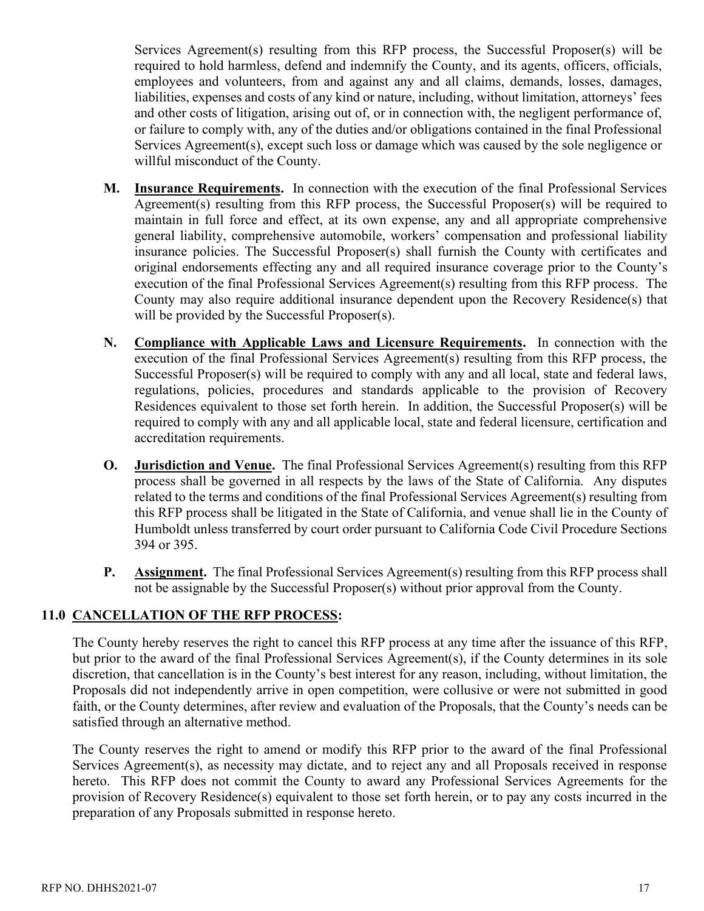Services Agreement(s) resulting from this RFP process, the Successful Proposer(s) will be required to hold harmless, defend and indemnify the County, and its agents, officers, officials, employees and volunteers, from and against any and all claims, demands, losses, damages, liabilities, expenses and costs of any kind or nature, including, without limitation, attorneys' fees and other costs of litigation, arising out of, or in connection with, the negligent performance of, or failure to comply with, any of the duties and/or obligations contained in the final Professional Services Agreement(s), except such loss or damage which was caused by the sole negligence or willful misconduct of the County.

**M. Insurance Requirements.** In connection with the execution of the final Professional Services Agreement(s) resulting from this RFP process, the Successful Proposer(s) will be required to maintain in full force and effect, at its own expense, any and all appropriate comprehensive general liability, comprehensive automobile, workers' compensation and professional liability insurance policies. The Successful Proposer(s) shall furnish the County with certificates and original endorsements effecting any and all required insurance coverage prior to the County's execution of the final Professional Services Agreement(s) resulting from this RFP process. The County may also require additional insurance dependent upon the Recovery Residence(s) that will be provided by the Successful Proposer(s).

**N. Compliance with Applicable Laws and Licensure Requirements.** In connection with the execution of the final Professional Services Agreement(s) resulting from this RFP process, the Successful Proposer(s) will be required to comply with any and all local, state and federal laws, regulations, policies, procedures and standards applicable to the provision of Recovery Residences equivalent to those set forth herein. In addition, the Successful Proposer(s) will be required to comply with any and all applicable local, state and federal licensure, certification and accreditation requirements.

**O. Jurisdiction and Venue.** The final Professional Services Agreement(s) resulting from this RFP process shall be governed in all respects by the laws of the State of California. Any disputes related to the terms and conditions of the final Professional Services Agreement(s) resulting from this RFP process shall be litigated in the State of California, and venue shall lie in the County of Humboldt unless transferred by court order pursuant to California Code Civil Procedure Sections 394 or 395.

**P. Assignment.** The final Professional Services Agreement(s) resulting from this RFP process shall not be assignable by the Successful Proposer(s) without prior approval from the County.

## 11.0 CANCELLATION OF THE RFP PROCESS:

The County hereby reserves the right to cancel this RFP process at any time after the issuance of this RFP, but prior to the award of the final Professional Services Agreement(s), if the County determines in its sole discretion, that cancellation is in the County's best interest for any reason, including, without limitation, the Proposals did not independently arrive in open competition, were collusive or were not submitted in good faith, or the County determines, after review and evaluation of the Proposals, that the County's needs can be satisfied through an alternative method.

The County reserves the right to amend or modify this RFP prior to the award of the final Professional Services Agreement(s), as necessity may dictate, and to reject any and all Proposals received in response hereto. This RFP does not commit the County to award any Professional Services Agreements for the provision of Recovery Residence(s) equivalent to those set forth herein, or to pay any costs incurred in the preparation of any Proposals submitted in response hereto.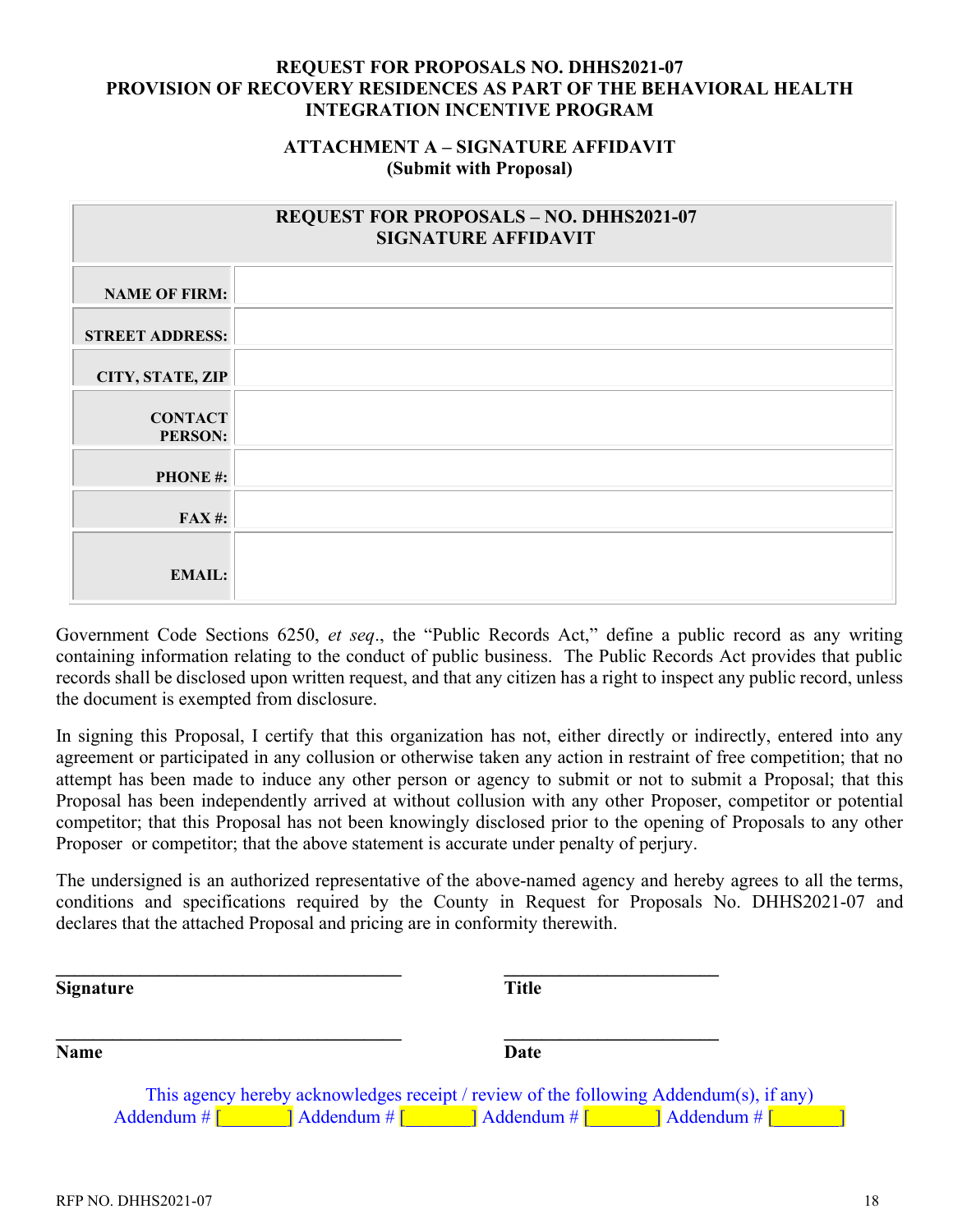**REQUEST FOR PROPOSALS NO. DHHS2021-07**
**PROVISION OF RECOVERY RESIDENCES AS PART OF THE BEHAVIORAL HEALTH INTEGRATION INCENTIVE PROGRAM**

**ATTACHMENT A – SIGNATURE AFFIDAVIT**
**(Submit with Proposal)**

| REQUEST FOR PROPOSALS – NO. DHHS2021-07<br>SIGNATURE AFFIDAVIT | |
|---|---|
| **NAME OF FIRM:** | |
| **STREET ADDRESS:** | |
| **CITY, STATE, ZIP** | |
| **CONTACT PERSON:** | |
| **PHONE #:** | |
| **FAX #:** | |
| **EMAIL:** | |

Government Code Sections 6250, *et seq*., the "Public Records Act," define a public record as any writing containing information relating to the conduct of public business. The Public Records Act provides that public records shall be disclosed upon written request, and that any citizen has a right to inspect any public record, unless the document is exempted from disclosure.

In signing this Proposal, I certify that this organization has not, either directly or indirectly, entered into any agreement or participated in any collusion or otherwise taken any action in restraint of free competition; that no attempt has been made to induce any other person or agency to submit or not to submit a Proposal; that this Proposal has been independently arrived at without collusion with any other Proposer, competitor or potential competitor; that this Proposal has not been knowingly disclosed prior to the opening of Proposals to any other Proposer or competitor; that the above statement is accurate under penalty of perjury.

The undersigned is an authorized representative of the above-named agency and hereby agrees to all the terms, conditions and specifications required by the County in Request for Proposals No. DHHS2021-07 and declares that the attached Proposal and pricing are in conformity therewith.

______________________________________ ________________________
**Signature** **Title**

______________________________________ ________________________
**Name** **Date**

This agency hereby acknowledges receipt / review of the following Addendum(s), if any)
Addendum # [_______] Addendum # [_______] Addendum # [_______] Addendum # [_______]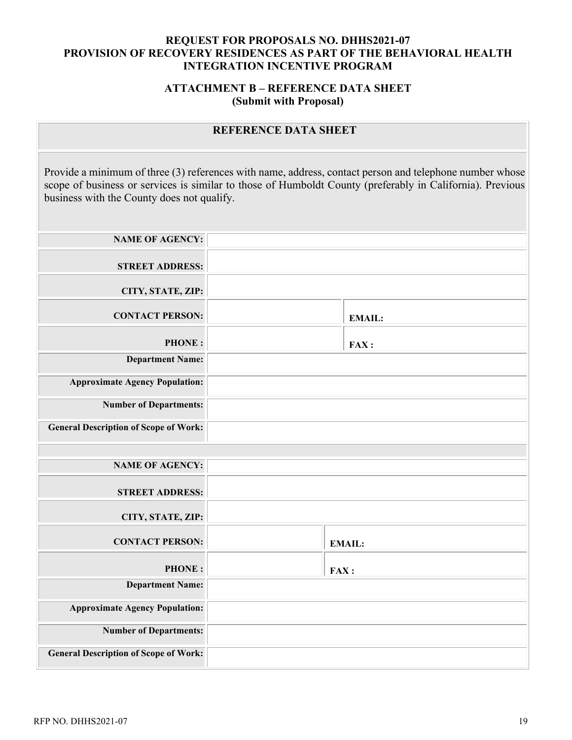**REQUEST FOR PROPOSALS NO. DHHS2021-07**
**PROVISION OF RECOVERY RESIDENCES AS PART OF THE BEHAVIORAL HEALTH INTEGRATION INCENTIVE PROGRAM**

**ATTACHMENT B – REFERENCE DATA SHEET**
**(Submit with Proposal)**

| **REFERENCE DATA SHEET** | | |
|---|---|---|
| Provide a minimum of three (3) references with name, address, contact person and telephone number whose scope of business or services is similar to those of Humboldt County (preferably in California). Previous business with the County does not qualify. | | |
| **NAME OF AGENCY:** | | |
| **STREET ADDRESS:** | | |
| **CITY, STATE, ZIP:** | | |
| **CONTACT PERSON:** | | **EMAIL:** |
| **PHONE :** | | **FAX :** |
| **Department Name:** | | |
| **Approximate Agency Population:** | | |
| **Number of Departments:** | | |
| **General Description of Scope of Work:** | | |
| | | |
| **NAME OF AGENCY:** | | |
| **STREET ADDRESS:** | | |
| **CITY, STATE, ZIP:** | | |
| **CONTACT PERSON:** | | **EMAIL:** |
| **PHONE :** | | **FAX :** |
| **Department Name:** | | |
| **Approximate Agency Population:** | | |
| **Number of Departments:** | | |
| **General Description of Scope of Work:** | | |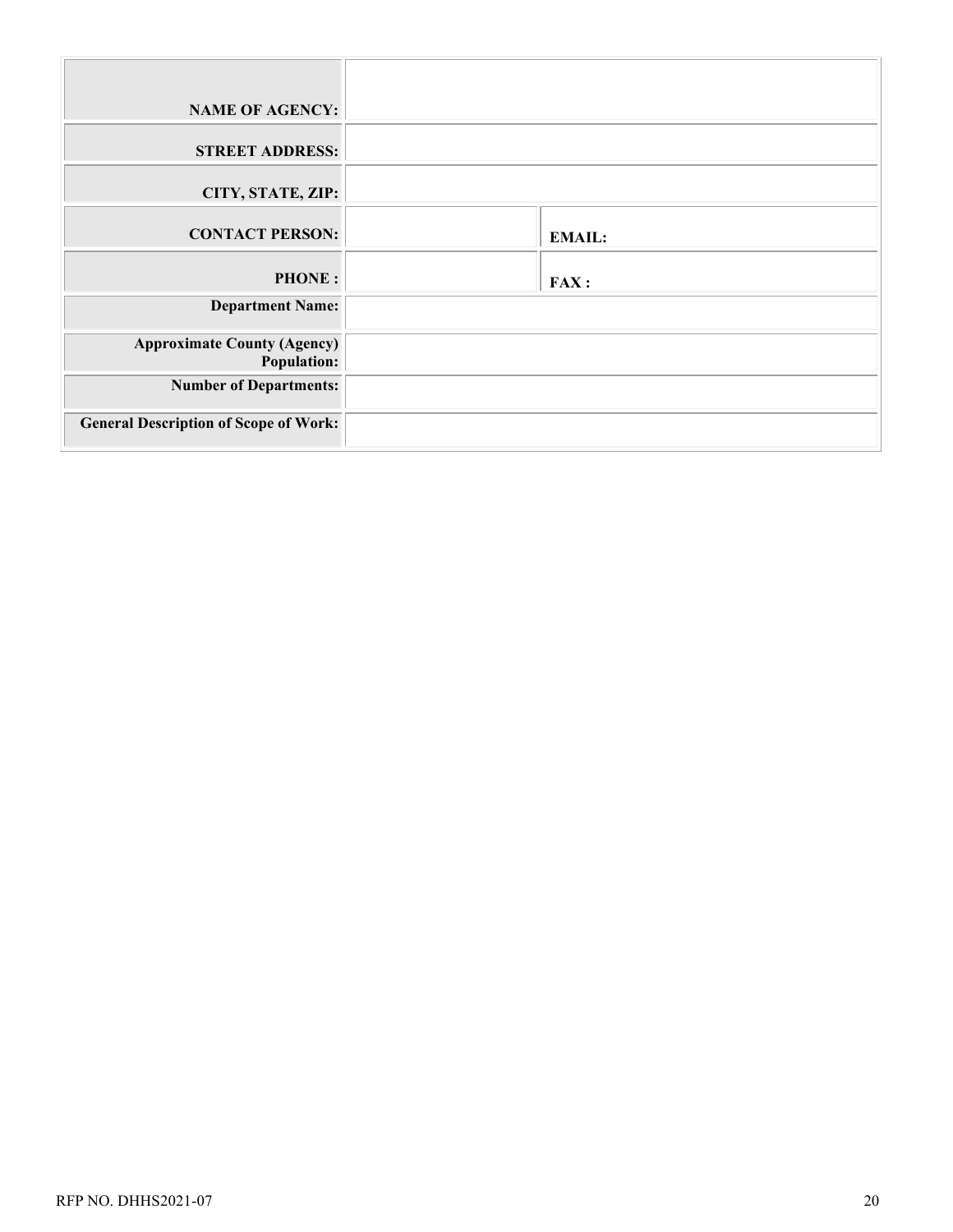| | | |
|---|---|---|
| **NAME OF AGENCY:** | | |
| **STREET ADDRESS:** | | |
| **CITY, STATE, ZIP:** | | |
| **CONTACT PERSON:** | | **EMAIL:** |
| **PHONE :** | | **FAX :** |
| **Department Name:** | | |
| **Approximate County (Agency) Population:** | | |
| **Number of Departments:** | | |
| **General Description of Scope of Work:** | | |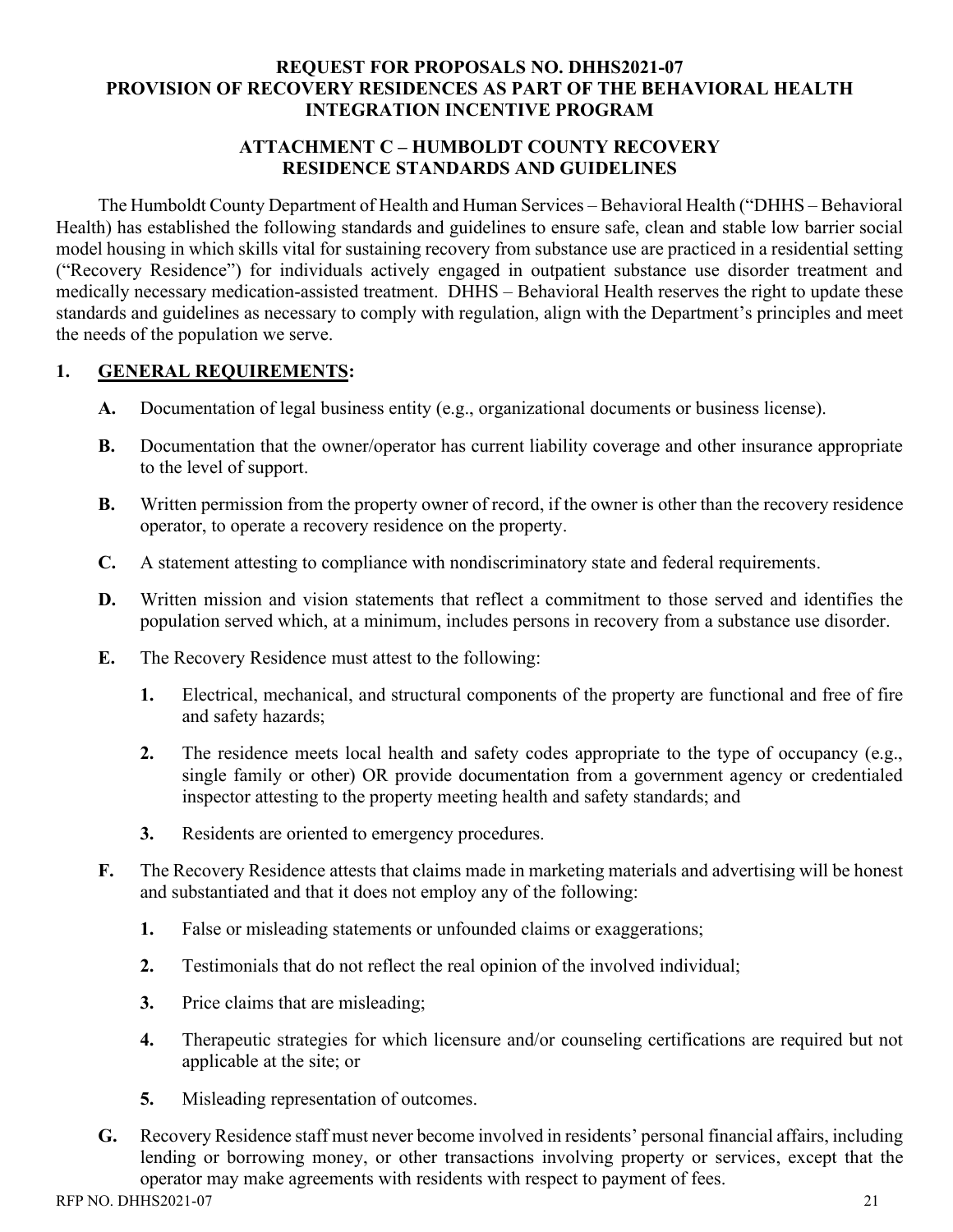**REQUEST FOR PROPOSALS NO. DHHS2021-07**
**PROVISION OF RECOVERY RESIDENCES AS PART OF THE BEHAVIORAL HEALTH INTEGRATION INCENTIVE PROGRAM**

**ATTACHMENT C – HUMBOLDT COUNTY RECOVERY RESIDENCE STANDARDS AND GUIDELINES**

The Humboldt County Department of Health and Human Services – Behavioral Health ("DHHS – Behavioral Health) has established the following standards and guidelines to ensure safe, clean and stable low barrier social model housing in which skills vital for sustaining recovery from substance use are practiced in a residential setting ("Recovery Residence") for individuals actively engaged in outpatient substance use disorder treatment and medically necessary medication-assisted treatment. DHHS – Behavioral Health reserves the right to update these standards and guidelines as necessary to comply with regulation, align with the Department's principles and meet the needs of the population we serve.

## 1. GENERAL REQUIREMENTS:

**A.** Documentation of legal business entity (e.g., organizational documents or business license).

**B.** Documentation that the owner/operator has current liability coverage and other insurance appropriate to the level of support.

**B.** Written permission from the property owner of record, if the owner is other than the recovery residence operator, to operate a recovery residence on the property.

**C.** A statement attesting to compliance with nondiscriminatory state and federal requirements.

**D.** Written mission and vision statements that reflect a commitment to those served and identifies the population served which, at a minimum, includes persons in recovery from a substance use disorder.

**E.** The Recovery Residence must attest to the following:

**1.** Electrical, mechanical, and structural components of the property are functional and free of fire and safety hazards;

**2.** The residence meets local health and safety codes appropriate to the type of occupancy (e.g., single family or other) OR provide documentation from a government agency or credentialed inspector attesting to the property meeting health and safety standards; and

**3.** Residents are oriented to emergency procedures.

**F.** The Recovery Residence attests that claims made in marketing materials and advertising will be honest and substantiated and that it does not employ any of the following:

**1.** False or misleading statements or unfounded claims or exaggerations;

**2.** Testimonials that do not reflect the real opinion of the involved individual;

**3.** Price claims that are misleading;

**4.** Therapeutic strategies for which licensure and/or counseling certifications are required but not applicable at the site; or

**5.** Misleading representation of outcomes.

**G.** Recovery Residence staff must never become involved in residents' personal financial affairs, including lending or borrowing money, or other transactions involving property or services, except that the operator may make agreements with residents with respect to payment of fees.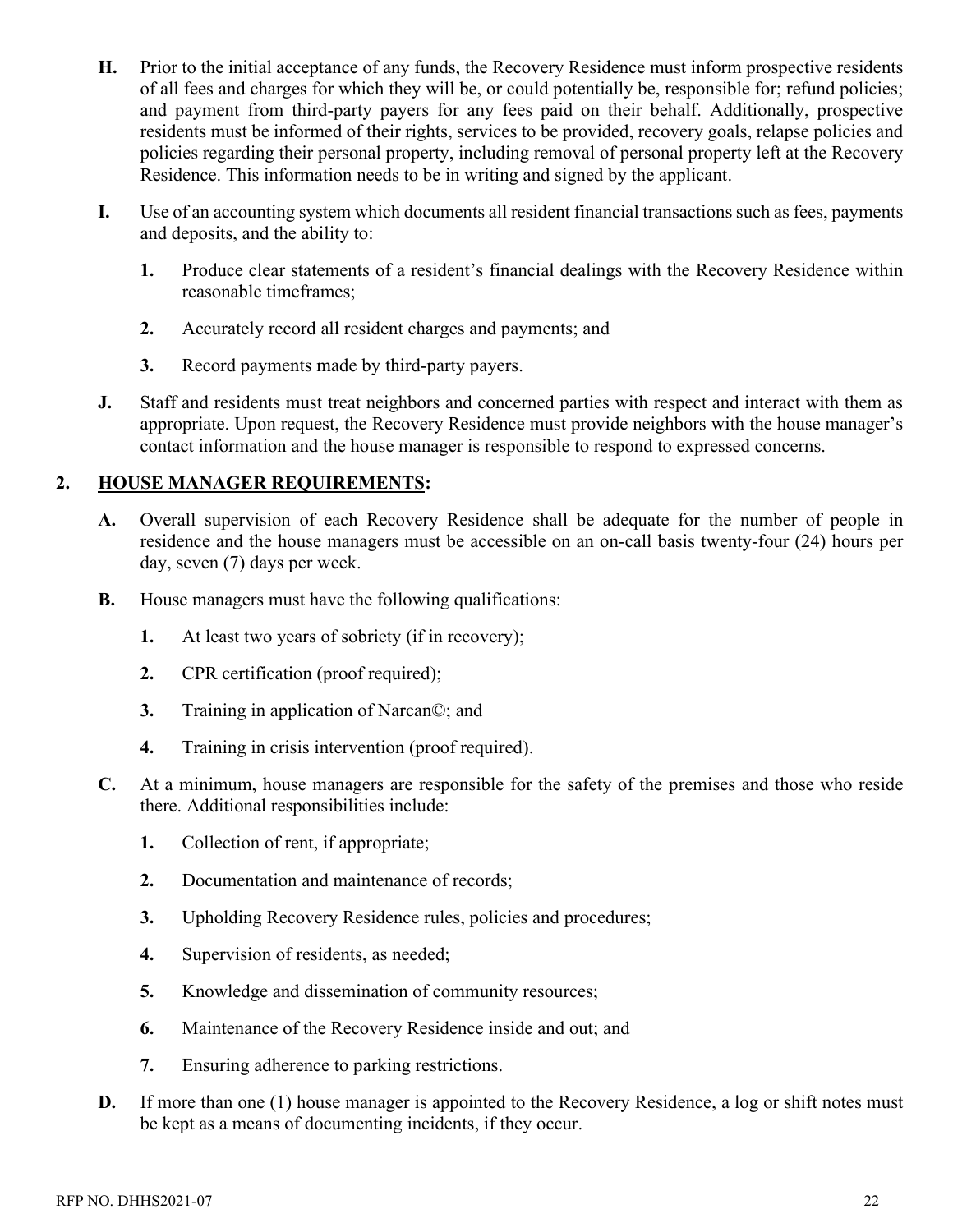**H.** Prior to the initial acceptance of any funds, the Recovery Residence must inform prospective residents of all fees and charges for which they will be, or could potentially be, responsible for; refund policies; and payment from third-party payers for any fees paid on their behalf. Additionally, prospective residents must be informed of their rights, services to be provided, recovery goals, relapse policies and policies regarding their personal property, including removal of personal property left at the Recovery Residence. This information needs to be in writing and signed by the applicant.

**I.** Use of an accounting system which documents all resident financial transactions such as fees, payments and deposits, and the ability to:

**1.** Produce clear statements of a resident's financial dealings with the Recovery Residence within reasonable timeframes;

**2.** Accurately record all resident charges and payments; and

**3.** Record payments made by third-party payers.

**J.** Staff and residents must treat neighbors and concerned parties with respect and interact with them as appropriate. Upon request, the Recovery Residence must provide neighbors with the house manager's contact information and the house manager is responsible to respond to expressed concerns.

## 2. HOUSE MANAGER REQUIREMENTS:

**A.** Overall supervision of each Recovery Residence shall be adequate for the number of people in residence and the house managers must be accessible on an on-call basis twenty-four (24) hours per day, seven (7) days per week.

**B.** House managers must have the following qualifications:

**1.** At least two years of sobriety (if in recovery);

**2.** CPR certification (proof required);

**3.** Training in application of Narcan©; and

**4.** Training in crisis intervention (proof required).

**C.** At a minimum, house managers are responsible for the safety of the premises and those who reside there. Additional responsibilities include:

**1.** Collection of rent, if appropriate;

**2.** Documentation and maintenance of records;

**3.** Upholding Recovery Residence rules, policies and procedures;

**4.** Supervision of residents, as needed;

**5.** Knowledge and dissemination of community resources;

**6.** Maintenance of the Recovery Residence inside and out; and

**7.** Ensuring adherence to parking restrictions.

**D.** If more than one (1) house manager is appointed to the Recovery Residence, a log or shift notes must be kept as a means of documenting incidents, if they occur.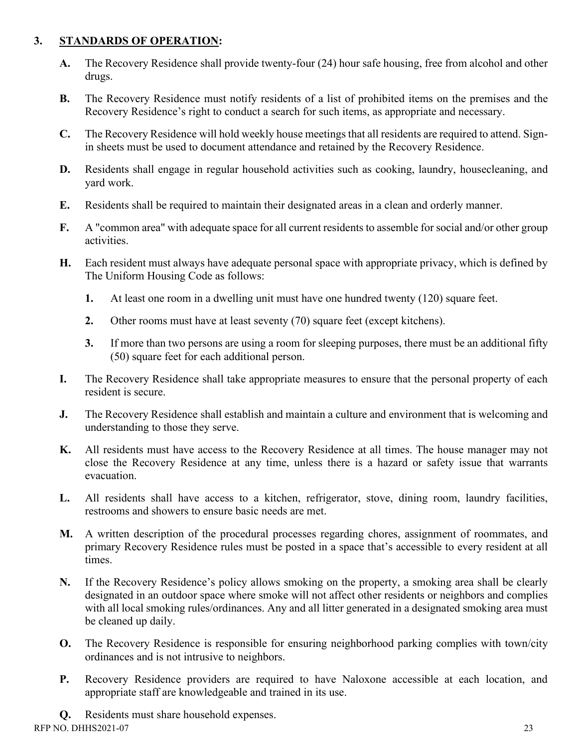## 3. STANDARDS OF OPERATION:

**A.** The Recovery Residence shall provide twenty-four (24) hour safe housing, free from alcohol and other drugs.

**B.** The Recovery Residence must notify residents of a list of prohibited items on the premises and the Recovery Residence's right to conduct a search for such items, as appropriate and necessary.

**C.** The Recovery Residence will hold weekly house meetings that all residents are required to attend. Sign-in sheets must be used to document attendance and retained by the Recovery Residence.

**D.** Residents shall engage in regular household activities such as cooking, laundry, housecleaning, and yard work.

**E.** Residents shall be required to maintain their designated areas in a clean and orderly manner.

**F.** A "common area" with adequate space for all current residents to assemble for social and/or other group activities.

**H.** Each resident must always have adequate personal space with appropriate privacy, which is defined by The Uniform Housing Code as follows:

1. At least one room in a dwelling unit must have one hundred twenty (120) square feet.
2. Other rooms must have at least seventy (70) square feet (except kitchens).
3. If more than two persons are using a room for sleeping purposes, there must be an additional fifty (50) square feet for each additional person.

**I.** The Recovery Residence shall take appropriate measures to ensure that the personal property of each resident is secure.

**J.** The Recovery Residence shall establish and maintain a culture and environment that is welcoming and understanding to those they serve.

**K.** All residents must have access to the Recovery Residence at all times. The house manager may not close the Recovery Residence at any time, unless there is a hazard or safety issue that warrants evacuation.

**L.** All residents shall have access to a kitchen, refrigerator, stove, dining room, laundry facilities, restrooms and showers to ensure basic needs are met.

**M.** A written description of the procedural processes regarding chores, assignment of roommates, and primary Recovery Residence rules must be posted in a space that's accessible to every resident at all times.

**N.** If the Recovery Residence's policy allows smoking on the property, a smoking area shall be clearly designated in an outdoor space where smoke will not affect other residents or neighbors and complies with all local smoking rules/ordinances. Any and all litter generated in a designated smoking area must be cleaned up daily.

**O.** The Recovery Residence is responsible for ensuring neighborhood parking complies with town/city ordinances and is not intrusive to neighbors.

**P.** Recovery Residence providers are required to have Naloxone accessible at each location, and appropriate staff are knowledgeable and trained in its use.

**Q.** Residents must share household expenses.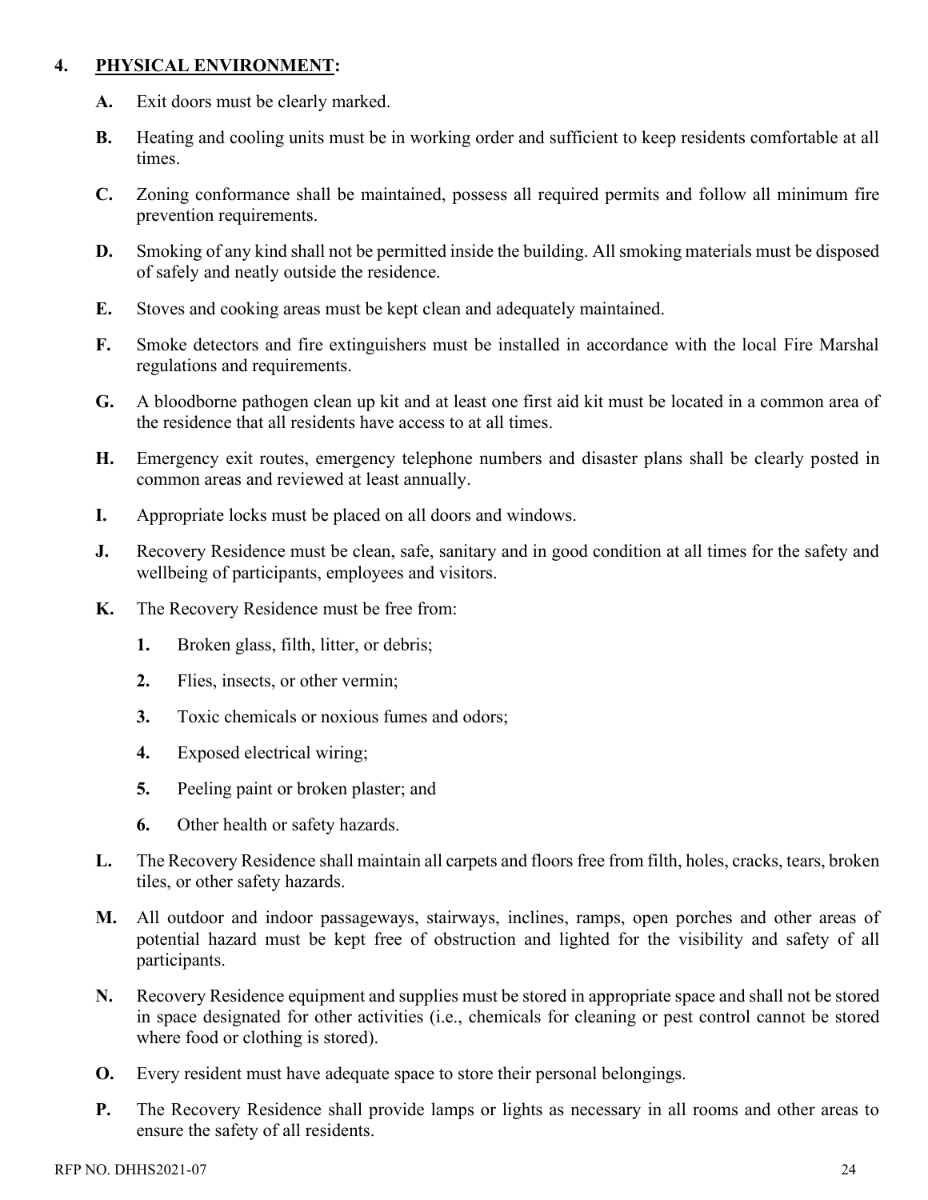## 4. **PHYSICAL ENVIRONMENT:**

**A.** Exit doors must be clearly marked.

**B.** Heating and cooling units must be in working order and sufficient to keep residents comfortable at all times.

**C.** Zoning conformance shall be maintained, possess all required permits and follow all minimum fire prevention requirements.

**D.** Smoking of any kind shall not be permitted inside the building. All smoking materials must be disposed of safely and neatly outside the residence.

**E.** Stoves and cooking areas must be kept clean and adequately maintained.

**F.** Smoke detectors and fire extinguishers must be installed in accordance with the local Fire Marshal regulations and requirements.

**G.** A bloodborne pathogen clean up kit and at least one first aid kit must be located in a common area of the residence that all residents have access to at all times.

**H.** Emergency exit routes, emergency telephone numbers and disaster plans shall be clearly posted in common areas and reviewed at least annually.

**I.** Appropriate locks must be placed on all doors and windows.

**J.** Recovery Residence must be clean, safe, sanitary and in good condition at all times for the safety and wellbeing of participants, employees and visitors.

**K.** The Recovery Residence must be free from:

**1.** Broken glass, filth, litter, or debris;

**2.** Flies, insects, or other vermin;

**3.** Toxic chemicals or noxious fumes and odors;

**4.** Exposed electrical wiring;

**5.** Peeling paint or broken plaster; and

**6.** Other health or safety hazards.

**L.** The Recovery Residence shall maintain all carpets and floors free from filth, holes, cracks, tears, broken tiles, or other safety hazards.

**M.** All outdoor and indoor passageways, stairways, inclines, ramps, open porches and other areas of potential hazard must be kept free of obstruction and lighted for the visibility and safety of all participants.

**N.** Recovery Residence equipment and supplies must be stored in appropriate space and shall not be stored in space designated for other activities (i.e., chemicals for cleaning or pest control cannot be stored where food or clothing is stored).

**O.** Every resident must have adequate space to store their personal belongings.

**P.** The Recovery Residence shall provide lamps or lights as necessary in all rooms and other areas to ensure the safety of all residents.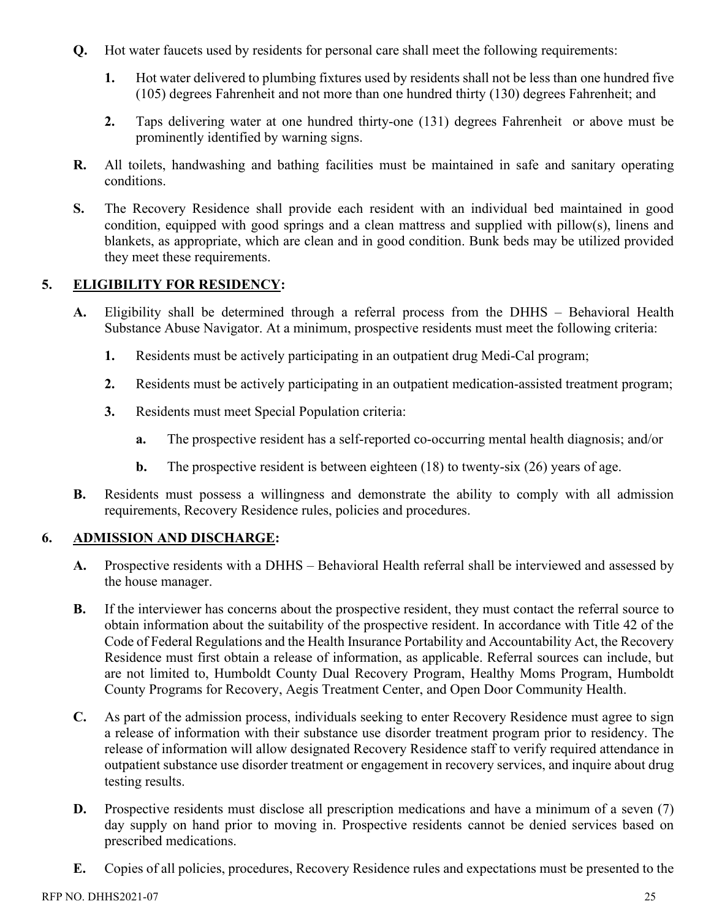**Q.** Hot water faucets used by residents for personal care shall meet the following requirements:

   **1.** Hot water delivered to plumbing fixtures used by residents shall not be less than one hundred five (105) degrees Fahrenheit and not more than one hundred thirty (130) degrees Fahrenheit; and

   **2.** Taps delivering water at one hundred thirty-one (131) degrees Fahrenheit or above must be prominently identified by warning signs.

**R.** All toilets, handwashing and bathing facilities must be maintained in safe and sanitary operating conditions.

**S.** The Recovery Residence shall provide each resident with an individual bed maintained in good condition, equipped with good springs and a clean mattress and supplied with pillow(s), linens and blankets, as appropriate, which are clean and in good condition. Bunk beds may be utilized provided they meet these requirements.

## 5. ELIGIBILITY FOR RESIDENCY:

**A.** Eligibility shall be determined through a referral process from the DHHS – Behavioral Health Substance Abuse Navigator. At a minimum, prospective residents must meet the following criteria:

   **1.** Residents must be actively participating in an outpatient drug Medi-Cal program;

   **2.** Residents must be actively participating in an outpatient medication-assisted treatment program;

   **3.** Residents must meet Special Population criteria:

      **a.** The prospective resident has a self-reported co-occurring mental health diagnosis; and/or

      **b.** The prospective resident is between eighteen (18) to twenty-six (26) years of age.

**B.** Residents must possess a willingness and demonstrate the ability to comply with all admission requirements, Recovery Residence rules, policies and procedures.

## 6. ADMISSION AND DISCHARGE:

**A.** Prospective residents with a DHHS – Behavioral Health referral shall be interviewed and assessed by the house manager.

**B.** If the interviewer has concerns about the prospective resident, they must contact the referral source to obtain information about the suitability of the prospective resident. In accordance with Title 42 of the Code of Federal Regulations and the Health Insurance Portability and Accountability Act, the Recovery Residence must first obtain a release of information, as applicable. Referral sources can include, but are not limited to, Humboldt County Dual Recovery Program, Healthy Moms Program, Humboldt County Programs for Recovery, Aegis Treatment Center, and Open Door Community Health.

**C.** As part of the admission process, individuals seeking to enter Recovery Residence must agree to sign a release of information with their substance use disorder treatment program prior to residency. The release of information will allow designated Recovery Residence staff to verify required attendance in outpatient substance use disorder treatment or engagement in recovery services, and inquire about drug testing results.

**D.** Prospective residents must disclose all prescription medications and have a minimum of a seven (7) day supply on hand prior to moving in. Prospective residents cannot be denied services based on prescribed medications.

**E.** Copies of all policies, procedures, Recovery Residence rules and expectations must be presented to the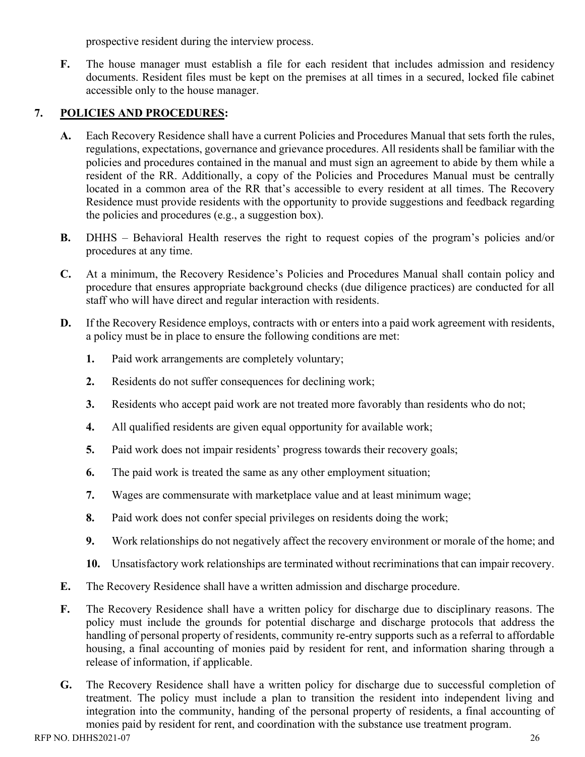prospective resident during the interview process.

**F.** The house manager must establish a file for each resident that includes admission and residency documents. Resident files must be kept on the premises at all times in a secured, locked file cabinet accessible only to the house manager.

## 7. POLICIES AND PROCEDURES:

**A.** Each Recovery Residence shall have a current Policies and Procedures Manual that sets forth the rules, regulations, expectations, governance and grievance procedures. All residents shall be familiar with the policies and procedures contained in the manual and must sign an agreement to abide by them while a resident of the RR. Additionally, a copy of the Policies and Procedures Manual must be centrally located in a common area of the RR that's accessible to every resident at all times. The Recovery Residence must provide residents with the opportunity to provide suggestions and feedback regarding the policies and procedures (e.g., a suggestion box).

**B.** DHHS – Behavioral Health reserves the right to request copies of the program's policies and/or procedures at any time.

**C.** At a minimum, the Recovery Residence's Policies and Procedures Manual shall contain policy and procedure that ensures appropriate background checks (due diligence practices) are conducted for all staff who will have direct and regular interaction with residents.

**D.** If the Recovery Residence employs, contracts with or enters into a paid work agreement with residents, a policy must be in place to ensure the following conditions are met:

1. Paid work arrangements are completely voluntary;
2. Residents do not suffer consequences for declining work;
3. Residents who accept paid work are not treated more favorably than residents who do not;
4. All qualified residents are given equal opportunity for available work;
5. Paid work does not impair residents' progress towards their recovery goals;
6. The paid work is treated the same as any other employment situation;
7. Wages are commensurate with marketplace value and at least minimum wage;
8. Paid work does not confer special privileges on residents doing the work;
9. Work relationships do not negatively affect the recovery environment or morale of the home; and
10. Unsatisfactory work relationships are terminated without recriminations that can impair recovery.

**E.** The Recovery Residence shall have a written admission and discharge procedure.

**F.** The Recovery Residence shall have a written policy for discharge due to disciplinary reasons. The policy must include the grounds for potential discharge and discharge protocols that address the handling of personal property of residents, community re-entry supports such as a referral to affordable housing, a final accounting of monies paid by resident for rent, and information sharing through a release of information, if applicable.

**G.** The Recovery Residence shall have a written policy for discharge due to successful completion of treatment. The policy must include a plan to transition the resident into independent living and integration into the community, handing of the personal property of residents, a final accounting of monies paid by resident for rent, and coordination with the substance use treatment program.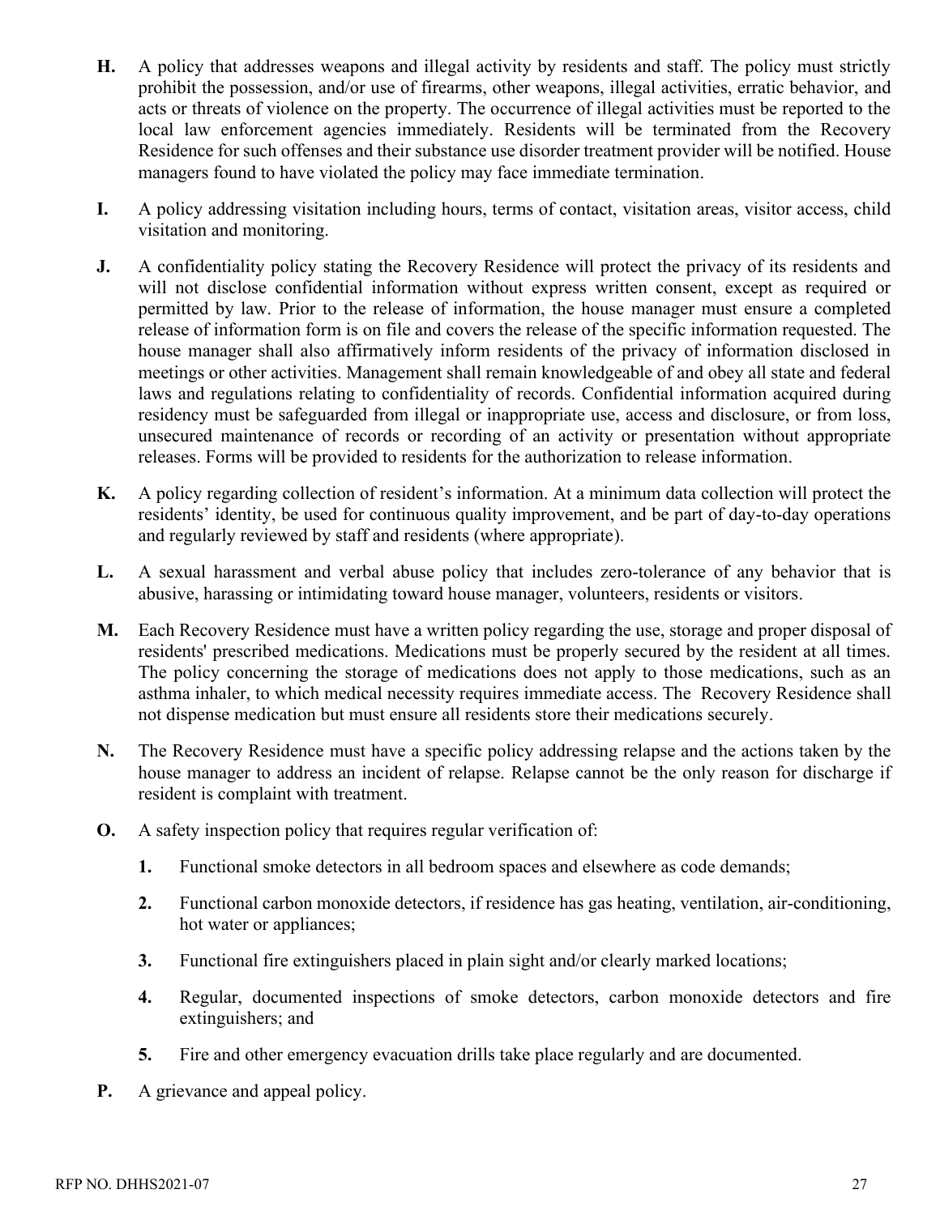**H.** A policy that addresses weapons and illegal activity by residents and staff. The policy must strictly prohibit the possession, and/or use of firearms, other weapons, illegal activities, erratic behavior, and acts or threats of violence on the property. The occurrence of illegal activities must be reported to the local law enforcement agencies immediately. Residents will be terminated from the Recovery Residence for such offenses and their substance use disorder treatment provider will be notified. House managers found to have violated the policy may face immediate termination.

**I.** A policy addressing visitation including hours, terms of contact, visitation areas, visitor access, child visitation and monitoring.

**J.** A confidentiality policy stating the Recovery Residence will protect the privacy of its residents and will not disclose confidential information without express written consent, except as required or permitted by law. Prior to the release of information, the house manager must ensure a completed release of information form is on file and covers the release of the specific information requested. The house manager shall also affirmatively inform residents of the privacy of information disclosed in meetings or other activities. Management shall remain knowledgeable of and obey all state and federal laws and regulations relating to confidentiality of records. Confidential information acquired during residency must be safeguarded from illegal or inappropriate use, access and disclosure, or from loss, unsecured maintenance of records or recording of an activity or presentation without appropriate releases. Forms will be provided to residents for the authorization to release information.

**K.** A policy regarding collection of resident's information. At a minimum data collection will protect the residents' identity, be used for continuous quality improvement, and be part of day-to-day operations and regularly reviewed by staff and residents (where appropriate).

**L.** A sexual harassment and verbal abuse policy that includes zero-tolerance of any behavior that is abusive, harassing or intimidating toward house manager, volunteers, residents or visitors.

**M.** Each Recovery Residence must have a written policy regarding the use, storage and proper disposal of residents' prescribed medications. Medications must be properly secured by the resident at all times. The policy concerning the storage of medications does not apply to those medications, such as an asthma inhaler, to which medical necessity requires immediate access. The Recovery Residence shall not dispense medication but must ensure all residents store their medications securely.

**N.** The Recovery Residence must have a specific policy addressing relapse and the actions taken by the house manager to address an incident of relapse. Relapse cannot be the only reason for discharge if resident is complaint with treatment.

**O.** A safety inspection policy that requires regular verification of:

1. Functional smoke detectors in all bedroom spaces and elsewhere as code demands;
2. Functional carbon monoxide detectors, if residence has gas heating, ventilation, air-conditioning, hot water or appliances;
3. Functional fire extinguishers placed in plain sight and/or clearly marked locations;
4. Regular, documented inspections of smoke detectors, carbon monoxide detectors and fire extinguishers; and
5. Fire and other emergency evacuation drills take place regularly and are documented.

**P.** A grievance and appeal policy.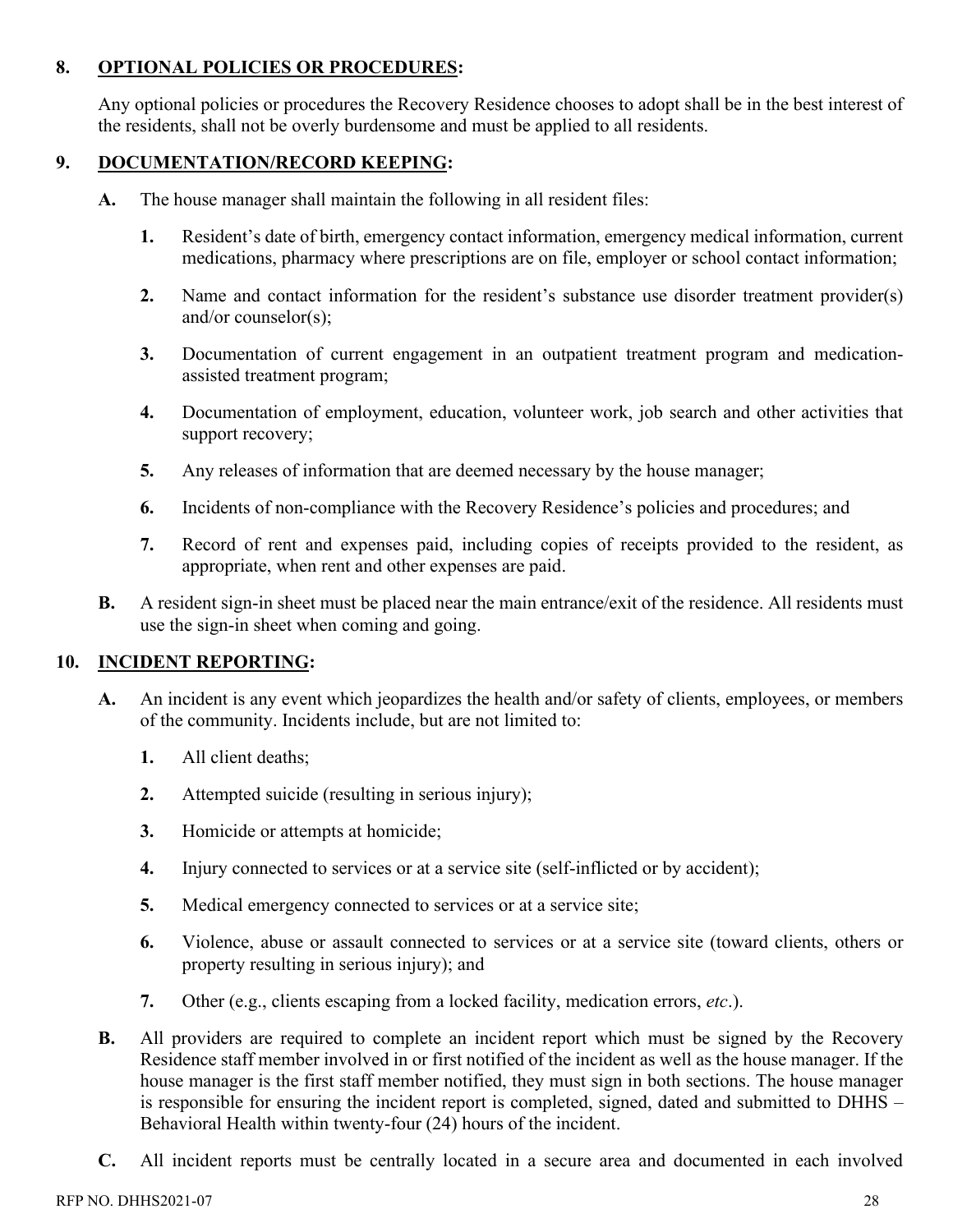## 8. OPTIONAL POLICIES OR PROCEDURES:

Any optional policies or procedures the Recovery Residence chooses to adopt shall be in the best interest of the residents, shall not be overly burdensome and must be applied to all residents.

## 9. DOCUMENTATION/RECORD KEEPING:

**A.** The house manager shall maintain the following in all resident files:

**1.** Resident's date of birth, emergency contact information, emergency medical information, current medications, pharmacy where prescriptions are on file, employer or school contact information;

**2.** Name and contact information for the resident's substance use disorder treatment provider(s) and/or counselor(s);

**3.** Documentation of current engagement in an outpatient treatment program and medication-assisted treatment program;

**4.** Documentation of employment, education, volunteer work, job search and other activities that support recovery;

**5.** Any releases of information that are deemed necessary by the house manager;

**6.** Incidents of non-compliance with the Recovery Residence's policies and procedures; and

**7.** Record of rent and expenses paid, including copies of receipts provided to the resident, as appropriate, when rent and other expenses are paid.

**B.** A resident sign-in sheet must be placed near the main entrance/exit of the residence. All residents must use the sign-in sheet when coming and going.

## 10. INCIDENT REPORTING:

**A.** An incident is any event which jeopardizes the health and/or safety of clients, employees, or members of the community. Incidents include, but are not limited to:

**1.** All client deaths;

**2.** Attempted suicide (resulting in serious injury);

**3.** Homicide or attempts at homicide;

**4.** Injury connected to services or at a service site (self-inflicted or by accident);

**5.** Medical emergency connected to services or at a service site;

**6.** Violence, abuse or assault connected to services or at a service site (toward clients, others or property resulting in serious injury); and

**7.** Other (e.g., clients escaping from a locked facility, medication errors, *etc*.).

**B.** All providers are required to complete an incident report which must be signed by the Recovery Residence staff member involved in or first notified of the incident as well as the house manager. If the house manager is the first staff member notified, they must sign in both sections. The house manager is responsible for ensuring the incident report is completed, signed, dated and submitted to DHHS – Behavioral Health within twenty-four (24) hours of the incident.

**C.** All incident reports must be centrally located in a secure area and documented in each involved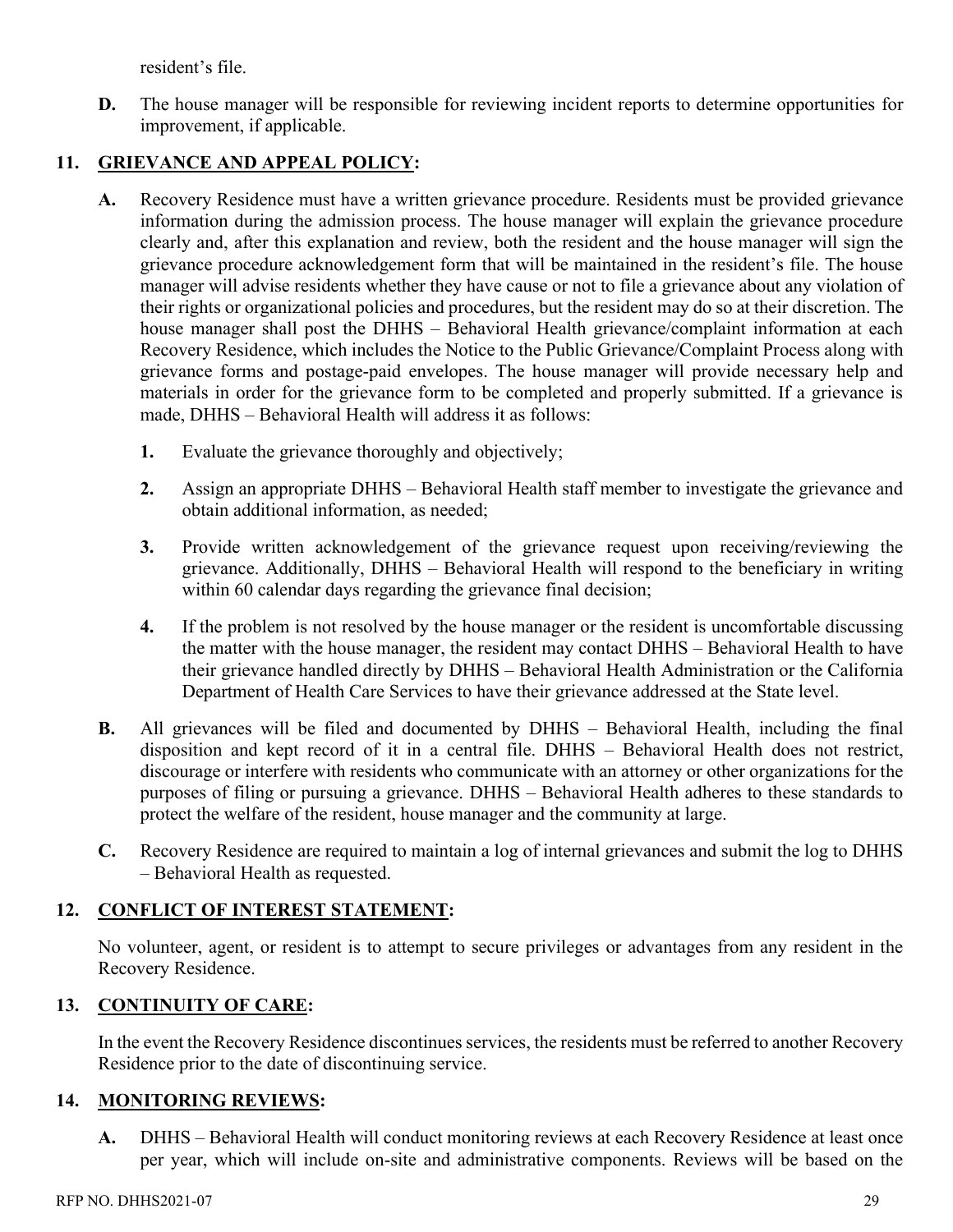resident's file.

**D.** The house manager will be responsible for reviewing incident reports to determine opportunities for improvement, if applicable.

## 11. GRIEVANCE AND APPEAL POLICY:

**A.** Recovery Residence must have a written grievance procedure. Residents must be provided grievance information during the admission process. The house manager will explain the grievance procedure clearly and, after this explanation and review, both the resident and the house manager will sign the grievance procedure acknowledgement form that will be maintained in the resident's file. The house manager will advise residents whether they have cause or not to file a grievance about any violation of their rights or organizational policies and procedures, but the resident may do so at their discretion. The house manager shall post the DHHS – Behavioral Health grievance/complaint information at each Recovery Residence, which includes the Notice to the Public Grievance/Complaint Process along with grievance forms and postage-paid envelopes. The house manager will provide necessary help and materials in order for the grievance form to be completed and properly submitted. If a grievance is made, DHHS – Behavioral Health will address it as follows:

1. Evaluate the grievance thoroughly and objectively;

2. Assign an appropriate DHHS – Behavioral Health staff member to investigate the grievance and obtain additional information, as needed;

3. Provide written acknowledgement of the grievance request upon receiving/reviewing the grievance. Additionally, DHHS – Behavioral Health will respond to the beneficiary in writing within 60 calendar days regarding the grievance final decision;

4. If the problem is not resolved by the house manager or the resident is uncomfortable discussing the matter with the house manager, the resident may contact DHHS – Behavioral Health to have their grievance handled directly by DHHS – Behavioral Health Administration or the California Department of Health Care Services to have their grievance addressed at the State level.

**B.** All grievances will be filed and documented by DHHS – Behavioral Health, including the final disposition and kept record of it in a central file. DHHS – Behavioral Health does not restrict, discourage or interfere with residents who communicate with an attorney or other organizations for the purposes of filing or pursuing a grievance. DHHS – Behavioral Health adheres to these standards to protect the welfare of the resident, house manager and the community at large.

**C.** Recovery Residence are required to maintain a log of internal grievances and submit the log to DHHS – Behavioral Health as requested.

## 12. CONFLICT OF INTEREST STATEMENT:

No volunteer, agent, or resident is to attempt to secure privileges or advantages from any resident in the Recovery Residence.

## 13. CONTINUITY OF CARE:

In the event the Recovery Residence discontinues services, the residents must be referred to another Recovery Residence prior to the date of discontinuing service.

## 14. MONITORING REVIEWS:

**A.** DHHS – Behavioral Health will conduct monitoring reviews at each Recovery Residence at least once per year, which will include on-site and administrative components. Reviews will be based on the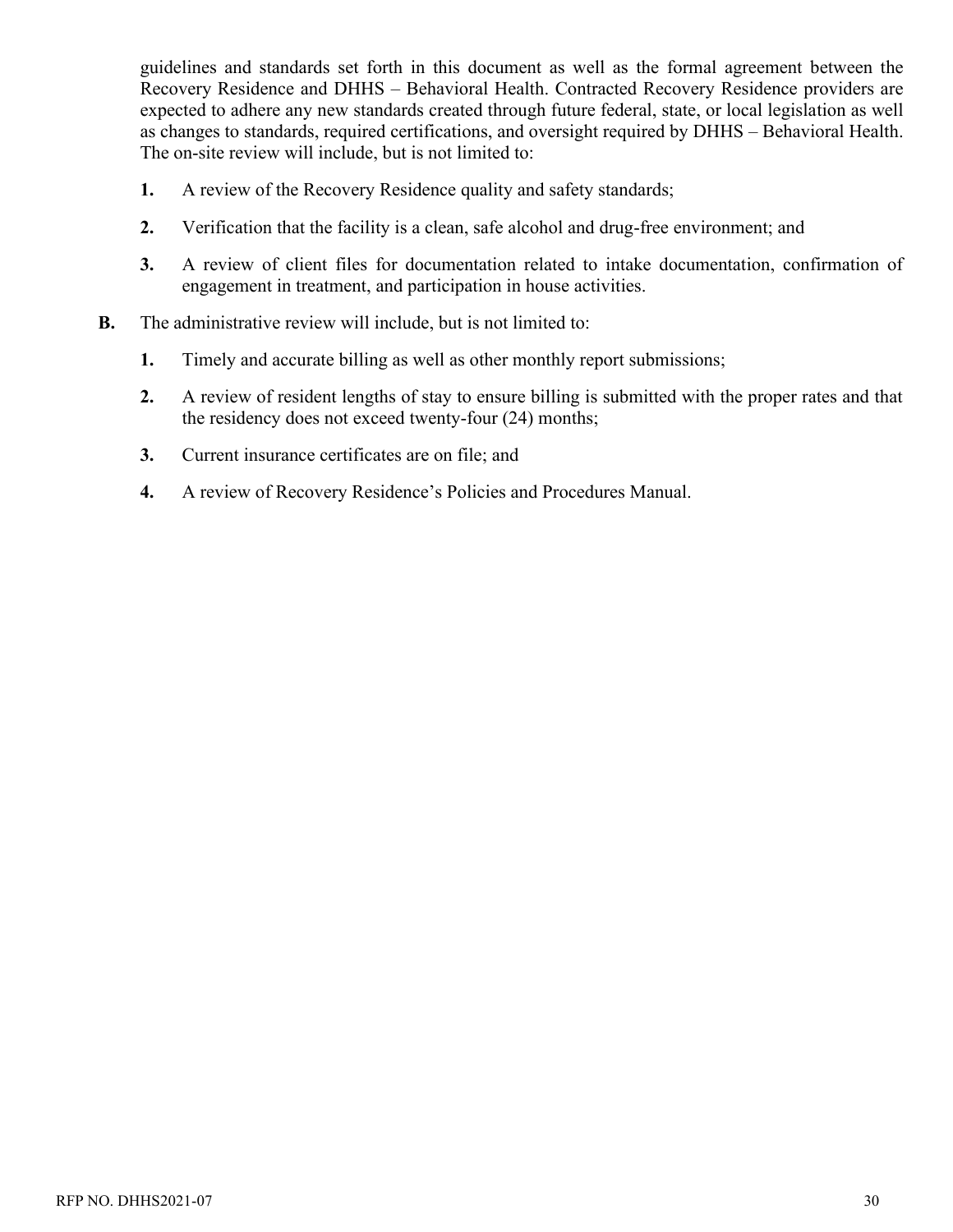guidelines and standards set forth in this document as well as the formal agreement between the Recovery Residence and DHHS – Behavioral Health. Contracted Recovery Residence providers are expected to adhere any new standards created through future federal, state, or local legislation as well as changes to standards, required certifications, and oversight required by DHHS – Behavioral Health. The on-site review will include, but is not limited to:

1. A review of the Recovery Residence quality and safety standards;
2. Verification that the facility is a clean, safe alcohol and drug-free environment; and
3. A review of client files for documentation related to intake documentation, confirmation of engagement in treatment, and participation in house activities.

**B.** The administrative review will include, but is not limited to:

1. Timely and accurate billing as well as other monthly report submissions;
2. A review of resident lengths of stay to ensure billing is submitted with the proper rates and that the residency does not exceed twenty-four (24) months;
3. Current insurance certificates are on file; and
4. A review of Recovery Residence's Policies and Procedures Manual.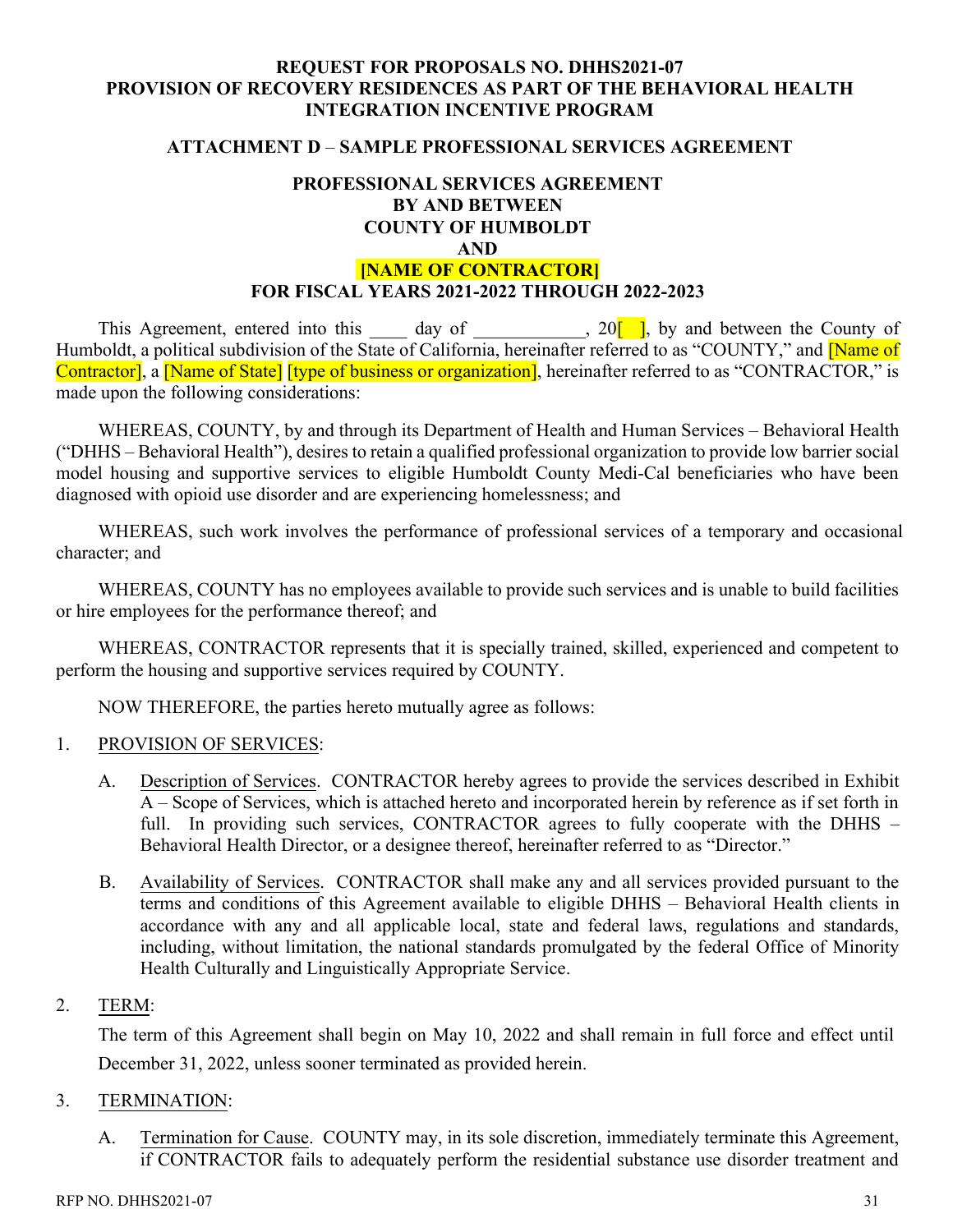**REQUEST FOR PROPOSALS NO. DHHS2021-07**
**PROVISION OF RECOVERY RESIDENCES AS PART OF THE BEHAVIORAL HEALTH INTEGRATION INCENTIVE PROGRAM**

**ATTACHMENT D – SAMPLE PROFESSIONAL SERVICES AGREEMENT**

**PROFESSIONAL SERVICES AGREEMENT**
**BY AND BETWEEN**
**COUNTY OF HUMBOLDT**
**AND**
**[NAME OF CONTRACTOR]**
**FOR FISCAL YEARS 2021-2022 THROUGH 2022-2023**

This Agreement, entered into this ____ day of ___________, 20[ ], by and between the County of Humboldt, a political subdivision of the State of California, hereinafter referred to as "COUNTY," and [Name of Contractor], a [Name of State] [type of business or organization], hereinafter referred to as "CONTRACTOR," is made upon the following considerations:

WHEREAS, COUNTY, by and through its Department of Health and Human Services – Behavioral Health ("DHHS – Behavioral Health"), desires to retain a qualified professional organization to provide low barrier social model housing and supportive services to eligible Humboldt County Medi-Cal beneficiaries who have been diagnosed with opioid use disorder and are experiencing homelessness; and

WHEREAS, such work involves the performance of professional services of a temporary and occasional character; and

WHEREAS, COUNTY has no employees available to provide such services and is unable to build facilities or hire employees for the performance thereof; and

WHEREAS, CONTRACTOR represents that it is specially trained, skilled, experienced and competent to perform the housing and supportive services required by COUNTY.

NOW THEREFORE, the parties hereto mutually agree as follows:

1. PROVISION OF SERVICES:

   A. Description of Services. CONTRACTOR hereby agrees to provide the services described in Exhibit A – Scope of Services, which is attached hereto and incorporated herein by reference as if set forth in full. In providing such services, CONTRACTOR agrees to fully cooperate with the DHHS – Behavioral Health Director, or a designee thereof, hereinafter referred to as "Director."

   B. Availability of Services. CONTRACTOR shall make any and all services provided pursuant to the terms and conditions of this Agreement available to eligible DHHS – Behavioral Health clients in accordance with any and all applicable local, state and federal laws, regulations and standards, including, without limitation, the national standards promulgated by the federal Office of Minority Health Culturally and Linguistically Appropriate Service.

2. TERM:

   The term of this Agreement shall begin on May 10, 2022 and shall remain in full force and effect until December 31, 2022, unless sooner terminated as provided herein.

3. TERMINATION:

   A. Termination for Cause. COUNTY may, in its sole discretion, immediately terminate this Agreement, if CONTRACTOR fails to adequately perform the residential substance use disorder treatment and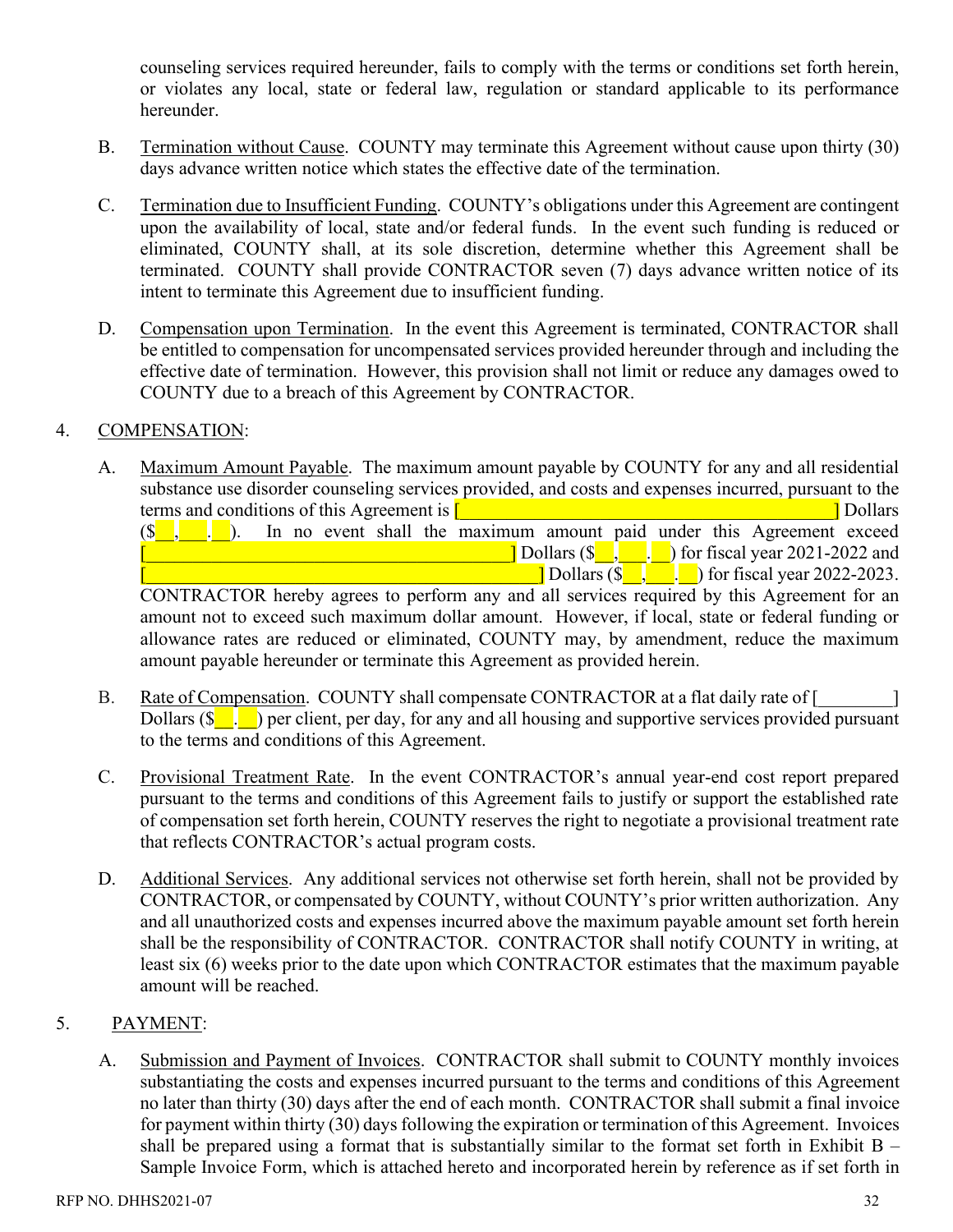counseling services required hereunder, fails to comply with the terms or conditions set forth herein, or violates any local, state or federal law, regulation or standard applicable to its performance hereunder.

B. Termination without Cause. COUNTY may terminate this Agreement without cause upon thirty (30) days advance written notice which states the effective date of the termination.

C. Termination due to Insufficient Funding. COUNTY's obligations under this Agreement are contingent upon the availability of local, state and/or federal funds. In the event such funding is reduced or eliminated, COUNTY shall, at its sole discretion, determine whether this Agreement shall be terminated. COUNTY shall provide CONTRACTOR seven (7) days advance written notice of its intent to terminate this Agreement due to insufficient funding.

D. Compensation upon Termination. In the event this Agreement is terminated, CONTRACTOR shall be entitled to compensation for uncompensated services provided hereunder through and including the effective date of termination. However, this provision shall not limit or reduce any damages owed to COUNTY due to a breach of this Agreement by CONTRACTOR.

4. COMPENSATION:

A. Maximum Amount Payable. The maximum amount payable by COUNTY for any and all residential substance use disorder counseling services provided, and costs and expenses incurred, pursuant to the terms and conditions of this Agreement is [\_\_\_\_\_\_\_\_\_\_\_\_\_\_\_\_\_\_\_\_\_\_\_\_\_\_\_\_\_\_\_\_\_\_\_\_\_\_\_\_] Dollars ($\_\_,\_\_\_.\_\_). In no event shall the maximum amount paid under this Agreement exceed [\_\_\_\_\_\_\_\_\_\_\_\_\_\_\_\_\_\_\_\_\_\_\_\_\_\_\_\_\_\_\_\_\_\_\_\_\_\_\_\_] Dollars ($\_\_,\_\_\_.\_\_) for fiscal year 2021-2022 and [\_\_\_\_\_\_\_\_\_\_\_\_\_\_\_\_\_\_\_\_\_\_\_\_\_\_\_\_\_\_\_\_\_\_\_\_\_\_\_\_] Dollars ($\_\_,\_\_\_.\_\_) for fiscal year 2022-2023. CONTRACTOR hereby agrees to perform any and all services required by this Agreement for an amount not to exceed such maximum dollar amount. However, if local, state or federal funding or allowance rates are reduced or eliminated, COUNTY may, by amendment, reduce the maximum amount payable hereunder or terminate this Agreement as provided herein.

B. Rate of Compensation. COUNTY shall compensate CONTRACTOR at a flat daily rate of [\_\_\_\_\_\_\_\_] Dollars ($\_\_.\_\_) per client, per day, for any and all housing and supportive services provided pursuant to the terms and conditions of this Agreement.

C. Provisional Treatment Rate. In the event CONTRACTOR's annual year-end cost report prepared pursuant to the terms and conditions of this Agreement fails to justify or support the established rate of compensation set forth herein, COUNTY reserves the right to negotiate a provisional treatment rate that reflects CONTRACTOR's actual program costs.

D. Additional Services. Any additional services not otherwise set forth herein, shall not be provided by CONTRACTOR, or compensated by COUNTY, without COUNTY's prior written authorization. Any and all unauthorized costs and expenses incurred above the maximum payable amount set forth herein shall be the responsibility of CONTRACTOR. CONTRACTOR shall notify COUNTY in writing, at least six (6) weeks prior to the date upon which CONTRACTOR estimates that the maximum payable amount will be reached.

5. PAYMENT:

A. Submission and Payment of Invoices. CONTRACTOR shall submit to COUNTY monthly invoices substantiating the costs and expenses incurred pursuant to the terms and conditions of this Agreement no later than thirty (30) days after the end of each month. CONTRACTOR shall submit a final invoice for payment within thirty (30) days following the expiration or termination of this Agreement. Invoices shall be prepared using a format that is substantially similar to the format set forth in Exhibit B – Sample Invoice Form, which is attached hereto and incorporated herein by reference as if set forth in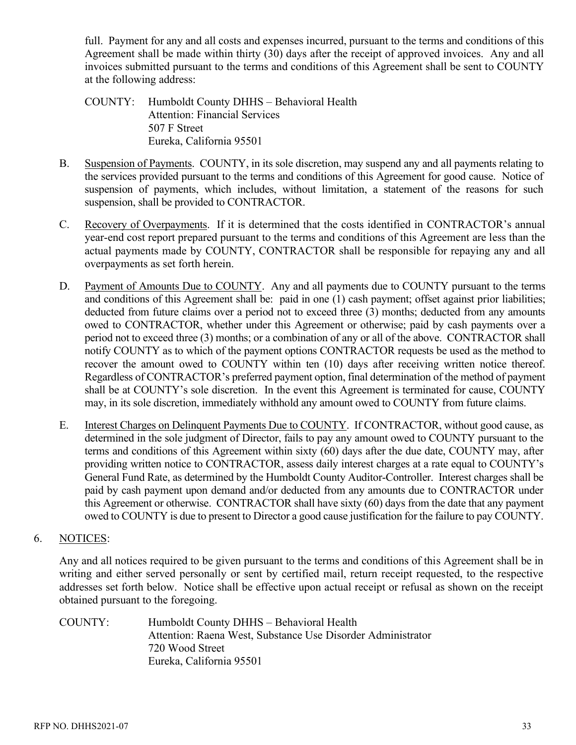full. Payment for any and all costs and expenses incurred, pursuant to the terms and conditions of this Agreement shall be made within thirty (30) days after the receipt of approved invoices. Any and all invoices submitted pursuant to the terms and conditions of this Agreement shall be sent to COUNTY at the following address:

COUNTY: Humboldt County DHHS – Behavioral Health
Attention: Financial Services
507 F Street
Eureka, California 95501

B. Suspension of Payments. COUNTY, in its sole discretion, may suspend any and all payments relating to the services provided pursuant to the terms and conditions of this Agreement for good cause. Notice of suspension of payments, which includes, without limitation, a statement of the reasons for such suspension, shall be provided to CONTRACTOR.

C. Recovery of Overpayments. If it is determined that the costs identified in CONTRACTOR's annual year-end cost report prepared pursuant to the terms and conditions of this Agreement are less than the actual payments made by COUNTY, CONTRACTOR shall be responsible for repaying any and all overpayments as set forth herein.

D. Payment of Amounts Due to COUNTY. Any and all payments due to COUNTY pursuant to the terms and conditions of this Agreement shall be: paid in one (1) cash payment; offset against prior liabilities; deducted from future claims over a period not to exceed three (3) months; deducted from any amounts owed to CONTRACTOR, whether under this Agreement or otherwise; paid by cash payments over a period not to exceed three (3) months; or a combination of any or all of the above. CONTRACTOR shall notify COUNTY as to which of the payment options CONTRACTOR requests be used as the method to recover the amount owed to COUNTY within ten (10) days after receiving written notice thereof. Regardless of CONTRACTOR's preferred payment option, final determination of the method of payment shall be at COUNTY's sole discretion. In the event this Agreement is terminated for cause, COUNTY may, in its sole discretion, immediately withhold any amount owed to COUNTY from future claims.

E. Interest Charges on Delinquent Payments Due to COUNTY. If CONTRACTOR, without good cause, as determined in the sole judgment of Director, fails to pay any amount owed to COUNTY pursuant to the terms and conditions of this Agreement within sixty (60) days after the due date, COUNTY may, after providing written notice to CONTRACTOR, assess daily interest charges at a rate equal to COUNTY's General Fund Rate, as determined by the Humboldt County Auditor-Controller. Interest charges shall be paid by cash payment upon demand and/or deducted from any amounts due to CONTRACTOR under this Agreement or otherwise. CONTRACTOR shall have sixty (60) days from the date that any payment owed to COUNTY is due to present to Director a good cause justification for the failure to pay COUNTY.

6. NOTICES:

Any and all notices required to be given pursuant to the terms and conditions of this Agreement shall be in writing and either served personally or sent by certified mail, return receipt requested, to the respective addresses set forth below. Notice shall be effective upon actual receipt or refusal as shown on the receipt obtained pursuant to the foregoing.

COUNTY: Humboldt County DHHS – Behavioral Health
Attention: Raena West, Substance Use Disorder Administrator
720 Wood Street
Eureka, California 95501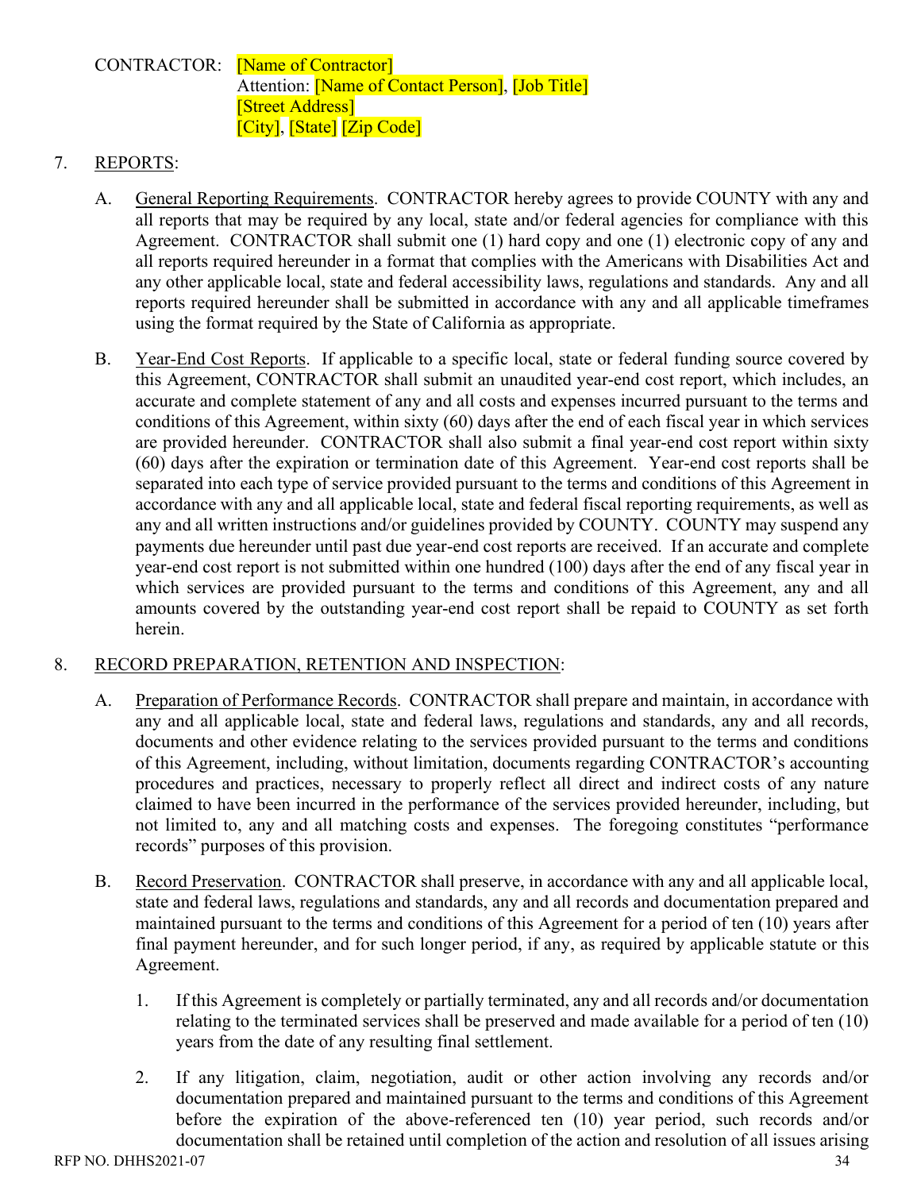CONTRACTOR: [Name of Contractor]
Attention: [Name of Contact Person], [Job Title]
[Street Address]
[City], [State] [Zip Code]

7. REPORTS:

A. General Reporting Requirements. CONTRACTOR hereby agrees to provide COUNTY with any and all reports that may be required by any local, state and/or federal agencies for compliance with this Agreement. CONTRACTOR shall submit one (1) hard copy and one (1) electronic copy of any and all reports required hereunder in a format that complies with the Americans with Disabilities Act and any other applicable local, state and federal accessibility laws, regulations and standards. Any and all reports required hereunder shall be submitted in accordance with any and all applicable timeframes using the format required by the State of California as appropriate.

B. Year-End Cost Reports. If applicable to a specific local, state or federal funding source covered by this Agreement, CONTRACTOR shall submit an unaudited year-end cost report, which includes, an accurate and complete statement of any and all costs and expenses incurred pursuant to the terms and conditions of this Agreement, within sixty (60) days after the end of each fiscal year in which services are provided hereunder. CONTRACTOR shall also submit a final year-end cost report within sixty (60) days after the expiration or termination date of this Agreement. Year-end cost reports shall be separated into each type of service provided pursuant to the terms and conditions of this Agreement in accordance with any and all applicable local, state and federal fiscal reporting requirements, as well as any and all written instructions and/or guidelines provided by COUNTY. COUNTY may suspend any payments due hereunder until past due year-end cost reports are received. If an accurate and complete year-end cost report is not submitted within one hundred (100) days after the end of any fiscal year in which services are provided pursuant to the terms and conditions of this Agreement, any and all amounts covered by the outstanding year-end cost report shall be repaid to COUNTY as set forth herein.

8. RECORD PREPARATION, RETENTION AND INSPECTION:

A. Preparation of Performance Records. CONTRACTOR shall prepare and maintain, in accordance with any and all applicable local, state and federal laws, regulations and standards, any and all records, documents and other evidence relating to the services provided pursuant to the terms and conditions of this Agreement, including, without limitation, documents regarding CONTRACTOR's accounting procedures and practices, necessary to properly reflect all direct and indirect costs of any nature claimed to have been incurred in the performance of the services provided hereunder, including, but not limited to, any and all matching costs and expenses. The foregoing constitutes "performance records" purposes of this provision.

B. Record Preservation. CONTRACTOR shall preserve, in accordance with any and all applicable local, state and federal laws, regulations and standards, any and all records and documentation prepared and maintained pursuant to the terms and conditions of this Agreement for a period of ten (10) years after final payment hereunder, and for such longer period, if any, as required by applicable statute or this Agreement.

1. If this Agreement is completely or partially terminated, any and all records and/or documentation relating to the terminated services shall be preserved and made available for a period of ten (10) years from the date of any resulting final settlement.

2. If any litigation, claim, negotiation, audit or other action involving any records and/or documentation prepared and maintained pursuant to the terms and conditions of this Agreement before the expiration of the above-referenced ten (10) year period, such records and/or documentation shall be retained until completion of the action and resolution of all issues arising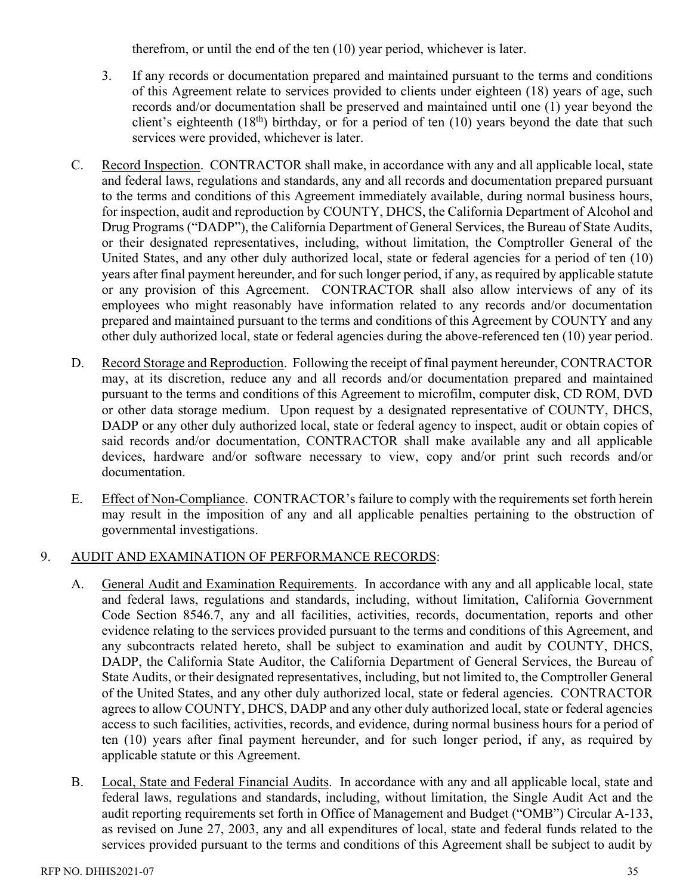therefrom, or until the end of the ten (10) year period, whichever is later.

3. If any records or documentation prepared and maintained pursuant to the terms and conditions of this Agreement relate to services provided to clients under eighteen (18) years of age, such records and/or documentation shall be preserved and maintained until one (1) year beyond the client's eighteenth (18th) birthday, or for a period of ten (10) years beyond the date that such services were provided, whichever is later.

C. Record Inspection. CONTRACTOR shall make, in accordance with any and all applicable local, state and federal laws, regulations and standards, any and all records and documentation prepared pursuant to the terms and conditions of this Agreement immediately available, during normal business hours, for inspection, audit and reproduction by COUNTY, DHCS, the California Department of Alcohol and Drug Programs ("DADP"), the California Department of General Services, the Bureau of State Audits, or their designated representatives, including, without limitation, the Comptroller General of the United States, and any other duly authorized local, state or federal agencies for a period of ten (10) years after final payment hereunder, and for such longer period, if any, as required by applicable statute or any provision of this Agreement. CONTRACTOR shall also allow interviews of any of its employees who might reasonably have information related to any records and/or documentation prepared and maintained pursuant to the terms and conditions of this Agreement by COUNTY and any other duly authorized local, state or federal agencies during the above-referenced ten (10) year period.

D. Record Storage and Reproduction. Following the receipt of final payment hereunder, CONTRACTOR may, at its discretion, reduce any and all records and/or documentation prepared and maintained pursuant to the terms and conditions of this Agreement to microfilm, computer disk, CD ROM, DVD or other data storage medium. Upon request by a designated representative of COUNTY, DHCS, DADP or any other duly authorized local, state or federal agency to inspect, audit or obtain copies of said records and/or documentation, CONTRACTOR shall make available any and all applicable devices, hardware and/or software necessary to view, copy and/or print such records and/or documentation.

E. Effect of Non-Compliance. CONTRACTOR's failure to comply with the requirements set forth herein may result in the imposition of any and all applicable penalties pertaining to the obstruction of governmental investigations.

9. AUDIT AND EXAMINATION OF PERFORMANCE RECORDS:

A. General Audit and Examination Requirements. In accordance with any and all applicable local, state and federal laws, regulations and standards, including, without limitation, California Government Code Section 8546.7, any and all facilities, activities, records, documentation, reports and other evidence relating to the services provided pursuant to the terms and conditions of this Agreement, and any subcontracts related hereto, shall be subject to examination and audit by COUNTY, DHCS, DADP, the California State Auditor, the California Department of General Services, the Bureau of State Audits, or their designated representatives, including, but not limited to, the Comptroller General of the United States, and any other duly authorized local, state or federal agencies. CONTRACTOR agrees to allow COUNTY, DHCS, DADP and any other duly authorized local, state or federal agencies access to such facilities, activities, records, and evidence, during normal business hours for a period of ten (10) years after final payment hereunder, and for such longer period, if any, as required by applicable statute or this Agreement.

B. Local, State and Federal Financial Audits. In accordance with any and all applicable local, state and federal laws, regulations and standards, including, without limitation, the Single Audit Act and the audit reporting requirements set forth in Office of Management and Budget ("OMB") Circular A-133, as revised on June 27, 2003, any and all expenditures of local, state and federal funds related to the services provided pursuant to the terms and conditions of this Agreement shall be subject to audit by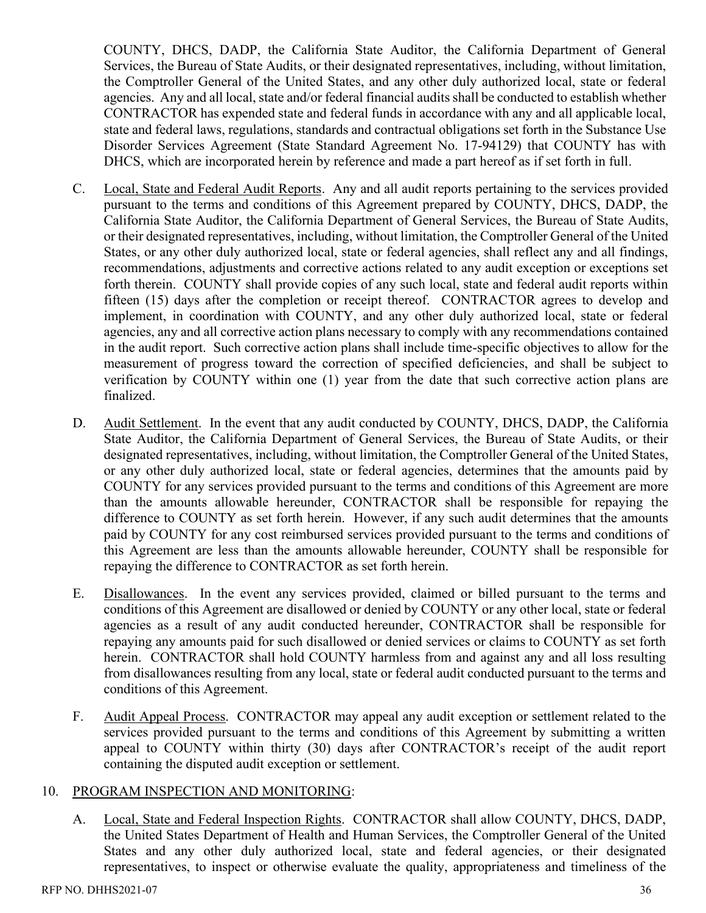COUNTY, DHCS, DADP, the California State Auditor, the California Department of General Services, the Bureau of State Audits, or their designated representatives, including, without limitation, the Comptroller General of the United States, and any other duly authorized local, state or federal agencies. Any and all local, state and/or federal financial audits shall be conducted to establish whether CONTRACTOR has expended state and federal funds in accordance with any and all applicable local, state and federal laws, regulations, standards and contractual obligations set forth in the Substance Use Disorder Services Agreement (State Standard Agreement No. 17-94129) that COUNTY has with DHCS, which are incorporated herein by reference and made a part hereof as if set forth in full.

C. Local, State and Federal Audit Reports. Any and all audit reports pertaining to the services provided pursuant to the terms and conditions of this Agreement prepared by COUNTY, DHCS, DADP, the California State Auditor, the California Department of General Services, the Bureau of State Audits, or their designated representatives, including, without limitation, the Comptroller General of the United States, or any other duly authorized local, state or federal agencies, shall reflect any and all findings, recommendations, adjustments and corrective actions related to any audit exception or exceptions set forth therein. COUNTY shall provide copies of any such local, state and federal audit reports within fifteen (15) days after the completion or receipt thereof. CONTRACTOR agrees to develop and implement, in coordination with COUNTY, and any other duly authorized local, state or federal agencies, any and all corrective action plans necessary to comply with any recommendations contained in the audit report. Such corrective action plans shall include time-specific objectives to allow for the measurement of progress toward the correction of specified deficiencies, and shall be subject to verification by COUNTY within one (1) year from the date that such corrective action plans are finalized.

D. Audit Settlement. In the event that any audit conducted by COUNTY, DHCS, DADP, the California State Auditor, the California Department of General Services, the Bureau of State Audits, or their designated representatives, including, without limitation, the Comptroller General of the United States, or any other duly authorized local, state or federal agencies, determines that the amounts paid by COUNTY for any services provided pursuant to the terms and conditions of this Agreement are more than the amounts allowable hereunder, CONTRACTOR shall be responsible for repaying the difference to COUNTY as set forth herein. However, if any such audit determines that the amounts paid by COUNTY for any cost reimbursed services provided pursuant to the terms and conditions of this Agreement are less than the amounts allowable hereunder, COUNTY shall be responsible for repaying the difference to CONTRACTOR as set forth herein.

E. Disallowances. In the event any services provided, claimed or billed pursuant to the terms and conditions of this Agreement are disallowed or denied by COUNTY or any other local, state or federal agencies as a result of any audit conducted hereunder, CONTRACTOR shall be responsible for repaying any amounts paid for such disallowed or denied services or claims to COUNTY as set forth herein. CONTRACTOR shall hold COUNTY harmless from and against any and all loss resulting from disallowances resulting from any local, state or federal audit conducted pursuant to the terms and conditions of this Agreement.

F. Audit Appeal Process. CONTRACTOR may appeal any audit exception or settlement related to the services provided pursuant to the terms and conditions of this Agreement by submitting a written appeal to COUNTY within thirty (30) days after CONTRACTOR's receipt of the audit report containing the disputed audit exception or settlement.

10. PROGRAM INSPECTION AND MONITORING:

A. Local, State and Federal Inspection Rights. CONTRACTOR shall allow COUNTY, DHCS, DADP, the United States Department of Health and Human Services, the Comptroller General of the United States and any other duly authorized local, state and federal agencies, or their designated representatives, to inspect or otherwise evaluate the quality, appropriateness and timeliness of the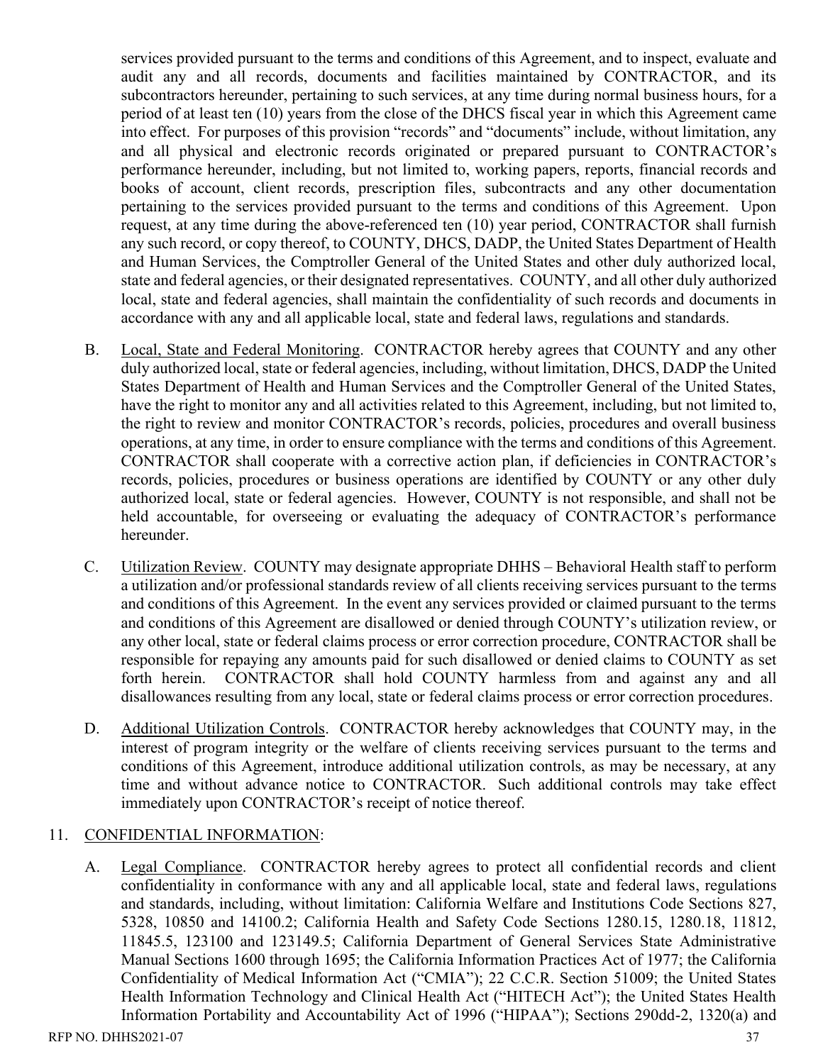services provided pursuant to the terms and conditions of this Agreement, and to inspect, evaluate and audit any and all records, documents and facilities maintained by CONTRACTOR, and its subcontractors hereunder, pertaining to such services, at any time during normal business hours, for a period of at least ten (10) years from the close of the DHCS fiscal year in which this Agreement came into effect. For purposes of this provision "records" and "documents" include, without limitation, any and all physical and electronic records originated or prepared pursuant to CONTRACTOR's performance hereunder, including, but not limited to, working papers, reports, financial records and books of account, client records, prescription files, subcontracts and any other documentation pertaining to the services provided pursuant to the terms and conditions of this Agreement. Upon request, at any time during the above-referenced ten (10) year period, CONTRACTOR shall furnish any such record, or copy thereof, to COUNTY, DHCS, DADP, the United States Department of Health and Human Services, the Comptroller General of the United States and other duly authorized local, state and federal agencies, or their designated representatives. COUNTY, and all other duly authorized local, state and federal agencies, shall maintain the confidentiality of such records and documents in accordance with any and all applicable local, state and federal laws, regulations and standards.

B. Local, State and Federal Monitoring. CONTRACTOR hereby agrees that COUNTY and any other duly authorized local, state or federal agencies, including, without limitation, DHCS, DADP the United States Department of Health and Human Services and the Comptroller General of the United States, have the right to monitor any and all activities related to this Agreement, including, but not limited to, the right to review and monitor CONTRACTOR's records, policies, procedures and overall business operations, at any time, in order to ensure compliance with the terms and conditions of this Agreement. CONTRACTOR shall cooperate with a corrective action plan, if deficiencies in CONTRACTOR's records, policies, procedures or business operations are identified by COUNTY or any other duly authorized local, state or federal agencies. However, COUNTY is not responsible, and shall not be held accountable, for overseeing or evaluating the adequacy of CONTRACTOR's performance hereunder.

C. Utilization Review. COUNTY may designate appropriate DHHS – Behavioral Health staff to perform a utilization and/or professional standards review of all clients receiving services pursuant to the terms and conditions of this Agreement. In the event any services provided or claimed pursuant to the terms and conditions of this Agreement are disallowed or denied through COUNTY's utilization review, or any other local, state or federal claims process or error correction procedure, CONTRACTOR shall be responsible for repaying any amounts paid for such disallowed or denied claims to COUNTY as set forth herein. CONTRACTOR shall hold COUNTY harmless from and against any and all disallowances resulting from any local, state or federal claims process or error correction procedures.

D. Additional Utilization Controls. CONTRACTOR hereby acknowledges that COUNTY may, in the interest of program integrity or the welfare of clients receiving services pursuant to the terms and conditions of this Agreement, introduce additional utilization controls, as may be necessary, at any time and without advance notice to CONTRACTOR. Such additional controls may take effect immediately upon CONTRACTOR's receipt of notice thereof.

11. CONFIDENTIAL INFORMATION:

A. Legal Compliance. CONTRACTOR hereby agrees to protect all confidential records and client confidentiality in conformance with any and all applicable local, state and federal laws, regulations and standards, including, without limitation: California Welfare and Institutions Code Sections 827, 5328, 10850 and 14100.2; California Health and Safety Code Sections 1280.15, 1280.18, 11812, 11845.5, 123100 and 123149.5; California Department of General Services State Administrative Manual Sections 1600 through 1695; the California Information Practices Act of 1977; the California Confidentiality of Medical Information Act ("CMIA"); 22 C.C.R. Section 51009; the United States Health Information Technology and Clinical Health Act ("HITECH Act"); the United States Health Information Portability and Accountability Act of 1996 ("HIPAA"); Sections 290dd-2, 1320(a) and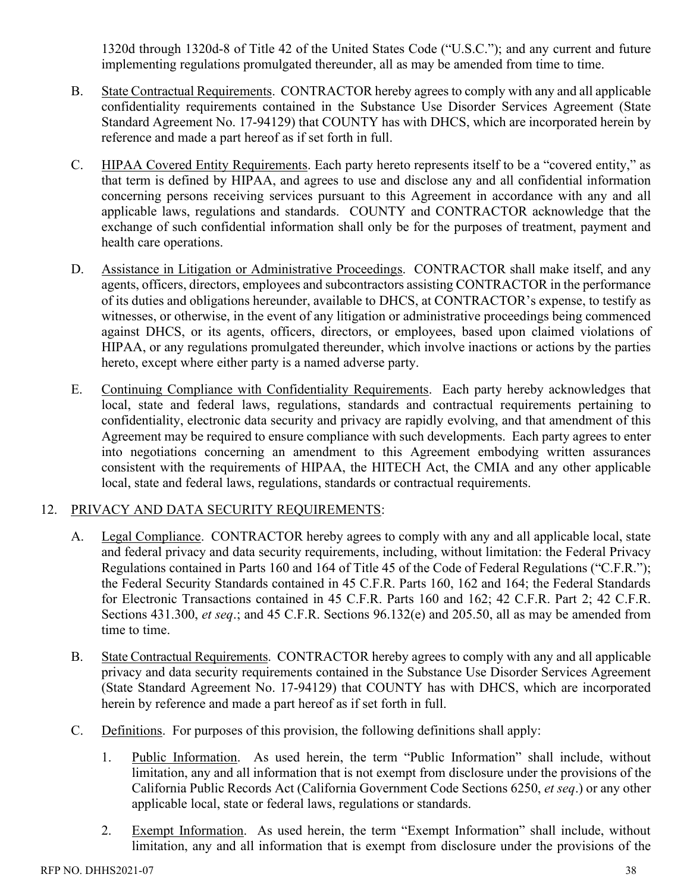1320d through 1320d-8 of Title 42 of the United States Code ("U.S.C."); and any current and future implementing regulations promulgated thereunder, all as may be amended from time to time.

B. State Contractual Requirements. CONTRACTOR hereby agrees to comply with any and all applicable confidentiality requirements contained in the Substance Use Disorder Services Agreement (State Standard Agreement No. 17-94129) that COUNTY has with DHCS, which are incorporated herein by reference and made a part hereof as if set forth in full.

C. HIPAA Covered Entity Requirements. Each party hereto represents itself to be a "covered entity," as that term is defined by HIPAA, and agrees to use and disclose any and all confidential information concerning persons receiving services pursuant to this Agreement in accordance with any and all applicable laws, regulations and standards. COUNTY and CONTRACTOR acknowledge that the exchange of such confidential information shall only be for the purposes of treatment, payment and health care operations.

D. Assistance in Litigation or Administrative Proceedings. CONTRACTOR shall make itself, and any agents, officers, directors, employees and subcontractors assisting CONTRACTOR in the performance of its duties and obligations hereunder, available to DHCS, at CONTRACTOR's expense, to testify as witnesses, or otherwise, in the event of any litigation or administrative proceedings being commenced against DHCS, or its agents, officers, directors, or employees, based upon claimed violations of HIPAA, or any regulations promulgated thereunder, which involve inactions or actions by the parties hereto, except where either party is a named adverse party.

E. Continuing Compliance with Confidentiality Requirements. Each party hereby acknowledges that local, state and federal laws, regulations, standards and contractual requirements pertaining to confidentiality, electronic data security and privacy are rapidly evolving, and that amendment of this Agreement may be required to ensure compliance with such developments. Each party agrees to enter into negotiations concerning an amendment to this Agreement embodying written assurances consistent with the requirements of HIPAA, the HITECH Act, the CMIA and any other applicable local, state and federal laws, regulations, standards or contractual requirements.

12. PRIVACY AND DATA SECURITY REQUIREMENTS:

A. Legal Compliance. CONTRACTOR hereby agrees to comply with any and all applicable local, state and federal privacy and data security requirements, including, without limitation: the Federal Privacy Regulations contained in Parts 160 and 164 of Title 45 of the Code of Federal Regulations ("C.F.R."); the Federal Security Standards contained in 45 C.F.R. Parts 160, 162 and 164; the Federal Standards for Electronic Transactions contained in 45 C.F.R. Parts 160 and 162; 42 C.F.R. Part 2; 42 C.F.R. Sections 431.300, *et seq*.; and 45 C.F.R. Sections 96.132(e) and 205.50, all as may be amended from time to time.

B. State Contractual Requirements. CONTRACTOR hereby agrees to comply with any and all applicable privacy and data security requirements contained in the Substance Use Disorder Services Agreement (State Standard Agreement No. 17-94129) that COUNTY has with DHCS, which are incorporated herein by reference and made a part hereof as if set forth in full.

C. Definitions. For purposes of this provision, the following definitions shall apply:

1. Public Information. As used herein, the term "Public Information" shall include, without limitation, any and all information that is not exempt from disclosure under the provisions of the California Public Records Act (California Government Code Sections 6250, *et seq*.) or any other applicable local, state or federal laws, regulations or standards.

2. Exempt Information. As used herein, the term "Exempt Information" shall include, without limitation, any and all information that is exempt from disclosure under the provisions of the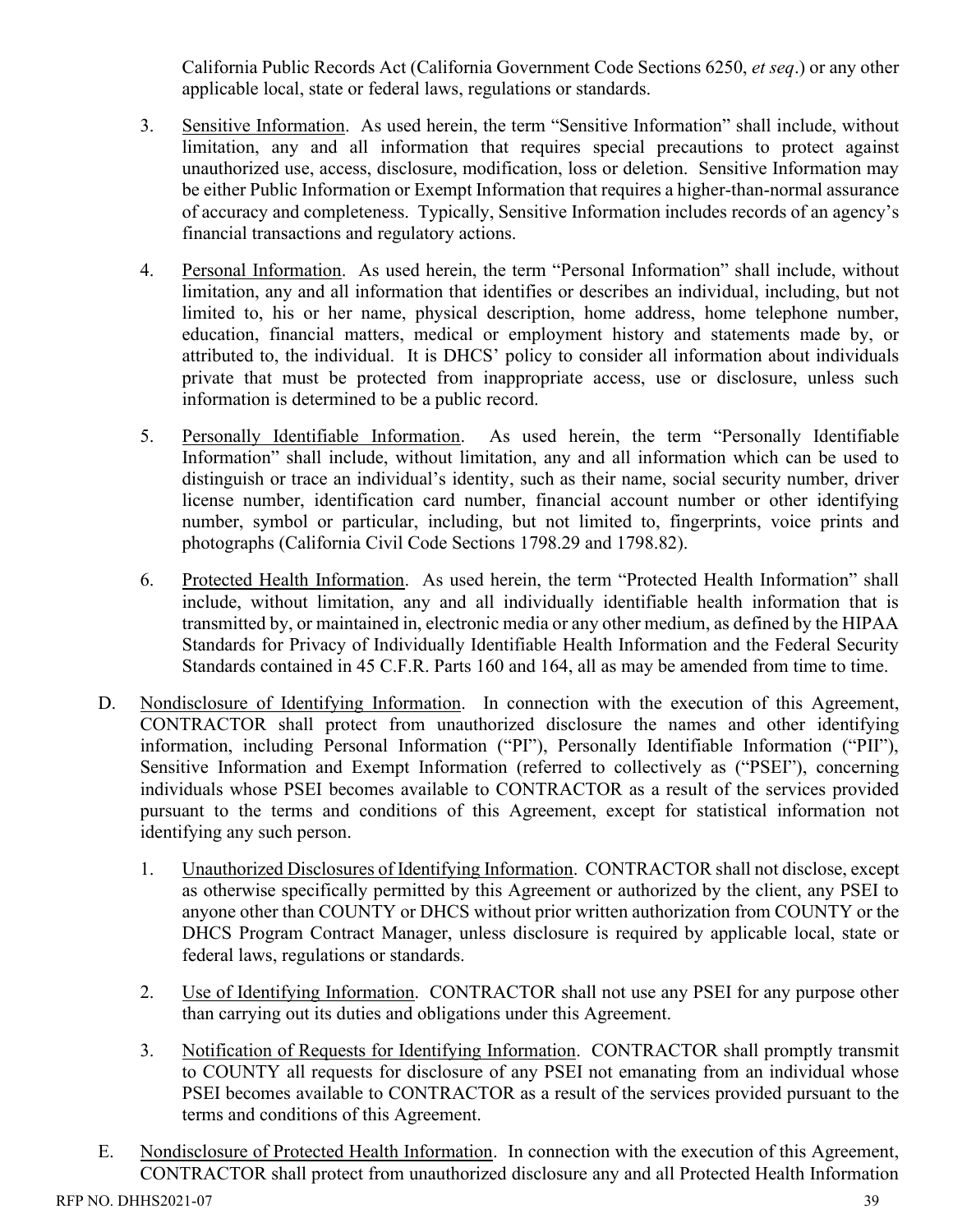California Public Records Act (California Government Code Sections 6250, *et seq*.) or any other applicable local, state or federal laws, regulations or standards.

3. Sensitive Information. As used herein, the term "Sensitive Information" shall include, without limitation, any and all information that requires special precautions to protect against unauthorized use, access, disclosure, modification, loss or deletion. Sensitive Information may be either Public Information or Exempt Information that requires a higher-than-normal assurance of accuracy and completeness. Typically, Sensitive Information includes records of an agency's financial transactions and regulatory actions.

4. Personal Information. As used herein, the term "Personal Information" shall include, without limitation, any and all information that identifies or describes an individual, including, but not limited to, his or her name, physical description, home address, home telephone number, education, financial matters, medical or employment history and statements made by, or attributed to, the individual. It is DHCS' policy to consider all information about individuals private that must be protected from inappropriate access, use or disclosure, unless such information is determined to be a public record.

5. Personally Identifiable Information. As used herein, the term "Personally Identifiable Information" shall include, without limitation, any and all information which can be used to distinguish or trace an individual's identity, such as their name, social security number, driver license number, identification card number, financial account number or other identifying number, symbol or particular, including, but not limited to, fingerprints, voice prints and photographs (California Civil Code Sections 1798.29 and 1798.82).

6. Protected Health Information. As used herein, the term "Protected Health Information" shall include, without limitation, any and all individually identifiable health information that is transmitted by, or maintained in, electronic media or any other medium, as defined by the HIPAA Standards for Privacy of Individually Identifiable Health Information and the Federal Security Standards contained in 45 C.F.R. Parts 160 and 164, all as may be amended from time to time.

D. Nondisclosure of Identifying Information. In connection with the execution of this Agreement, CONTRACTOR shall protect from unauthorized disclosure the names and other identifying information, including Personal Information ("PI"), Personally Identifiable Information ("PII"), Sensitive Information and Exempt Information (referred to collectively as ("PSEI"), concerning individuals whose PSEI becomes available to CONTRACTOR as a result of the services provided pursuant to the terms and conditions of this Agreement, except for statistical information not identifying any such person.

   1. Unauthorized Disclosures of Identifying Information. CONTRACTOR shall not disclose, except as otherwise specifically permitted by this Agreement or authorized by the client, any PSEI to anyone other than COUNTY or DHCS without prior written authorization from COUNTY or the DHCS Program Contract Manager, unless disclosure is required by applicable local, state or federal laws, regulations or standards.

   2. Use of Identifying Information. CONTRACTOR shall not use any PSEI for any purpose other than carrying out its duties and obligations under this Agreement.

   3. Notification of Requests for Identifying Information. CONTRACTOR shall promptly transmit to COUNTY all requests for disclosure of any PSEI not emanating from an individual whose PSEI becomes available to CONTRACTOR as a result of the services provided pursuant to the terms and conditions of this Agreement.

E. Nondisclosure of Protected Health Information. In connection with the execution of this Agreement, CONTRACTOR shall protect from unauthorized disclosure any and all Protected Health Information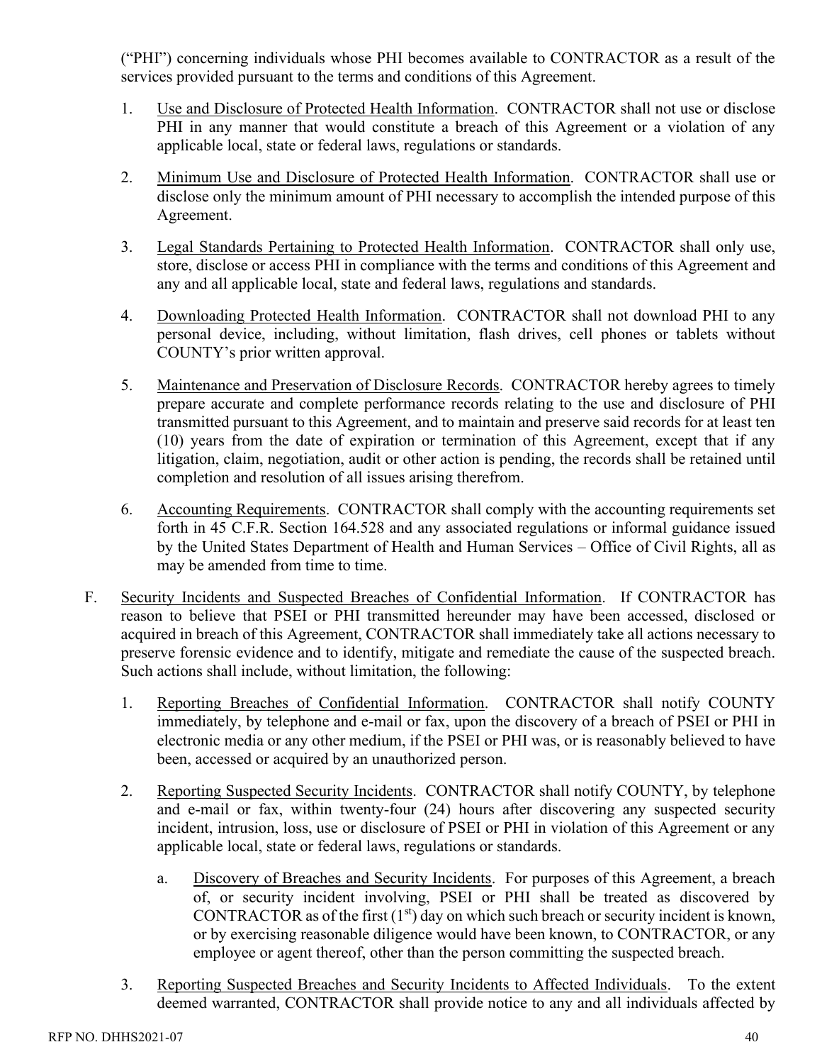("PHI") concerning individuals whose PHI becomes available to CONTRACTOR as a result of the services provided pursuant to the terms and conditions of this Agreement.

1. Use and Disclosure of Protected Health Information. CONTRACTOR shall not use or disclose PHI in any manner that would constitute a breach of this Agreement or a violation of any applicable local, state or federal laws, regulations or standards.

2. Minimum Use and Disclosure of Protected Health Information. CONTRACTOR shall use or disclose only the minimum amount of PHI necessary to accomplish the intended purpose of this Agreement.

3. Legal Standards Pertaining to Protected Health Information. CONTRACTOR shall only use, store, disclose or access PHI in compliance with the terms and conditions of this Agreement and any and all applicable local, state and federal laws, regulations and standards.

4. Downloading Protected Health Information. CONTRACTOR shall not download PHI to any personal device, including, without limitation, flash drives, cell phones or tablets without COUNTY's prior written approval.

5. Maintenance and Preservation of Disclosure Records. CONTRACTOR hereby agrees to timely prepare accurate and complete performance records relating to the use and disclosure of PHI transmitted pursuant to this Agreement, and to maintain and preserve said records for at least ten (10) years from the date of expiration or termination of this Agreement, except that if any litigation, claim, negotiation, audit or other action is pending, the records shall be retained until completion and resolution of all issues arising therefrom.

6. Accounting Requirements. CONTRACTOR shall comply with the accounting requirements set forth in 45 C.F.R. Section 164.528 and any associated regulations or informal guidance issued by the United States Department of Health and Human Services – Office of Civil Rights, all as may be amended from time to time.

F. Security Incidents and Suspected Breaches of Confidential Information. If CONTRACTOR has reason to believe that PSEI or PHI transmitted hereunder may have been accessed, disclosed or acquired in breach of this Agreement, CONTRACTOR shall immediately take all actions necessary to preserve forensic evidence and to identify, mitigate and remediate the cause of the suspected breach. Such actions shall include, without limitation, the following:

1. Reporting Breaches of Confidential Information. CONTRACTOR shall notify COUNTY immediately, by telephone and e-mail or fax, upon the discovery of a breach of PSEI or PHI in electronic media or any other medium, if the PSEI or PHI was, or is reasonably believed to have been, accessed or acquired by an unauthorized person.

2. Reporting Suspected Security Incidents. CONTRACTOR shall notify COUNTY, by telephone and e-mail or fax, within twenty-four (24) hours after discovering any suspected security incident, intrusion, loss, use or disclosure of PSEI or PHI in violation of this Agreement or any applicable local, state or federal laws, regulations or standards.

   a. Discovery of Breaches and Security Incidents. For purposes of this Agreement, a breach of, or security incident involving, PSEI or PHI shall be treated as discovered by CONTRACTOR as of the first (1st) day on which such breach or security incident is known, or by exercising reasonable diligence would have been known, to CONTRACTOR, or any employee or agent thereof, other than the person committing the suspected breach.

3. Reporting Suspected Breaches and Security Incidents to Affected Individuals. To the extent deemed warranted, CONTRACTOR shall provide notice to any and all individuals affected by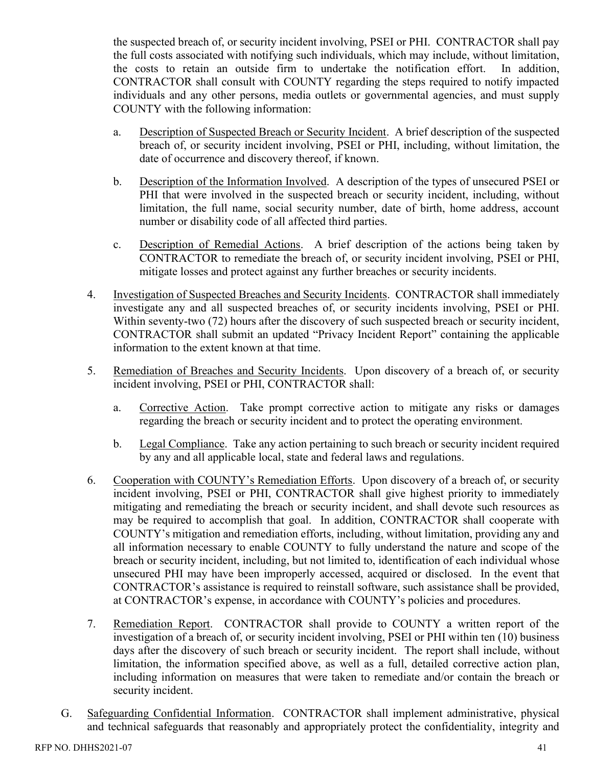the suspected breach of, or security incident involving, PSEI or PHI. CONTRACTOR shall pay the full costs associated with notifying such individuals, which may include, without limitation, the costs to retain an outside firm to undertake the notification effort. In addition, CONTRACTOR shall consult with COUNTY regarding the steps required to notify impacted individuals and any other persons, media outlets or governmental agencies, and must supply COUNTY with the following information:

a. Description of Suspected Breach or Security Incident. A brief description of the suspected breach of, or security incident involving, PSEI or PHI, including, without limitation, the date of occurrence and discovery thereof, if known.

b. Description of the Information Involved. A description of the types of unsecured PSEI or PHI that were involved in the suspected breach or security incident, including, without limitation, the full name, social security number, date of birth, home address, account number or disability code of all affected third parties.

c. Description of Remedial Actions. A brief description of the actions being taken by CONTRACTOR to remediate the breach of, or security incident involving, PSEI or PHI, mitigate losses and protect against any further breaches or security incidents.

4. Investigation of Suspected Breaches and Security Incidents. CONTRACTOR shall immediately investigate any and all suspected breaches of, or security incidents involving, PSEI or PHI. Within seventy-two (72) hours after the discovery of such suspected breach or security incident, CONTRACTOR shall submit an updated "Privacy Incident Report" containing the applicable information to the extent known at that time.

5. Remediation of Breaches and Security Incidents. Upon discovery of a breach of, or security incident involving, PSEI or PHI, CONTRACTOR shall:

a. Corrective Action. Take prompt corrective action to mitigate any risks or damages regarding the breach or security incident and to protect the operating environment.

b. Legal Compliance. Take any action pertaining to such breach or security incident required by any and all applicable local, state and federal laws and regulations.

6. Cooperation with COUNTY's Remediation Efforts. Upon discovery of a breach of, or security incident involving, PSEI or PHI, CONTRACTOR shall give highest priority to immediately mitigating and remediating the breach or security incident, and shall devote such resources as may be required to accomplish that goal. In addition, CONTRACTOR shall cooperate with COUNTY's mitigation and remediation efforts, including, without limitation, providing any and all information necessary to enable COUNTY to fully understand the nature and scope of the breach or security incident, including, but not limited to, identification of each individual whose unsecured PHI may have been improperly accessed, acquired or disclosed. In the event that CONTRACTOR's assistance is required to reinstall software, such assistance shall be provided, at CONTRACTOR's expense, in accordance with COUNTY's policies and procedures.

7. Remediation Report. CONTRACTOR shall provide to COUNTY a written report of the investigation of a breach of, or security incident involving, PSEI or PHI within ten (10) business days after the discovery of such breach or security incident. The report shall include, without limitation, the information specified above, as well as a full, detailed corrective action plan, including information on measures that were taken to remediate and/or contain the breach or security incident.

G. Safeguarding Confidential Information. CONTRACTOR shall implement administrative, physical and technical safeguards that reasonably and appropriately protect the confidentiality, integrity and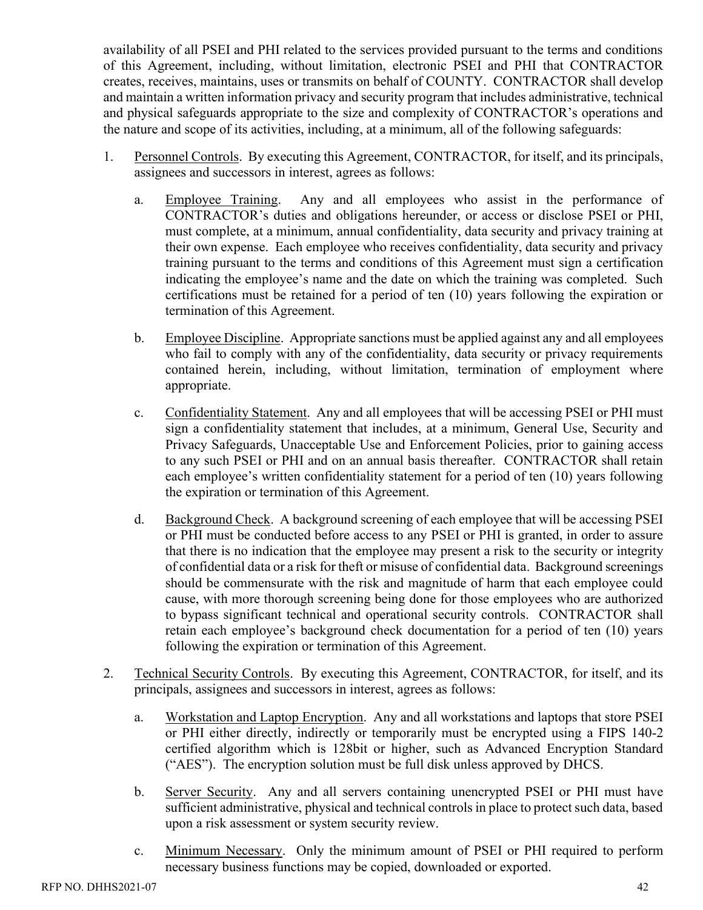availability of all PSEI and PHI related to the services provided pursuant to the terms and conditions of this Agreement, including, without limitation, electronic PSEI and PHI that CONTRACTOR creates, receives, maintains, uses or transmits on behalf of COUNTY. CONTRACTOR shall develop and maintain a written information privacy and security program that includes administrative, technical and physical safeguards appropriate to the size and complexity of CONTRACTOR's operations and the nature and scope of its activities, including, at a minimum, all of the following safeguards:

1. Personnel Controls. By executing this Agreement, CONTRACTOR, for itself, and its principals, assignees and successors in interest, agrees as follows:

   a. Employee Training. Any and all employees who assist in the performance of CONTRACTOR's duties and obligations hereunder, or access or disclose PSEI or PHI, must complete, at a minimum, annual confidentiality, data security and privacy training at their own expense. Each employee who receives confidentiality, data security and privacy training pursuant to the terms and conditions of this Agreement must sign a certification indicating the employee's name and the date on which the training was completed. Such certifications must be retained for a period of ten (10) years following the expiration or termination of this Agreement.

   b. Employee Discipline. Appropriate sanctions must be applied against any and all employees who fail to comply with any of the confidentiality, data security or privacy requirements contained herein, including, without limitation, termination of employment where appropriate.

   c. Confidentiality Statement. Any and all employees that will be accessing PSEI or PHI must sign a confidentiality statement that includes, at a minimum, General Use, Security and Privacy Safeguards, Unacceptable Use and Enforcement Policies, prior to gaining access to any such PSEI or PHI and on an annual basis thereafter. CONTRACTOR shall retain each employee's written confidentiality statement for a period of ten (10) years following the expiration or termination of this Agreement.

   d. Background Check. A background screening of each employee that will be accessing PSEI or PHI must be conducted before access to any PSEI or PHI is granted, in order to assure that there is no indication that the employee may present a risk to the security or integrity of confidential data or a risk for theft or misuse of confidential data. Background screenings should be commensurate with the risk and magnitude of harm that each employee could cause, with more thorough screening being done for those employees who are authorized to bypass significant technical and operational security controls. CONTRACTOR shall retain each employee's background check documentation for a period of ten (10) years following the expiration or termination of this Agreement.

2. Technical Security Controls. By executing this Agreement, CONTRACTOR, for itself, and its principals, assignees and successors in interest, agrees as follows:

   a. Workstation and Laptop Encryption. Any and all workstations and laptops that store PSEI or PHI either directly, indirectly or temporarily must be encrypted using a FIPS 140-2 certified algorithm which is 128bit or higher, such as Advanced Encryption Standard ("AES"). The encryption solution must be full disk unless approved by DHCS.

   b. Server Security. Any and all servers containing unencrypted PSEI or PHI must have sufficient administrative, physical and technical controls in place to protect such data, based upon a risk assessment or system security review.

   c. Minimum Necessary. Only the minimum amount of PSEI or PHI required to perform necessary business functions may be copied, downloaded or exported.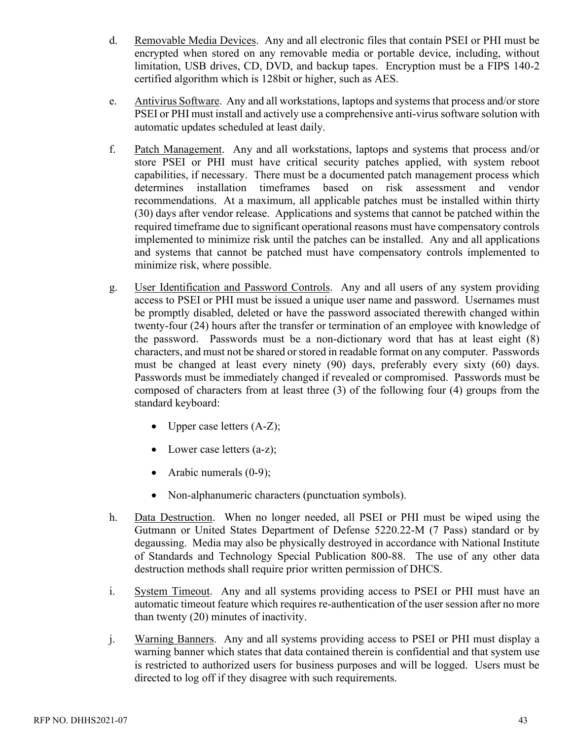d. Removable Media Devices. Any and all electronic files that contain PSEI or PHI must be encrypted when stored on any removable media or portable device, including, without limitation, USB drives, CD, DVD, and backup tapes. Encryption must be a FIPS 140-2 certified algorithm which is 128bit or higher, such as AES.

e. Antivirus Software. Any and all workstations, laptops and systems that process and/or store PSEI or PHI must install and actively use a comprehensive anti-virus software solution with automatic updates scheduled at least daily.

f. Patch Management. Any and all workstations, laptops and systems that process and/or store PSEI or PHI must have critical security patches applied, with system reboot capabilities, if necessary. There must be a documented patch management process which determines installation timeframes based on risk assessment and vendor recommendations. At a maximum, all applicable patches must be installed within thirty (30) days after vendor release. Applications and systems that cannot be patched within the required timeframe due to significant operational reasons must have compensatory controls implemented to minimize risk until the patches can be installed. Any and all applications and systems that cannot be patched must have compensatory controls implemented to minimize risk, where possible.

g. User Identification and Password Controls. Any and all users of any system providing access to PSEI or PHI must be issued a unique user name and password. Usernames must be promptly disabled, deleted or have the password associated therewith changed within twenty-four (24) hours after the transfer or termination of an employee with knowledge of the password. Passwords must be a non-dictionary word that has at least eight (8) characters, and must not be shared or stored in readable format on any computer. Passwords must be changed at least every ninety (90) days, preferably every sixty (60) days. Passwords must be immediately changed if revealed or compromised. Passwords must be composed of characters from at least three (3) of the following four (4) groups from the standard keyboard:

- Upper case letters (A-Z);
- Lower case letters (a-z);
- Arabic numerals (0-9);
- Non-alphanumeric characters (punctuation symbols).

h. Data Destruction. When no longer needed, all PSEI or PHI must be wiped using the Gutmann or United States Department of Defense 5220.22-M (7 Pass) standard or by degaussing. Media may also be physically destroyed in accordance with National Institute of Standards and Technology Special Publication 800-88. The use of any other data destruction methods shall require prior written permission of DHCS.

i. System Timeout. Any and all systems providing access to PSEI or PHI must have an automatic timeout feature which requires re-authentication of the user session after no more than twenty (20) minutes of inactivity.

j. Warning Banners. Any and all systems providing access to PSEI or PHI must display a warning banner which states that data contained therein is confidential and that system use is restricted to authorized users for business purposes and will be logged. Users must be directed to log off if they disagree with such requirements.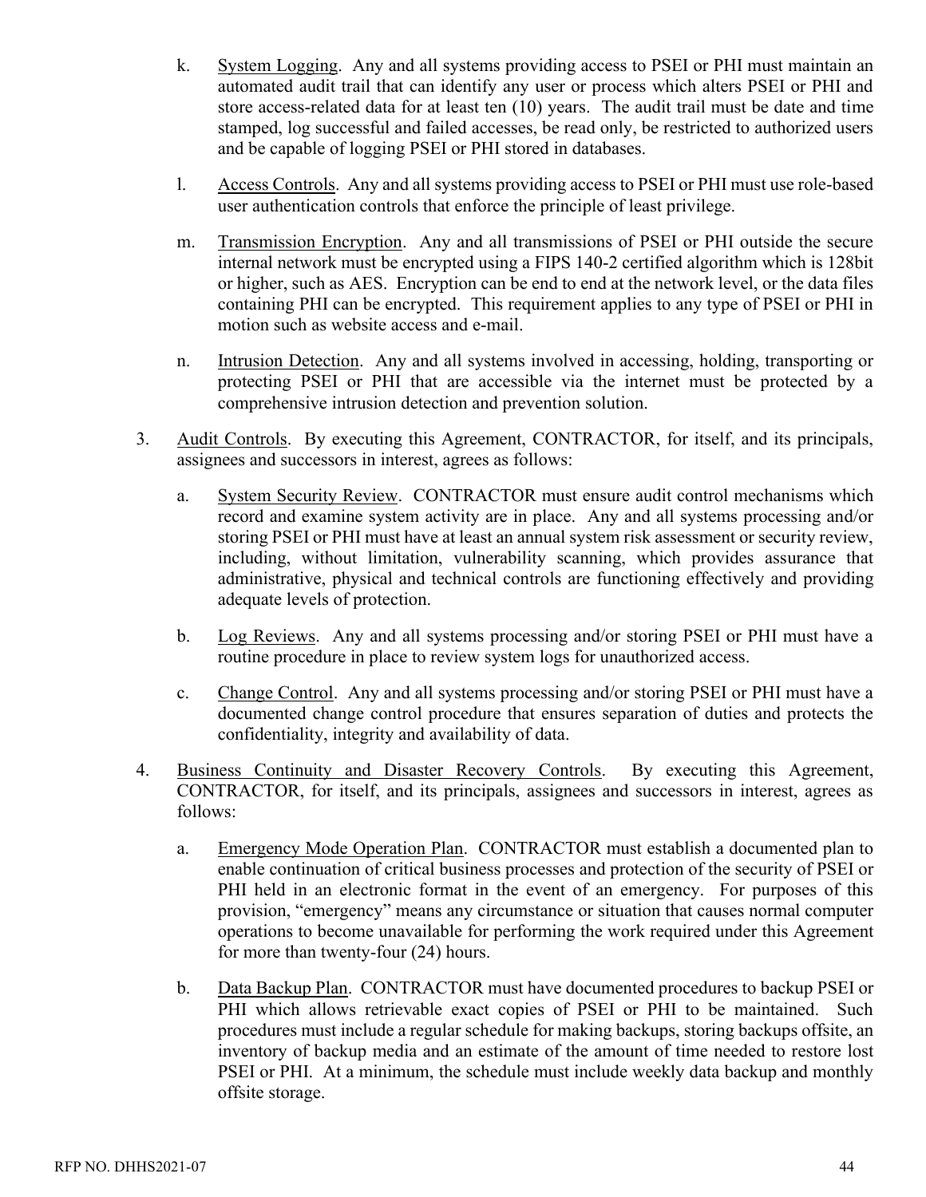k. System Logging. Any and all systems providing access to PSEI or PHI must maintain an automated audit trail that can identify any user or process which alters PSEI or PHI and store access-related data for at least ten (10) years. The audit trail must be date and time stamped, log successful and failed accesses, be read only, be restricted to authorized users and be capable of logging PSEI or PHI stored in databases.

l. Access Controls. Any and all systems providing access to PSEI or PHI must use role-based user authentication controls that enforce the principle of least privilege.

m. Transmission Encryption. Any and all transmissions of PSEI or PHI outside the secure internal network must be encrypted using a FIPS 140-2 certified algorithm which is 128bit or higher, such as AES. Encryption can be end to end at the network level, or the data files containing PHI can be encrypted. This requirement applies to any type of PSEI or PHI in motion such as website access and e-mail.

n. Intrusion Detection. Any and all systems involved in accessing, holding, transporting or protecting PSEI or PHI that are accessible via the internet must be protected by a comprehensive intrusion detection and prevention solution.

3. Audit Controls. By executing this Agreement, CONTRACTOR, for itself, and its principals, assignees and successors in interest, agrees as follows:

   a. System Security Review. CONTRACTOR must ensure audit control mechanisms which record and examine system activity are in place. Any and all systems processing and/or storing PSEI or PHI must have at least an annual system risk assessment or security review, including, without limitation, vulnerability scanning, which provides assurance that administrative, physical and technical controls are functioning effectively and providing adequate levels of protection.

   b. Log Reviews. Any and all systems processing and/or storing PSEI or PHI must have a routine procedure in place to review system logs for unauthorized access.

   c. Change Control. Any and all systems processing and/or storing PSEI or PHI must have a documented change control procedure that ensures separation of duties and protects the confidentiality, integrity and availability of data.

4. Business Continuity and Disaster Recovery Controls. By executing this Agreement, CONTRACTOR, for itself, and its principals, assignees and successors in interest, agrees as follows:

   a. Emergency Mode Operation Plan. CONTRACTOR must establish a documented plan to enable continuation of critical business processes and protection of the security of PSEI or PHI held in an electronic format in the event of an emergency. For purposes of this provision, "emergency" means any circumstance or situation that causes normal computer operations to become unavailable for performing the work required under this Agreement for more than twenty-four (24) hours.

   b. Data Backup Plan. CONTRACTOR must have documented procedures to backup PSEI or PHI which allows retrievable exact copies of PSEI or PHI to be maintained. Such procedures must include a regular schedule for making backups, storing backups offsite, an inventory of backup media and an estimate of the amount of time needed to restore lost PSEI or PHI. At a minimum, the schedule must include weekly data backup and monthly offsite storage.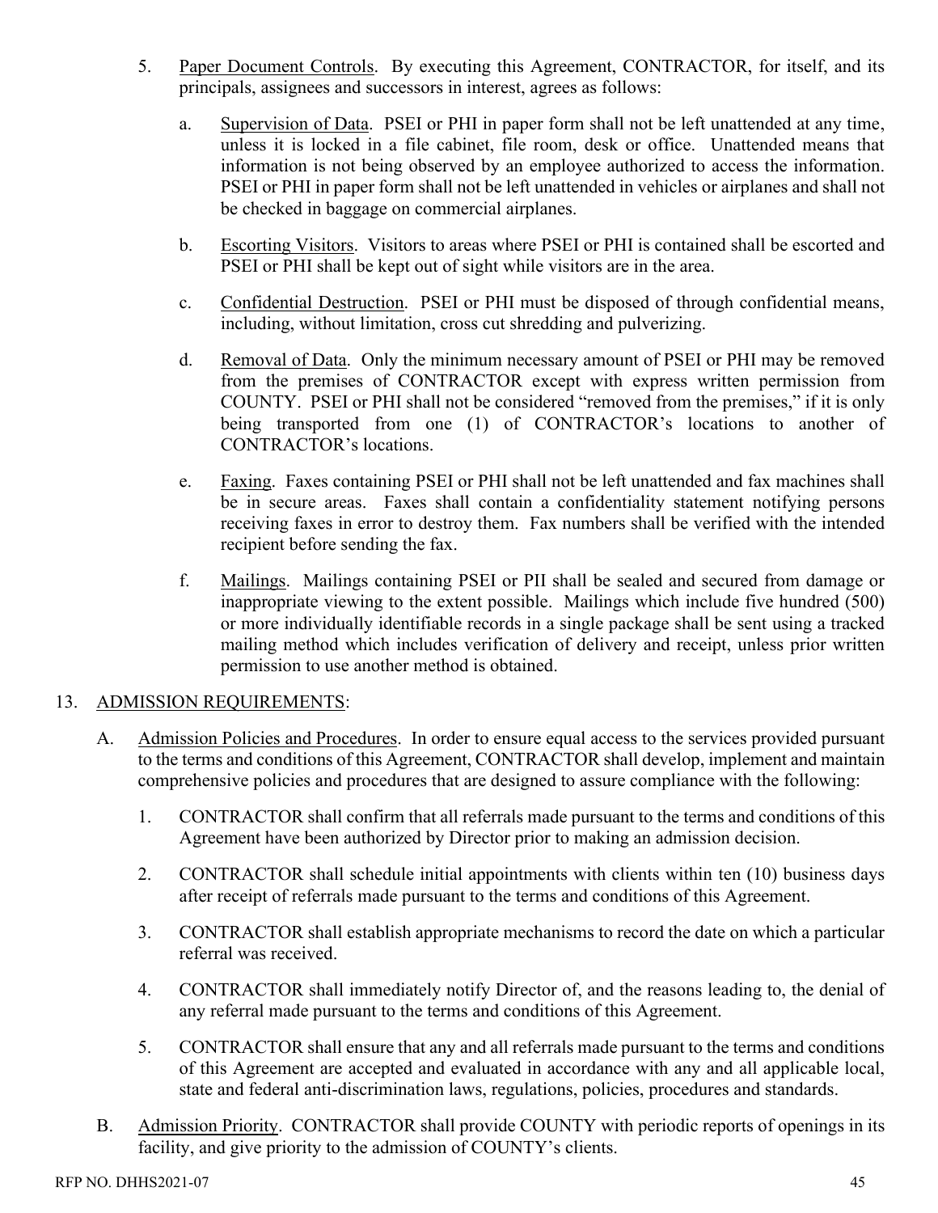5. Paper Document Controls. By executing this Agreement, CONTRACTOR, for itself, and its principals, assignees and successors in interest, agrees as follows:

   a. Supervision of Data. PSEI or PHI in paper form shall not be left unattended at any time, unless it is locked in a file cabinet, file room, desk or office. Unattended means that information is not being observed by an employee authorized to access the information. PSEI or PHI in paper form shall not be left unattended in vehicles or airplanes and shall not be checked in baggage on commercial airplanes.

   b. Escorting Visitors. Visitors to areas where PSEI or PHI is contained shall be escorted and PSEI or PHI shall be kept out of sight while visitors are in the area.

   c. Confidential Destruction. PSEI or PHI must be disposed of through confidential means, including, without limitation, cross cut shredding and pulverizing.

   d. Removal of Data. Only the minimum necessary amount of PSEI or PHI may be removed from the premises of CONTRACTOR except with express written permission from COUNTY. PSEI or PHI shall not be considered "removed from the premises," if it is only being transported from one (1) of CONTRACTOR's locations to another of CONTRACTOR's locations.

   e. Faxing. Faxes containing PSEI or PHI shall not be left unattended and fax machines shall be in secure areas. Faxes shall contain a confidentiality statement notifying persons receiving faxes in error to destroy them. Fax numbers shall be verified with the intended recipient before sending the fax.

   f. Mailings. Mailings containing PSEI or PII shall be sealed and secured from damage or inappropriate viewing to the extent possible. Mailings which include five hundred (500) or more individually identifiable records in a single package shall be sent using a tracked mailing method which includes verification of delivery and receipt, unless prior written permission to use another method is obtained.

13. ADMISSION REQUIREMENTS:

   A. Admission Policies and Procedures. In order to ensure equal access to the services provided pursuant to the terms and conditions of this Agreement, CONTRACTOR shall develop, implement and maintain comprehensive policies and procedures that are designed to assure compliance with the following:

      1. CONTRACTOR shall confirm that all referrals made pursuant to the terms and conditions of this Agreement have been authorized by Director prior to making an admission decision.

      2. CONTRACTOR shall schedule initial appointments with clients within ten (10) business days after receipt of referrals made pursuant to the terms and conditions of this Agreement.

      3. CONTRACTOR shall establish appropriate mechanisms to record the date on which a particular referral was received.

      4. CONTRACTOR shall immediately notify Director of, and the reasons leading to, the denial of any referral made pursuant to the terms and conditions of this Agreement.

      5. CONTRACTOR shall ensure that any and all referrals made pursuant to the terms and conditions of this Agreement are accepted and evaluated in accordance with any and all applicable local, state and federal anti-discrimination laws, regulations, policies, procedures and standards.

   B. Admission Priority. CONTRACTOR shall provide COUNTY with periodic reports of openings in its facility, and give priority to the admission of COUNTY's clients.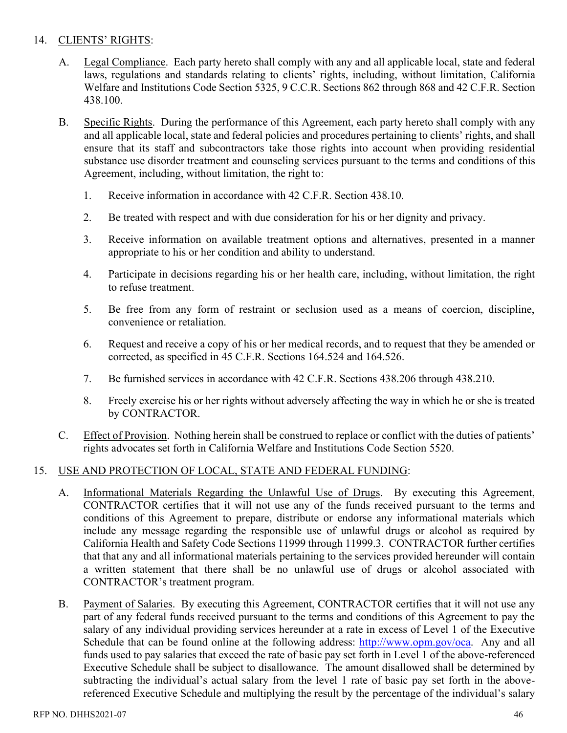14. CLIENTS' RIGHTS:

    A. Legal Compliance. Each party hereto shall comply with any and all applicable local, state and federal laws, regulations and standards relating to clients' rights, including, without limitation, California Welfare and Institutions Code Section 5325, 9 C.C.R. Sections 862 through 868 and 42 C.F.R. Section 438.100.

    B. Specific Rights. During the performance of this Agreement, each party hereto shall comply with any and all applicable local, state and federal policies and procedures pertaining to clients' rights, and shall ensure that its staff and subcontractors take those rights into account when providing residential substance use disorder treatment and counseling services pursuant to the terms and conditions of this Agreement, including, without limitation, the right to:

        1. Receive information in accordance with 42 C.F.R. Section 438.10.

        2. Be treated with respect and with due consideration for his or her dignity and privacy.

        3. Receive information on available treatment options and alternatives, presented in a manner appropriate to his or her condition and ability to understand.

        4. Participate in decisions regarding his or her health care, including, without limitation, the right to refuse treatment.

        5. Be free from any form of restraint or seclusion used as a means of coercion, discipline, convenience or retaliation.

        6. Request and receive a copy of his or her medical records, and to request that they be amended or corrected, as specified in 45 C.F.R. Sections 164.524 and 164.526.

        7. Be furnished services in accordance with 42 C.F.R. Sections 438.206 through 438.210.

        8. Freely exercise his or her rights without adversely affecting the way in which he or she is treated by CONTRACTOR.

    C. Effect of Provision. Nothing herein shall be construed to replace or conflict with the duties of patients' rights advocates set forth in California Welfare and Institutions Code Section 5520.

15. USE AND PROTECTION OF LOCAL, STATE AND FEDERAL FUNDING:

    A. Informational Materials Regarding the Unlawful Use of Drugs. By executing this Agreement, CONTRACTOR certifies that it will not use any of the funds received pursuant to the terms and conditions of this Agreement to prepare, distribute or endorse any informational materials which include any message regarding the responsible use of unlawful drugs or alcohol as required by California Health and Safety Code Sections 11999 through 11999.3. CONTRACTOR further certifies that that any and all informational materials pertaining to the services provided hereunder will contain a written statement that there shall be no unlawful use of drugs or alcohol associated with CONTRACTOR's treatment program.

    B. Payment of Salaries. By executing this Agreement, CONTRACTOR certifies that it will not use any part of any federal funds received pursuant to the terms and conditions of this Agreement to pay the salary of any individual providing services hereunder at a rate in excess of Level 1 of the Executive Schedule that can be found online at the following address: http://www.opm.gov/oca. Any and all funds used to pay salaries that exceed the rate of basic pay set forth in Level 1 of the above-referenced Executive Schedule shall be subject to disallowance. The amount disallowed shall be determined by subtracting the individual's actual salary from the level 1 rate of basic pay set forth in the above-referenced Executive Schedule and multiplying the result by the percentage of the individual's salary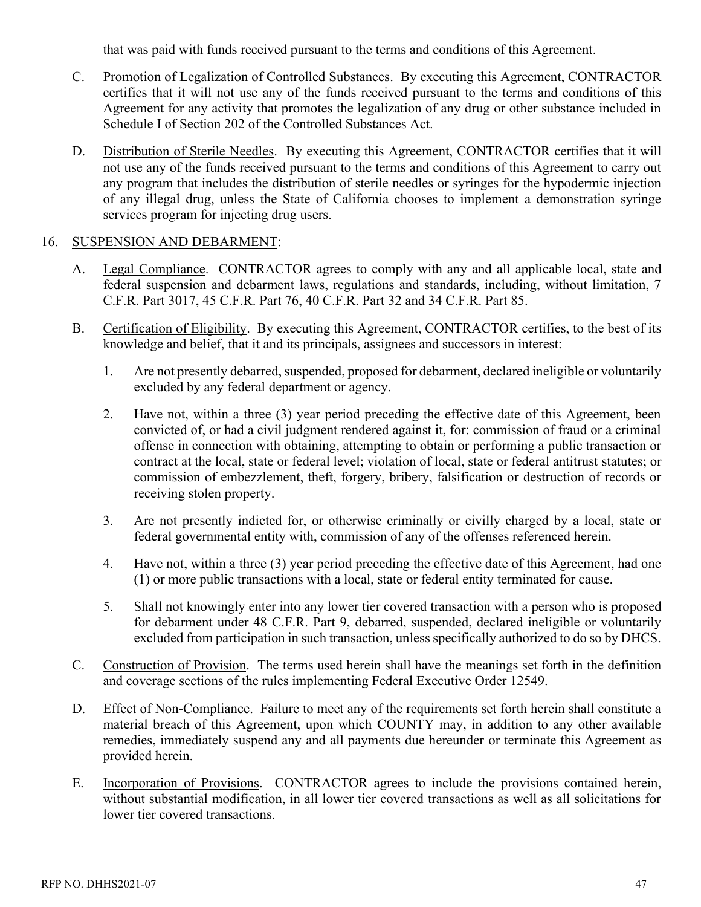that was paid with funds received pursuant to the terms and conditions of this Agreement.

C. Promotion of Legalization of Controlled Substances. By executing this Agreement, CONTRACTOR certifies that it will not use any of the funds received pursuant to the terms and conditions of this Agreement for any activity that promotes the legalization of any drug or other substance included in Schedule I of Section 202 of the Controlled Substances Act.

D. Distribution of Sterile Needles. By executing this Agreement, CONTRACTOR certifies that it will not use any of the funds received pursuant to the terms and conditions of this Agreement to carry out any program that includes the distribution of sterile needles or syringes for the hypodermic injection of any illegal drug, unless the State of California chooses to implement a demonstration syringe services program for injecting drug users.

16. SUSPENSION AND DEBARMENT:

A. Legal Compliance. CONTRACTOR agrees to comply with any and all applicable local, state and federal suspension and debarment laws, regulations and standards, including, without limitation, 7 C.F.R. Part 3017, 45 C.F.R. Part 76, 40 C.F.R. Part 32 and 34 C.F.R. Part 85.

B. Certification of Eligibility. By executing this Agreement, CONTRACTOR certifies, to the best of its knowledge and belief, that it and its principals, assignees and successors in interest:

1. Are not presently debarred, suspended, proposed for debarment, declared ineligible or voluntarily excluded by any federal department or agency.

2. Have not, within a three (3) year period preceding the effective date of this Agreement, been convicted of, or had a civil judgment rendered against it, for: commission of fraud or a criminal offense in connection with obtaining, attempting to obtain or performing a public transaction or contract at the local, state or federal level; violation of local, state or federal antitrust statutes; or commission of embezzlement, theft, forgery, bribery, falsification or destruction of records or receiving stolen property.

3. Are not presently indicted for, or otherwise criminally or civilly charged by a local, state or federal governmental entity with, commission of any of the offenses referenced herein.

4. Have not, within a three (3) year period preceding the effective date of this Agreement, had one (1) or more public transactions with a local, state or federal entity terminated for cause.

5. Shall not knowingly enter into any lower tier covered transaction with a person who is proposed for debarment under 48 C.F.R. Part 9, debarred, suspended, declared ineligible or voluntarily excluded from participation in such transaction, unless specifically authorized to do so by DHCS.

C. Construction of Provision. The terms used herein shall have the meanings set forth in the definition and coverage sections of the rules implementing Federal Executive Order 12549.

D. Effect of Non-Compliance. Failure to meet any of the requirements set forth herein shall constitute a material breach of this Agreement, upon which COUNTY may, in addition to any other available remedies, immediately suspend any and all payments due hereunder or terminate this Agreement as provided herein.

E. Incorporation of Provisions. CONTRACTOR agrees to include the provisions contained herein, without substantial modification, in all lower tier covered transactions as well as all solicitations for lower tier covered transactions.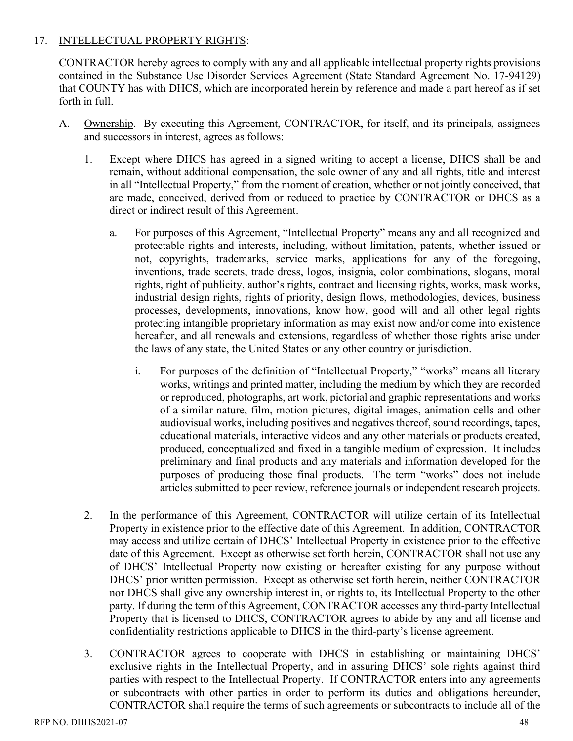17. <u>INTELLECTUAL PROPERTY RIGHTS</u>:

CONTRACTOR hereby agrees to comply with any and all applicable intellectual property rights provisions contained in the Substance Use Disorder Services Agreement (State Standard Agreement No. 17-94129) that COUNTY has with DHCS, which are incorporated herein by reference and made a part hereof as if set forth in full.

A. <u>Ownership</u>. By executing this Agreement, CONTRACTOR, for itself, and its principals, assignees and successors in interest, agrees as follows:

1. Except where DHCS has agreed in a signed writing to accept a license, DHCS shall be and remain, without additional compensation, the sole owner of any and all rights, title and interest in all "Intellectual Property," from the moment of creation, whether or not jointly conceived, that are made, conceived, derived from or reduced to practice by CONTRACTOR or DHCS as a direct or indirect result of this Agreement.

   a. For purposes of this Agreement, "Intellectual Property" means any and all recognized and protectable rights and interests, including, without limitation, patents, whether issued or not, copyrights, trademarks, service marks, applications for any of the foregoing, inventions, trade secrets, trade dress, logos, insignia, color combinations, slogans, moral rights, right of publicity, author's rights, contract and licensing rights, works, mask works, industrial design rights, rights of priority, design flows, methodologies, devices, business processes, developments, innovations, know how, good will and all other legal rights protecting intangible proprietary information as may exist now and/or come into existence hereafter, and all renewals and extensions, regardless of whether those rights arise under the laws of any state, the United States or any other country or jurisdiction.

      i. For purposes of the definition of "Intellectual Property," "works" means all literary works, writings and printed matter, including the medium by which they are recorded or reproduced, photographs, art work, pictorial and graphic representations and works of a similar nature, film, motion pictures, digital images, animation cells and other audiovisual works, including positives and negatives thereof, sound recordings, tapes, educational materials, interactive videos and any other materials or products created, produced, conceptualized and fixed in a tangible medium of expression. It includes preliminary and final products and any materials and information developed for the purposes of producing those final products. The term "works" does not include articles submitted to peer review, reference journals or independent research projects.

2. In the performance of this Agreement, CONTRACTOR will utilize certain of its Intellectual Property in existence prior to the effective date of this Agreement. In addition, CONTRACTOR may access and utilize certain of DHCS' Intellectual Property in existence prior to the effective date of this Agreement. Except as otherwise set forth herein, CONTRACTOR shall not use any of DHCS' Intellectual Property now existing or hereafter existing for any purpose without DHCS' prior written permission. Except as otherwise set forth herein, neither CONTRACTOR nor DHCS shall give any ownership interest in, or rights to, its Intellectual Property to the other party. If during the term of this Agreement, CONTRACTOR accesses any third-party Intellectual Property that is licensed to DHCS, CONTRACTOR agrees to abide by any and all license and confidentiality restrictions applicable to DHCS in the third-party's license agreement.

3. CONTRACTOR agrees to cooperate with DHCS in establishing or maintaining DHCS' exclusive rights in the Intellectual Property, and in assuring DHCS' sole rights against third parties with respect to the Intellectual Property. If CONTRACTOR enters into any agreements or subcontracts with other parties in order to perform its duties and obligations hereunder, CONTRACTOR shall require the terms of such agreements or subcontracts to include all of the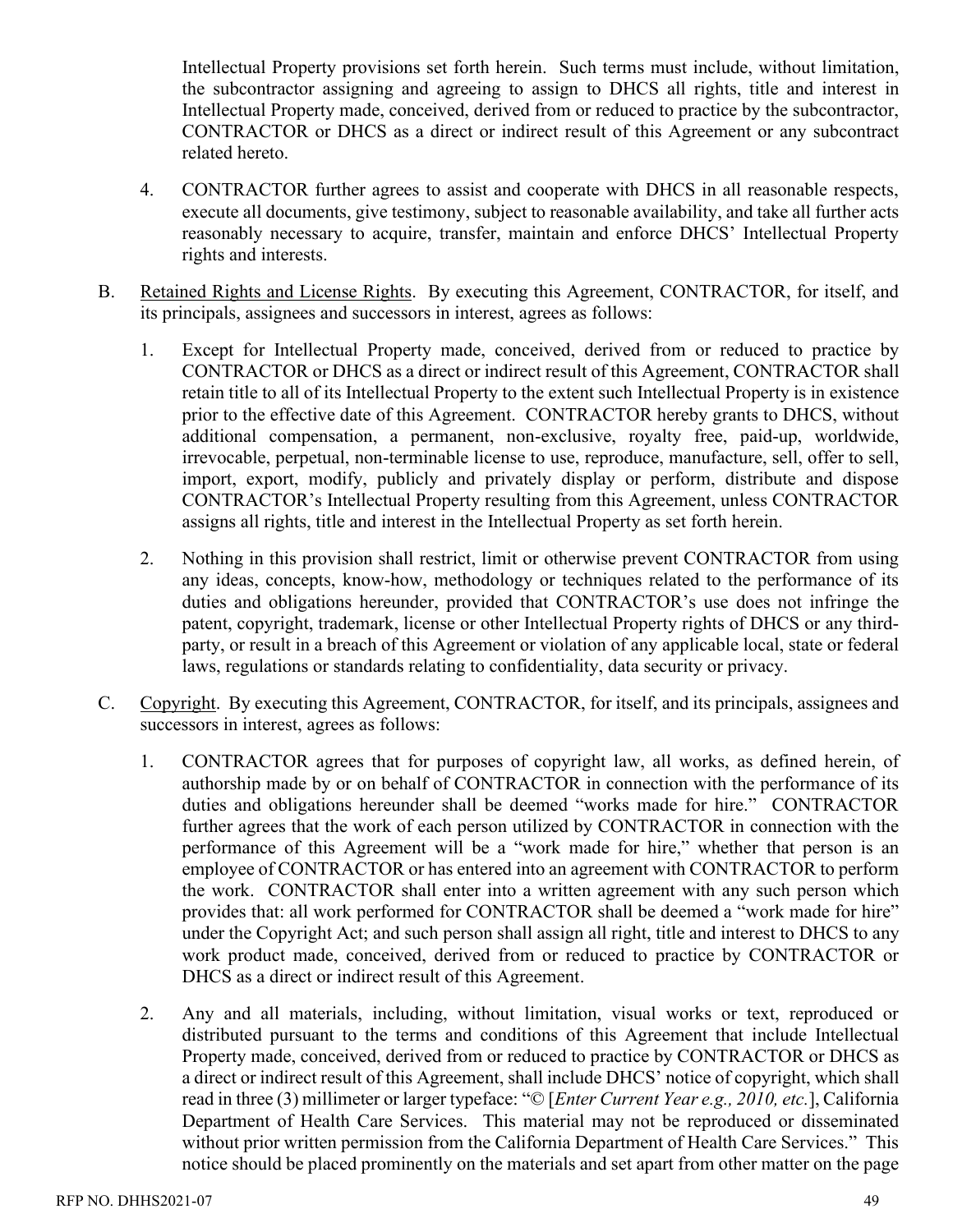Intellectual Property provisions set forth herein. Such terms must include, without limitation, the subcontractor assigning and agreeing to assign to DHCS all rights, title and interest in Intellectual Property made, conceived, derived from or reduced to practice by the subcontractor, CONTRACTOR or DHCS as a direct or indirect result of this Agreement or any subcontract related hereto.

4. CONTRACTOR further agrees to assist and cooperate with DHCS in all reasonable respects, execute all documents, give testimony, subject to reasonable availability, and take all further acts reasonably necessary to acquire, transfer, maintain and enforce DHCS' Intellectual Property rights and interests.

B. Retained Rights and License Rights. By executing this Agreement, CONTRACTOR, for itself, and its principals, assignees and successors in interest, agrees as follows:

1. Except for Intellectual Property made, conceived, derived from or reduced to practice by CONTRACTOR or DHCS as a direct or indirect result of this Agreement, CONTRACTOR shall retain title to all of its Intellectual Property to the extent such Intellectual Property is in existence prior to the effective date of this Agreement. CONTRACTOR hereby grants to DHCS, without additional compensation, a permanent, non-exclusive, royalty free, paid-up, worldwide, irrevocable, perpetual, non-terminable license to use, reproduce, manufacture, sell, offer to sell, import, export, modify, publicly and privately display or perform, distribute and dispose CONTRACTOR's Intellectual Property resulting from this Agreement, unless CONTRACTOR assigns all rights, title and interest in the Intellectual Property as set forth herein.

2. Nothing in this provision shall restrict, limit or otherwise prevent CONTRACTOR from using any ideas, concepts, know-how, methodology or techniques related to the performance of its duties and obligations hereunder, provided that CONTRACTOR's use does not infringe the patent, copyright, trademark, license or other Intellectual Property rights of DHCS or any third-party, or result in a breach of this Agreement or violation of any applicable local, state or federal laws, regulations or standards relating to confidentiality, data security or privacy.

C. Copyright. By executing this Agreement, CONTRACTOR, for itself, and its principals, assignees and successors in interest, agrees as follows:

1. CONTRACTOR agrees that for purposes of copyright law, all works, as defined herein, of authorship made by or on behalf of CONTRACTOR in connection with the performance of its duties and obligations hereunder shall be deemed "works made for hire." CONTRACTOR further agrees that the work of each person utilized by CONTRACTOR in connection with the performance of this Agreement will be a "work made for hire," whether that person is an employee of CONTRACTOR or has entered into an agreement with CONTRACTOR to perform the work. CONTRACTOR shall enter into a written agreement with any such person which provides that: all work performed for CONTRACTOR shall be deemed a "work made for hire" under the Copyright Act; and such person shall assign all right, title and interest to DHCS to any work product made, conceived, derived from or reduced to practice by CONTRACTOR or DHCS as a direct or indirect result of this Agreement.

2. Any and all materials, including, without limitation, visual works or text, reproduced or distributed pursuant to the terms and conditions of this Agreement that include Intellectual Property made, conceived, derived from or reduced to practice by CONTRACTOR or DHCS as a direct or indirect result of this Agreement, shall include DHCS' notice of copyright, which shall read in three (3) millimeter or larger typeface: "© [*Enter Current Year e.g., 2010, etc.*], California Department of Health Care Services. This material may not be reproduced or disseminated without prior written permission from the California Department of Health Care Services." This notice should be placed prominently on the materials and set apart from other matter on the page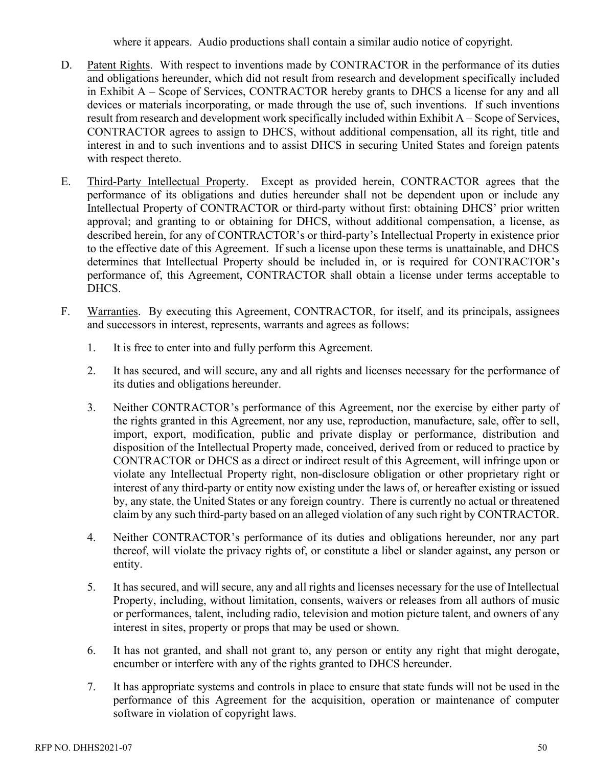where it appears. Audio productions shall contain a similar audio notice of copyright.

D. Patent Rights. With respect to inventions made by CONTRACTOR in the performance of its duties and obligations hereunder, which did not result from research and development specifically included in Exhibit A – Scope of Services, CONTRACTOR hereby grants to DHCS a license for any and all devices or materials incorporating, or made through the use of, such inventions. If such inventions result from research and development work specifically included within Exhibit A – Scope of Services, CONTRACTOR agrees to assign to DHCS, without additional compensation, all its right, title and interest in and to such inventions and to assist DHCS in securing United States and foreign patents with respect thereto.

E. Third-Party Intellectual Property. Except as provided herein, CONTRACTOR agrees that the performance of its obligations and duties hereunder shall not be dependent upon or include any Intellectual Property of CONTRACTOR or third-party without first: obtaining DHCS' prior written approval; and granting to or obtaining for DHCS, without additional compensation, a license, as described herein, for any of CONTRACTOR's or third-party's Intellectual Property in existence prior to the effective date of this Agreement. If such a license upon these terms is unattainable, and DHCS determines that Intellectual Property should be included in, or is required for CONTRACTOR's performance of, this Agreement, CONTRACTOR shall obtain a license under terms acceptable to DHCS.

F. Warranties. By executing this Agreement, CONTRACTOR, for itself, and its principals, assignees and successors in interest, represents, warrants and agrees as follows:

1. It is free to enter into and fully perform this Agreement.

2. It has secured, and will secure, any and all rights and licenses necessary for the performance of its duties and obligations hereunder.

3. Neither CONTRACTOR's performance of this Agreement, nor the exercise by either party of the rights granted in this Agreement, nor any use, reproduction, manufacture, sale, offer to sell, import, export, modification, public and private display or performance, distribution and disposition of the Intellectual Property made, conceived, derived from or reduced to practice by CONTRACTOR or DHCS as a direct or indirect result of this Agreement, will infringe upon or violate any Intellectual Property right, non-disclosure obligation or other proprietary right or interest of any third-party or entity now existing under the laws of, or hereafter existing or issued by, any state, the United States or any foreign country. There is currently no actual or threatened claim by any such third-party based on an alleged violation of any such right by CONTRACTOR.

4. Neither CONTRACTOR's performance of its duties and obligations hereunder, nor any part thereof, will violate the privacy rights of, or constitute a libel or slander against, any person or entity.

5. It has secured, and will secure, any and all rights and licenses necessary for the use of Intellectual Property, including, without limitation, consents, waivers or releases from all authors of music or performances, talent, including radio, television and motion picture talent, and owners of any interest in sites, property or props that may be used or shown.

6. It has not granted, and shall not grant to, any person or entity any right that might derogate, encumber or interfere with any of the rights granted to DHCS hereunder.

7. It has appropriate systems and controls in place to ensure that state funds will not be used in the performance of this Agreement for the acquisition, operation or maintenance of computer software in violation of copyright laws.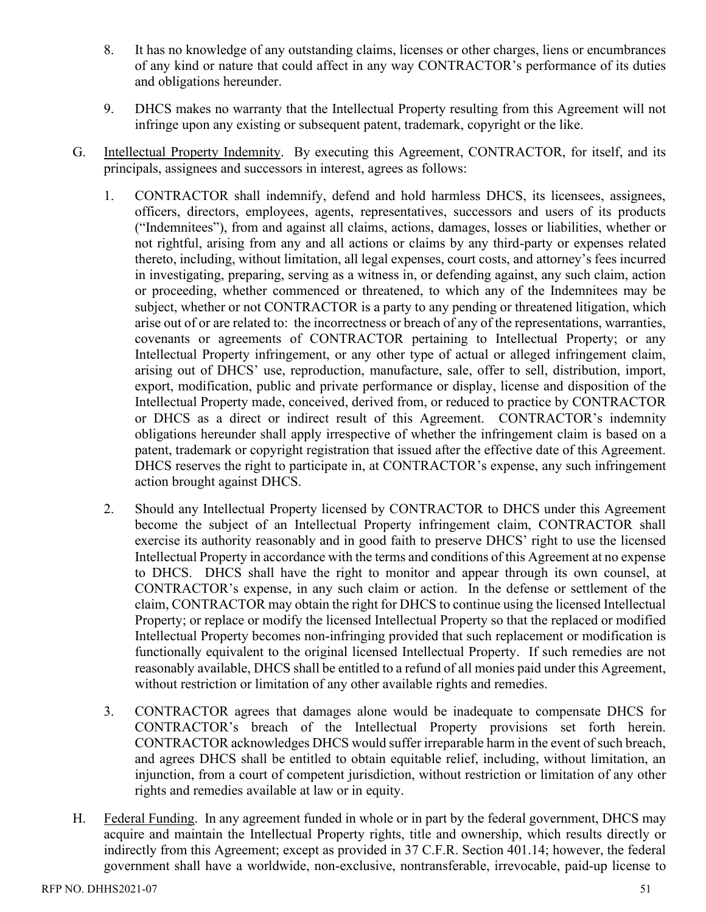8. It has no knowledge of any outstanding claims, licenses or other charges, liens or encumbrances of any kind or nature that could affect in any way CONTRACTOR's performance of its duties and obligations hereunder.

9. DHCS makes no warranty that the Intellectual Property resulting from this Agreement will not infringe upon any existing or subsequent patent, trademark, copyright or the like.

G. Intellectual Property Indemnity. By executing this Agreement, CONTRACTOR, for itself, and its principals, assignees and successors in interest, agrees as follows:

   1. CONTRACTOR shall indemnify, defend and hold harmless DHCS, its licensees, assignees, officers, directors, employees, agents, representatives, successors and users of its products ("Indemnitees"), from and against all claims, actions, damages, losses or liabilities, whether or not rightful, arising from any and all actions or claims by any third-party or expenses related thereto, including, without limitation, all legal expenses, court costs, and attorney's fees incurred in investigating, preparing, serving as a witness in, or defending against, any such claim, action or proceeding, whether commenced or threatened, to which any of the Indemnitees may be subject, whether or not CONTRACTOR is a party to any pending or threatened litigation, which arise out of or are related to: the incorrectness or breach of any of the representations, warranties, covenants or agreements of CONTRACTOR pertaining to Intellectual Property; or any Intellectual Property infringement, or any other type of actual or alleged infringement claim, arising out of DHCS' use, reproduction, manufacture, sale, offer to sell, distribution, import, export, modification, public and private performance or display, license and disposition of the Intellectual Property made, conceived, derived from, or reduced to practice by CONTRACTOR or DHCS as a direct or indirect result of this Agreement. CONTRACTOR's indemnity obligations hereunder shall apply irrespective of whether the infringement claim is based on a patent, trademark or copyright registration that issued after the effective date of this Agreement. DHCS reserves the right to participate in, at CONTRACTOR's expense, any such infringement action brought against DHCS.

   2. Should any Intellectual Property licensed by CONTRACTOR to DHCS under this Agreement become the subject of an Intellectual Property infringement claim, CONTRACTOR shall exercise its authority reasonably and in good faith to preserve DHCS' right to use the licensed Intellectual Property in accordance with the terms and conditions of this Agreement at no expense to DHCS. DHCS shall have the right to monitor and appear through its own counsel, at CONTRACTOR's expense, in any such claim or action. In the defense or settlement of the claim, CONTRACTOR may obtain the right for DHCS to continue using the licensed Intellectual Property; or replace or modify the licensed Intellectual Property so that the replaced or modified Intellectual Property becomes non-infringing provided that such replacement or modification is functionally equivalent to the original licensed Intellectual Property. If such remedies are not reasonably available, DHCS shall be entitled to a refund of all monies paid under this Agreement, without restriction or limitation of any other available rights and remedies.

   3. CONTRACTOR agrees that damages alone would be inadequate to compensate DHCS for CONTRACTOR's breach of the Intellectual Property provisions set forth herein. CONTRACTOR acknowledges DHCS would suffer irreparable harm in the event of such breach, and agrees DHCS shall be entitled to obtain equitable relief, including, without limitation, an injunction, from a court of competent jurisdiction, without restriction or limitation of any other rights and remedies available at law or in equity.

H. Federal Funding. In any agreement funded in whole or in part by the federal government, DHCS may acquire and maintain the Intellectual Property rights, title and ownership, which results directly or indirectly from this Agreement; except as provided in 37 C.F.R. Section 401.14; however, the federal government shall have a worldwide, non-exclusive, nontransferable, irrevocable, paid-up license to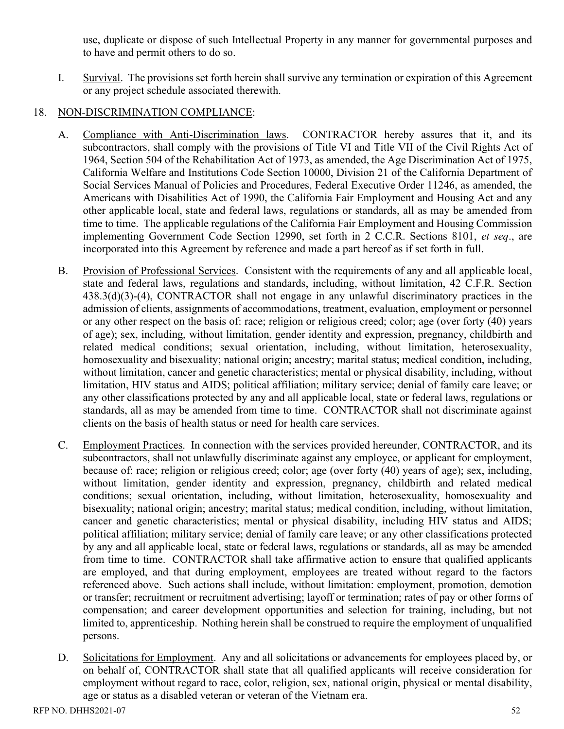use, duplicate or dispose of such Intellectual Property in any manner for governmental purposes and to have and permit others to do so.

I. Survival. The provisions set forth herein shall survive any termination or expiration of this Agreement or any project schedule associated therewith.

18. NON-DISCRIMINATION COMPLIANCE:

A. Compliance with Anti-Discrimination laws. CONTRACTOR hereby assures that it, and its subcontractors, shall comply with the provisions of Title VI and Title VII of the Civil Rights Act of 1964, Section 504 of the Rehabilitation Act of 1973, as amended, the Age Discrimination Act of 1975, California Welfare and Institutions Code Section 10000, Division 21 of the California Department of Social Services Manual of Policies and Procedures, Federal Executive Order 11246, as amended, the Americans with Disabilities Act of 1990, the California Fair Employment and Housing Act and any other applicable local, state and federal laws, regulations or standards, all as may be amended from time to time. The applicable regulations of the California Fair Employment and Housing Commission implementing Government Code Section 12990, set forth in 2 C.C.R. Sections 8101, *et seq*., are incorporated into this Agreement by reference and made a part hereof as if set forth in full.

B. Provision of Professional Services. Consistent with the requirements of any and all applicable local, state and federal laws, regulations and standards, including, without limitation, 42 C.F.R. Section 438.3(d)(3)-(4), CONTRACTOR shall not engage in any unlawful discriminatory practices in the admission of clients, assignments of accommodations, treatment, evaluation, employment or personnel or any other respect on the basis of: race; religion or religious creed; color; age (over forty (40) years of age); sex, including, without limitation, gender identity and expression, pregnancy, childbirth and related medical conditions; sexual orientation, including, without limitation, heterosexuality, homosexuality and bisexuality; national origin; ancestry; marital status; medical condition, including, without limitation, cancer and genetic characteristics; mental or physical disability, including, without limitation, HIV status and AIDS; political affiliation; military service; denial of family care leave; or any other classifications protected by any and all applicable local, state or federal laws, regulations or standards, all as may be amended from time to time. CONTRACTOR shall not discriminate against clients on the basis of health status or need for health care services.

C. Employment Practices. In connection with the services provided hereunder, CONTRACTOR, and its subcontractors, shall not unlawfully discriminate against any employee, or applicant for employment, because of: race; religion or religious creed; color; age (over forty (40) years of age); sex, including, without limitation, gender identity and expression, pregnancy, childbirth and related medical conditions; sexual orientation, including, without limitation, heterosexuality, homosexuality and bisexuality; national origin; ancestry; marital status; medical condition, including, without limitation, cancer and genetic characteristics; mental or physical disability, including HIV status and AIDS; political affiliation; military service; denial of family care leave; or any other classifications protected by any and all applicable local, state or federal laws, regulations or standards, all as may be amended from time to time. CONTRACTOR shall take affirmative action to ensure that qualified applicants are employed, and that during employment, employees are treated without regard to the factors referenced above. Such actions shall include, without limitation: employment, promotion, demotion or transfer; recruitment or recruitment advertising; layoff or termination; rates of pay or other forms of compensation; and career development opportunities and selection for training, including, but not limited to, apprenticeship. Nothing herein shall be construed to require the employment of unqualified persons.

D. Solicitations for Employment. Any and all solicitations or advancements for employees placed by, or on behalf of, CONTRACTOR shall state that all qualified applicants will receive consideration for employment without regard to race, color, religion, sex, national origin, physical or mental disability, age or status as a disabled veteran or veteran of the Vietnam era.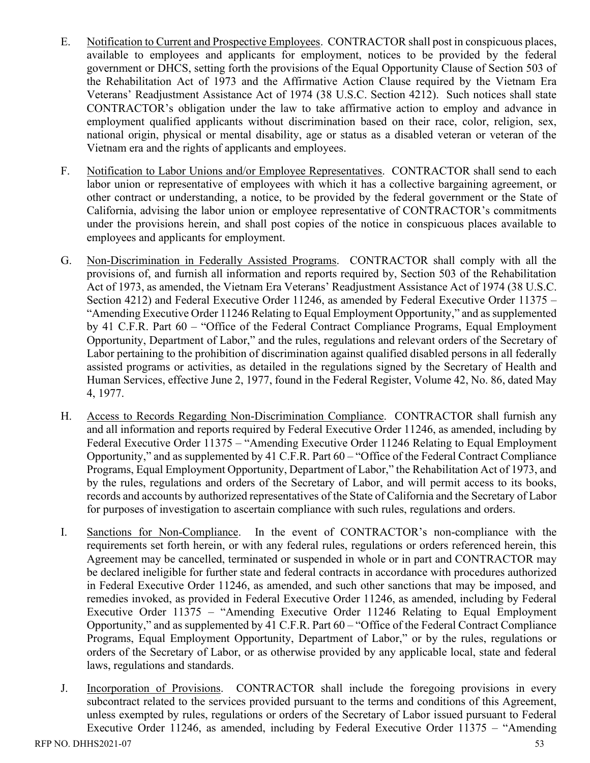E. <u>Notification to Current and Prospective Employees</u>. CONTRACTOR shall post in conspicuous places, available to employees and applicants for employment, notices to be provided by the federal government or DHCS, setting forth the provisions of the Equal Opportunity Clause of Section 503 of the Rehabilitation Act of 1973 and the Affirmative Action Clause required by the Vietnam Era Veterans' Readjustment Assistance Act of 1974 (38 U.S.C. Section 4212). Such notices shall state CONTRACTOR's obligation under the law to take affirmative action to employ and advance in employment qualified applicants without discrimination based on their race, color, religion, sex, national origin, physical or mental disability, age or status as a disabled veteran or veteran of the Vietnam era and the rights of applicants and employees.

F. <u>Notification to Labor Unions and/or Employee Representatives</u>. CONTRACTOR shall send to each labor union or representative of employees with which it has a collective bargaining agreement, or other contract or understanding, a notice, to be provided by the federal government or the State of California, advising the labor union or employee representative of CONTRACTOR's commitments under the provisions herein, and shall post copies of the notice in conspicuous places available to employees and applicants for employment.

G. <u>Non-Discrimination in Federally Assisted Programs</u>. CONTRACTOR shall comply with all the provisions of, and furnish all information and reports required by, Section 503 of the Rehabilitation Act of 1973, as amended, the Vietnam Era Veterans' Readjustment Assistance Act of 1974 (38 U.S.C. Section 4212) and Federal Executive Order 11246, as amended by Federal Executive Order 11375 – "Amending Executive Order 11246 Relating to Equal Employment Opportunity," and as supplemented by 41 C.F.R. Part 60 – "Office of the Federal Contract Compliance Programs, Equal Employment Opportunity, Department of Labor," and the rules, regulations and relevant orders of the Secretary of Labor pertaining to the prohibition of discrimination against qualified disabled persons in all federally assisted programs or activities, as detailed in the regulations signed by the Secretary of Health and Human Services, effective June 2, 1977, found in the Federal Register, Volume 42, No. 86, dated May 4, 1977.

H. <u>Access to Records Regarding Non-Discrimination Compliance</u>. CONTRACTOR shall furnish any and all information and reports required by Federal Executive Order 11246, as amended, including by Federal Executive Order 11375 – "Amending Executive Order 11246 Relating to Equal Employment Opportunity," and as supplemented by 41 C.F.R. Part 60 – "Office of the Federal Contract Compliance Programs, Equal Employment Opportunity, Department of Labor," the Rehabilitation Act of 1973, and by the rules, regulations and orders of the Secretary of Labor, and will permit access to its books, records and accounts by authorized representatives of the State of California and the Secretary of Labor for purposes of investigation to ascertain compliance with such rules, regulations and orders.

I. <u>Sanctions for Non-Compliance</u>. In the event of CONTRACTOR's non-compliance with the requirements set forth herein, or with any federal rules, regulations or orders referenced herein, this Agreement may be cancelled, terminated or suspended in whole or in part and CONTRACTOR may be declared ineligible for further state and federal contracts in accordance with procedures authorized in Federal Executive Order 11246, as amended, and such other sanctions that may be imposed, and remedies invoked, as provided in Federal Executive Order 11246, as amended, including by Federal Executive Order 11375 – "Amending Executive Order 11246 Relating to Equal Employment Opportunity," and as supplemented by 41 C.F.R. Part 60 – "Office of the Federal Contract Compliance Programs, Equal Employment Opportunity, Department of Labor," or by the rules, regulations or orders of the Secretary of Labor, or as otherwise provided by any applicable local, state and federal laws, regulations and standards.

J. <u>Incorporation of Provisions</u>. CONTRACTOR shall include the foregoing provisions in every subcontract related to the services provided pursuant to the terms and conditions of this Agreement, unless exempted by rules, regulations or orders of the Secretary of Labor issued pursuant to Federal Executive Order 11246, as amended, including by Federal Executive Order 11375 – "Amending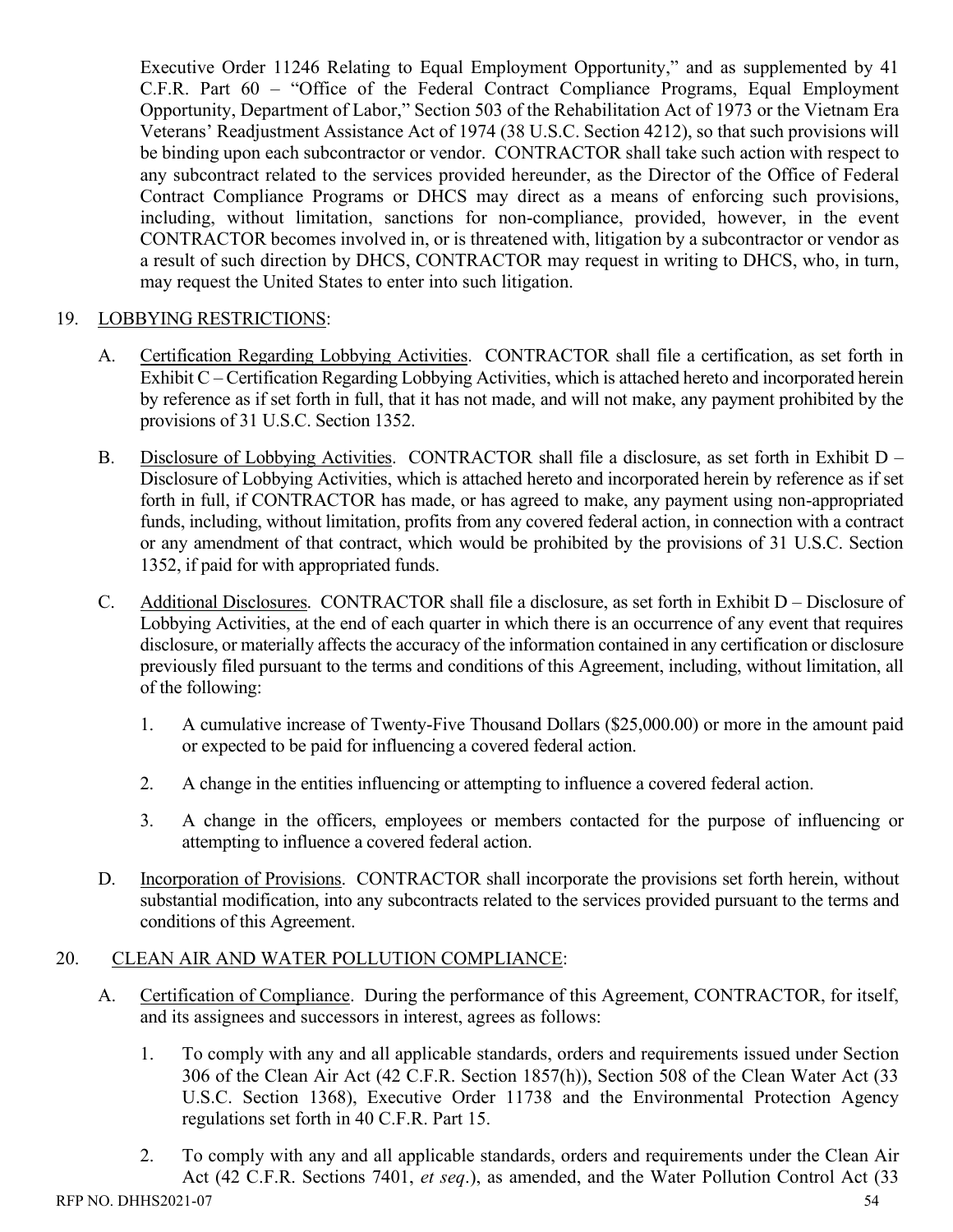Executive Order 11246 Relating to Equal Employment Opportunity," and as supplemented by 41 C.F.R. Part 60 – "Office of the Federal Contract Compliance Programs, Equal Employment Opportunity, Department of Labor," Section 503 of the Rehabilitation Act of 1973 or the Vietnam Era Veterans' Readjustment Assistance Act of 1974 (38 U.S.C. Section 4212), so that such provisions will be binding upon each subcontractor or vendor. CONTRACTOR shall take such action with respect to any subcontract related to the services provided hereunder, as the Director of the Office of Federal Contract Compliance Programs or DHCS may direct as a means of enforcing such provisions, including, without limitation, sanctions for non-compliance, provided, however, in the event CONTRACTOR becomes involved in, or is threatened with, litigation by a subcontractor or vendor as a result of such direction by DHCS, CONTRACTOR may request in writing to DHCS, who, in turn, may request the United States to enter into such litigation.

19. <u>LOBBYING RESTRICTIONS</u>:

   A. <u>Certification Regarding Lobbying Activities</u>. CONTRACTOR shall file a certification, as set forth in Exhibit C – Certification Regarding Lobbying Activities, which is attached hereto and incorporated herein by reference as if set forth in full, that it has not made, and will not make, any payment prohibited by the provisions of 31 U.S.C. Section 1352.

   B. <u>Disclosure of Lobbying Activities</u>. CONTRACTOR shall file a disclosure, as set forth in Exhibit D – Disclosure of Lobbying Activities, which is attached hereto and incorporated herein by reference as if set forth in full, if CONTRACTOR has made, or has agreed to make, any payment using non-appropriated funds, including, without limitation, profits from any covered federal action, in connection with a contract or any amendment of that contract, which would be prohibited by the provisions of 31 U.S.C. Section 1352, if paid for with appropriated funds.

   C. <u>Additional Disclosures</u>. CONTRACTOR shall file a disclosure, as set forth in Exhibit D – Disclosure of Lobbying Activities, at the end of each quarter in which there is an occurrence of any event that requires disclosure, or materially affects the accuracy of the information contained in any certification or disclosure previously filed pursuant to the terms and conditions of this Agreement, including, without limitation, all of the following:

      1. A cumulative increase of Twenty-Five Thousand Dollars ($25,000.00) or more in the amount paid or expected to be paid for influencing a covered federal action.

      2. A change in the entities influencing or attempting to influence a covered federal action.

      3. A change in the officers, employees or members contacted for the purpose of influencing or attempting to influence a covered federal action.

   D. <u>Incorporation of Provisions</u>. CONTRACTOR shall incorporate the provisions set forth herein, without substantial modification, into any subcontracts related to the services provided pursuant to the terms and conditions of this Agreement.

20. <u>CLEAN AIR AND WATER POLLUTION COMPLIANCE</u>:

   A. <u>Certification of Compliance</u>. During the performance of this Agreement, CONTRACTOR, for itself, and its assignees and successors in interest, agrees as follows:

      1. To comply with any and all applicable standards, orders and requirements issued under Section 306 of the Clean Air Act (42 C.F.R. Section 1857(h)), Section 508 of the Clean Water Act (33 U.S.C. Section 1368), Executive Order 11738 and the Environmental Protection Agency regulations set forth in 40 C.F.R. Part 15.

      2. To comply with any and all applicable standards, orders and requirements under the Clean Air Act (42 C.F.R. Sections 7401, *et seq*.), as amended, and the Water Pollution Control Act (33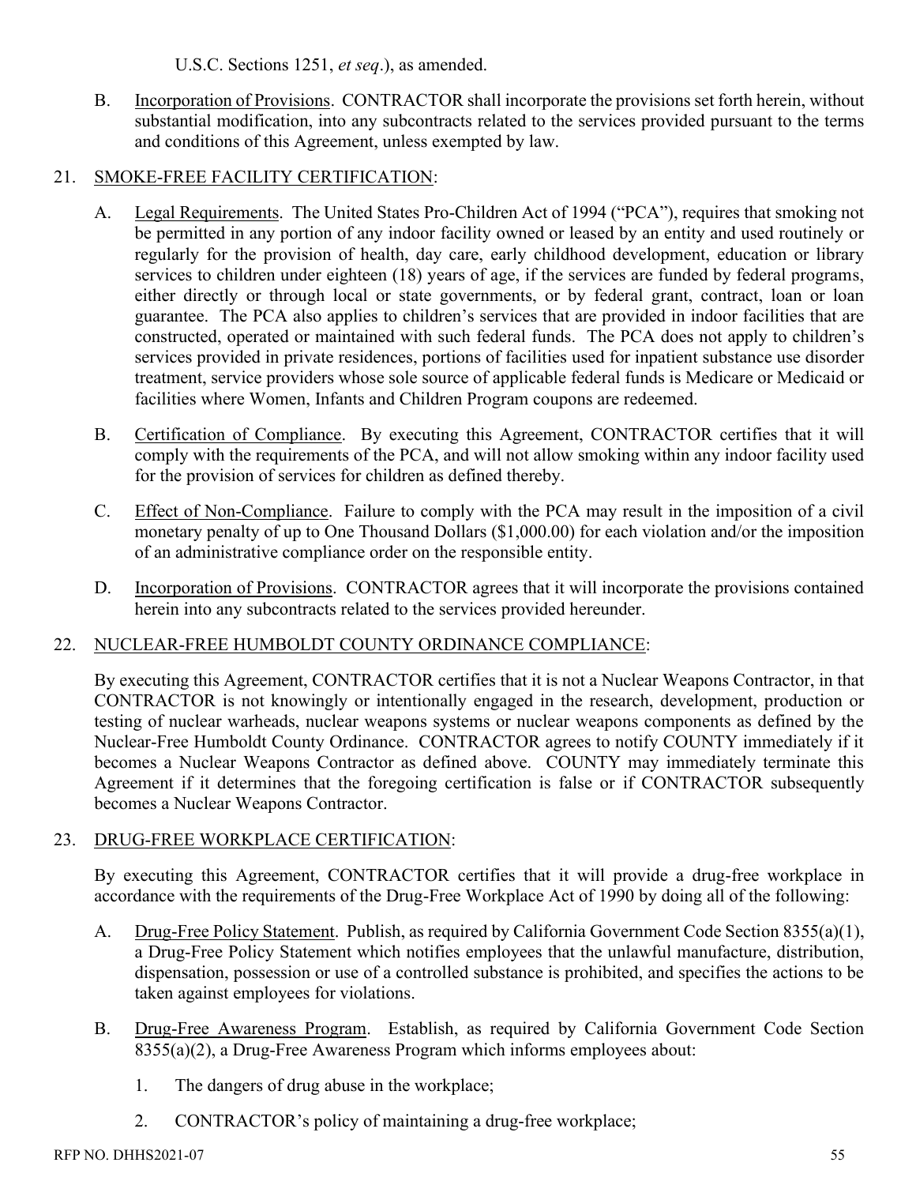U.S.C. Sections 1251, *et seq*.), as amended.

B. Incorporation of Provisions. CONTRACTOR shall incorporate the provisions set forth herein, without substantial modification, into any subcontracts related to the services provided pursuant to the terms and conditions of this Agreement, unless exempted by law.

21. SMOKE-FREE FACILITY CERTIFICATION:

A. Legal Requirements. The United States Pro-Children Act of 1994 ("PCA"), requires that smoking not be permitted in any portion of any indoor facility owned or leased by an entity and used routinely or regularly for the provision of health, day care, early childhood development, education or library services to children under eighteen (18) years of age, if the services are funded by federal programs, either directly or through local or state governments, or by federal grant, contract, loan or loan guarantee. The PCA also applies to children's services that are provided in indoor facilities that are constructed, operated or maintained with such federal funds. The PCA does not apply to children's services provided in private residences, portions of facilities used for inpatient substance use disorder treatment, service providers whose sole source of applicable federal funds is Medicare or Medicaid or facilities where Women, Infants and Children Program coupons are redeemed.

B. Certification of Compliance. By executing this Agreement, CONTRACTOR certifies that it will comply with the requirements of the PCA, and will not allow smoking within any indoor facility used for the provision of services for children as defined thereby.

C. Effect of Non-Compliance. Failure to comply with the PCA may result in the imposition of a civil monetary penalty of up to One Thousand Dollars ($1,000.00) for each violation and/or the imposition of an administrative compliance order on the responsible entity.

D. Incorporation of Provisions. CONTRACTOR agrees that it will incorporate the provisions contained herein into any subcontracts related to the services provided hereunder.

22. NUCLEAR-FREE HUMBOLDT COUNTY ORDINANCE COMPLIANCE:

By executing this Agreement, CONTRACTOR certifies that it is not a Nuclear Weapons Contractor, in that CONTRACTOR is not knowingly or intentionally engaged in the research, development, production or testing of nuclear warheads, nuclear weapons systems or nuclear weapons components as defined by the Nuclear-Free Humboldt County Ordinance. CONTRACTOR agrees to notify COUNTY immediately if it becomes a Nuclear Weapons Contractor as defined above. COUNTY may immediately terminate this Agreement if it determines that the foregoing certification is false or if CONTRACTOR subsequently becomes a Nuclear Weapons Contractor.

23. DRUG-FREE WORKPLACE CERTIFICATION:

By executing this Agreement, CONTRACTOR certifies that it will provide a drug-free workplace in accordance with the requirements of the Drug-Free Workplace Act of 1990 by doing all of the following:

A. Drug-Free Policy Statement. Publish, as required by California Government Code Section 8355(a)(1), a Drug-Free Policy Statement which notifies employees that the unlawful manufacture, distribution, dispensation, possession or use of a controlled substance is prohibited, and specifies the actions to be taken against employees for violations.

B. Drug-Free Awareness Program. Establish, as required by California Government Code Section 8355(a)(2), a Drug-Free Awareness Program which informs employees about:

1. The dangers of drug abuse in the workplace;

2. CONTRACTOR's policy of maintaining a drug-free workplace;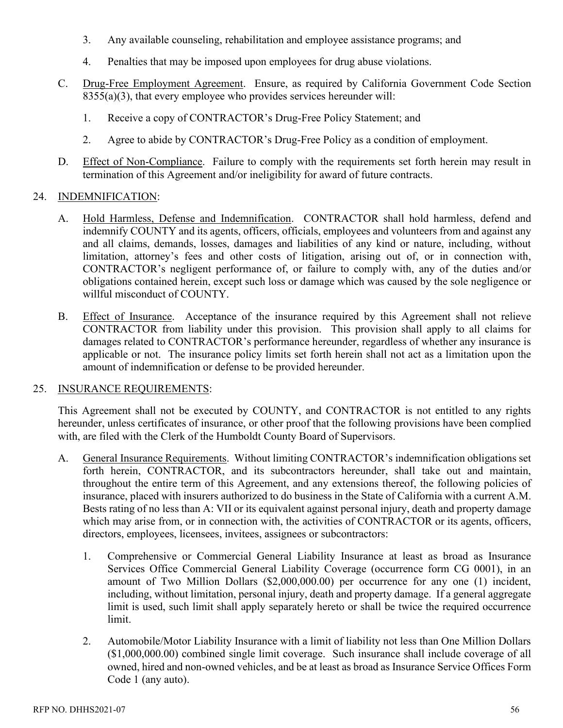3. Any available counseling, rehabilitation and employee assistance programs; and

4. Penalties that may be imposed upon employees for drug abuse violations.

C. Drug-Free Employment Agreement. Ensure, as required by California Government Code Section 8355(a)(3), that every employee who provides services hereunder will:

   1. Receive a copy of CONTRACTOR's Drug-Free Policy Statement; and

   2. Agree to abide by CONTRACTOR's Drug-Free Policy as a condition of employment.

D. Effect of Non-Compliance. Failure to comply with the requirements set forth herein may result in termination of this Agreement and/or ineligibility for award of future contracts.

24. INDEMNIFICATION:

   A. Hold Harmless, Defense and Indemnification. CONTRACTOR shall hold harmless, defend and indemnify COUNTY and its agents, officers, officials, employees and volunteers from and against any and all claims, demands, losses, damages and liabilities of any kind or nature, including, without limitation, attorney's fees and other costs of litigation, arising out of, or in connection with, CONTRACTOR's negligent performance of, or failure to comply with, any of the duties and/or obligations contained herein, except such loss or damage which was caused by the sole negligence or willful misconduct of COUNTY.

   B. Effect of Insurance. Acceptance of the insurance required by this Agreement shall not relieve CONTRACTOR from liability under this provision. This provision shall apply to all claims for damages related to CONTRACTOR's performance hereunder, regardless of whether any insurance is applicable or not. The insurance policy limits set forth herein shall not act as a limitation upon the amount of indemnification or defense to be provided hereunder.

25. INSURANCE REQUIREMENTS:

   This Agreement shall not be executed by COUNTY, and CONTRACTOR is not entitled to any rights hereunder, unless certificates of insurance, or other proof that the following provisions have been complied with, are filed with the Clerk of the Humboldt County Board of Supervisors.

   A. General Insurance Requirements. Without limiting CONTRACTOR's indemnification obligations set forth herein, CONTRACTOR, and its subcontractors hereunder, shall take out and maintain, throughout the entire term of this Agreement, and any extensions thereof, the following policies of insurance, placed with insurers authorized to do business in the State of California with a current A.M. Bests rating of no less than A: VII or its equivalent against personal injury, death and property damage which may arise from, or in connection with, the activities of CONTRACTOR or its agents, officers, directors, employees, licensees, invitees, assignees or subcontractors:

      1. Comprehensive or Commercial General Liability Insurance at least as broad as Insurance Services Office Commercial General Liability Coverage (occurrence form CG 0001), in an amount of Two Million Dollars ($2,000,000.00) per occurrence for any one (1) incident, including, without limitation, personal injury, death and property damage. If a general aggregate limit is used, such limit shall apply separately hereto or shall be twice the required occurrence limit.

      2. Automobile/Motor Liability Insurance with a limit of liability not less than One Million Dollars ($1,000,000.00) combined single limit coverage. Such insurance shall include coverage of all owned, hired and non-owned vehicles, and be at least as broad as Insurance Service Offices Form Code 1 (any auto).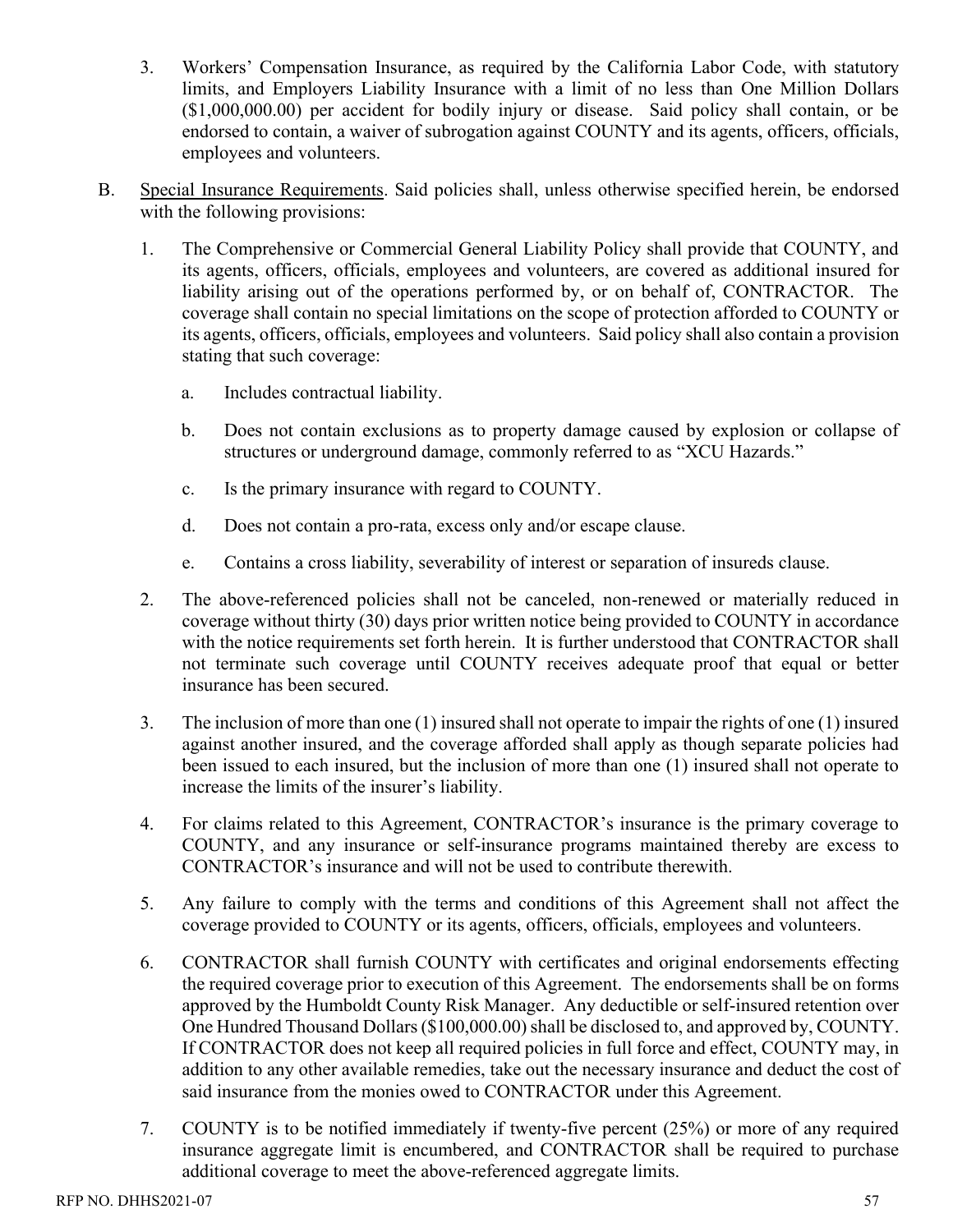3. Workers' Compensation Insurance, as required by the California Labor Code, with statutory limits, and Employers Liability Insurance with a limit of no less than One Million Dollars ($1,000,000.00) per accident for bodily injury or disease. Said policy shall contain, or be endorsed to contain, a waiver of subrogation against COUNTY and its agents, officers, officials, employees and volunteers.

B. Special Insurance Requirements. Said policies shall, unless otherwise specified herein, be endorsed with the following provisions:

1. The Comprehensive or Commercial General Liability Policy shall provide that COUNTY, and its agents, officers, officials, employees and volunteers, are covered as additional insured for liability arising out of the operations performed by, or on behalf of, CONTRACTOR. The coverage shall contain no special limitations on the scope of protection afforded to COUNTY or its agents, officers, officials, employees and volunteers. Said policy shall also contain a provision stating that such coverage:

   a. Includes contractual liability.

   b. Does not contain exclusions as to property damage caused by explosion or collapse of structures or underground damage, commonly referred to as "XCU Hazards."

   c. Is the primary insurance with regard to COUNTY.

   d. Does not contain a pro-rata, excess only and/or escape clause.

   e. Contains a cross liability, severability of interest or separation of insureds clause.

2. The above-referenced policies shall not be canceled, non-renewed or materially reduced in coverage without thirty (30) days prior written notice being provided to COUNTY in accordance with the notice requirements set forth herein. It is further understood that CONTRACTOR shall not terminate such coverage until COUNTY receives adequate proof that equal or better insurance has been secured.

3. The inclusion of more than one (1) insured shall not operate to impair the rights of one (1) insured against another insured, and the coverage afforded shall apply as though separate policies had been issued to each insured, but the inclusion of more than one (1) insured shall not operate to increase the limits of the insurer's liability.

4. For claims related to this Agreement, CONTRACTOR's insurance is the primary coverage to COUNTY, and any insurance or self-insurance programs maintained thereby are excess to CONTRACTOR's insurance and will not be used to contribute therewith.

5. Any failure to comply with the terms and conditions of this Agreement shall not affect the coverage provided to COUNTY or its agents, officers, officials, employees and volunteers.

6. CONTRACTOR shall furnish COUNTY with certificates and original endorsements effecting the required coverage prior to execution of this Agreement. The endorsements shall be on forms approved by the Humboldt County Risk Manager. Any deductible or self-insured retention over One Hundred Thousand Dollars ($100,000.00) shall be disclosed to, and approved by, COUNTY. If CONTRACTOR does not keep all required policies in full force and effect, COUNTY may, in addition to any other available remedies, take out the necessary insurance and deduct the cost of said insurance from the monies owed to CONTRACTOR under this Agreement.

7. COUNTY is to be notified immediately if twenty-five percent (25%) or more of any required insurance aggregate limit is encumbered, and CONTRACTOR shall be required to purchase additional coverage to meet the above-referenced aggregate limits.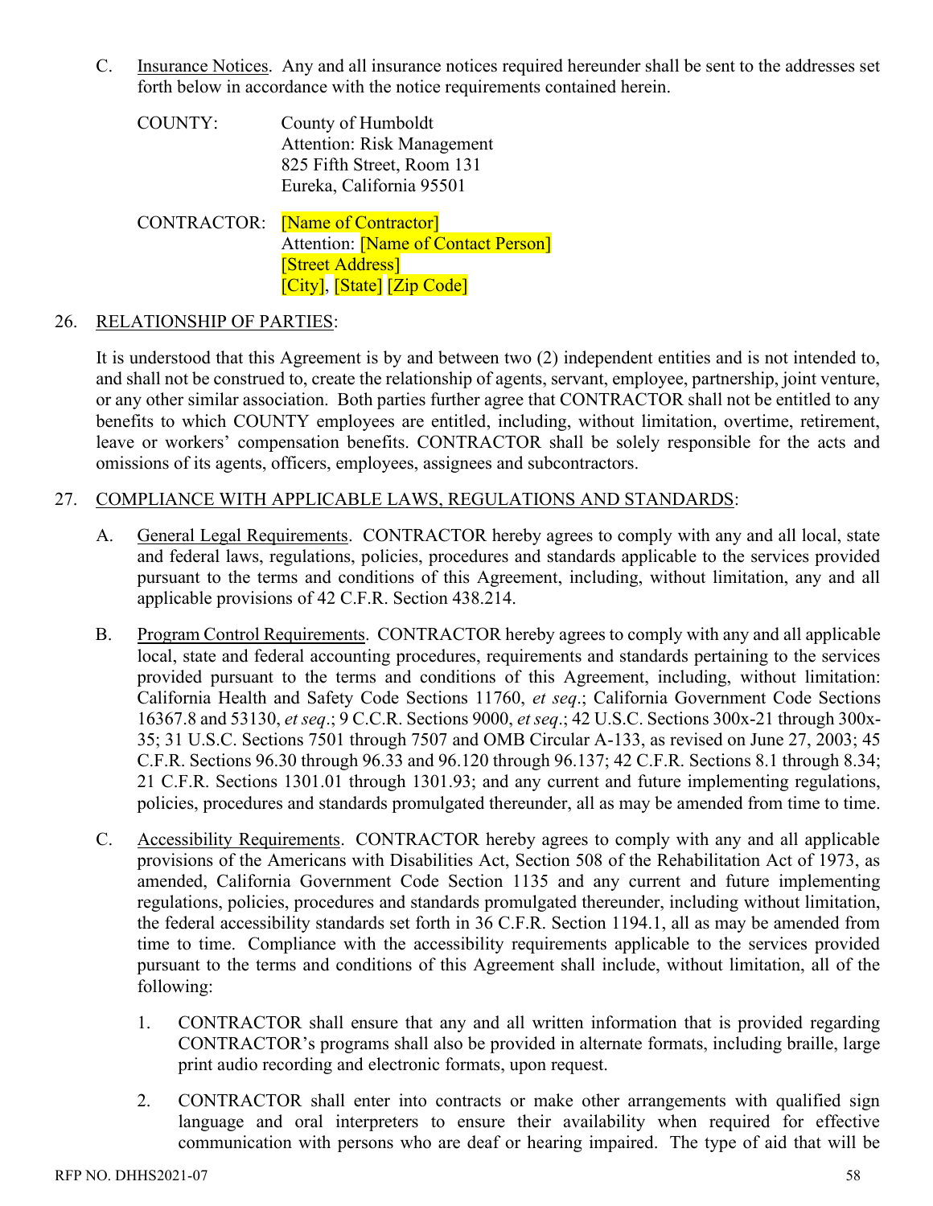C. Insurance Notices. Any and all insurance notices required hereunder shall be sent to the addresses set forth below in accordance with the notice requirements contained herein.

COUNTY: County of Humboldt
Attention: Risk Management
825 Fifth Street, Room 131
Eureka, California 95501

CONTRACTOR: [Name of Contractor]
Attention: [Name of Contact Person]
[Street Address]
[City], [State] [Zip Code]

26. RELATIONSHIP OF PARTIES:

It is understood that this Agreement is by and between two (2) independent entities and is not intended to, and shall not be construed to, create the relationship of agents, servant, employee, partnership, joint venture, or any other similar association. Both parties further agree that CONTRACTOR shall not be entitled to any benefits to which COUNTY employees are entitled, including, without limitation, overtime, retirement, leave or workers' compensation benefits. CONTRACTOR shall be solely responsible for the acts and omissions of its agents, officers, employees, assignees and subcontractors.

27. COMPLIANCE WITH APPLICABLE LAWS, REGULATIONS AND STANDARDS:

A. General Legal Requirements. CONTRACTOR hereby agrees to comply with any and all local, state and federal laws, regulations, policies, procedures and standards applicable to the services provided pursuant to the terms and conditions of this Agreement, including, without limitation, any and all applicable provisions of 42 C.F.R. Section 438.214.

B. Program Control Requirements. CONTRACTOR hereby agrees to comply with any and all applicable local, state and federal accounting procedures, requirements and standards pertaining to the services provided pursuant to the terms and conditions of this Agreement, including, without limitation: California Health and Safety Code Sections 11760, *et seq*.; California Government Code Sections 16367.8 and 53130, *et seq*.; 9 C.C.R. Sections 9000, *et seq*.; 42 U.S.C. Sections 300x-21 through 300x-35; 31 U.S.C. Sections 7501 through 7507 and OMB Circular A-133, as revised on June 27, 2003; 45 C.F.R. Sections 96.30 through 96.33 and 96.120 through 96.137; 42 C.F.R. Sections 8.1 through 8.34; 21 C.F.R. Sections 1301.01 through 1301.93; and any current and future implementing regulations, policies, procedures and standards promulgated thereunder, all as may be amended from time to time.

C. Accessibility Requirements. CONTRACTOR hereby agrees to comply with any and all applicable provisions of the Americans with Disabilities Act, Section 508 of the Rehabilitation Act of 1973, as amended, California Government Code Section 1135 and any current and future implementing regulations, policies, procedures and standards promulgated thereunder, including without limitation, the federal accessibility standards set forth in 36 C.F.R. Section 1194.1, all as may be amended from time to time. Compliance with the accessibility requirements applicable to the services provided pursuant to the terms and conditions of this Agreement shall include, without limitation, all of the following:

1. CONTRACTOR shall ensure that any and all written information that is provided regarding CONTRACTOR's programs shall also be provided in alternate formats, including braille, large print audio recording and electronic formats, upon request.

2. CONTRACTOR shall enter into contracts or make other arrangements with qualified sign language and oral interpreters to ensure their availability when required for effective communication with persons who are deaf or hearing impaired. The type of aid that will be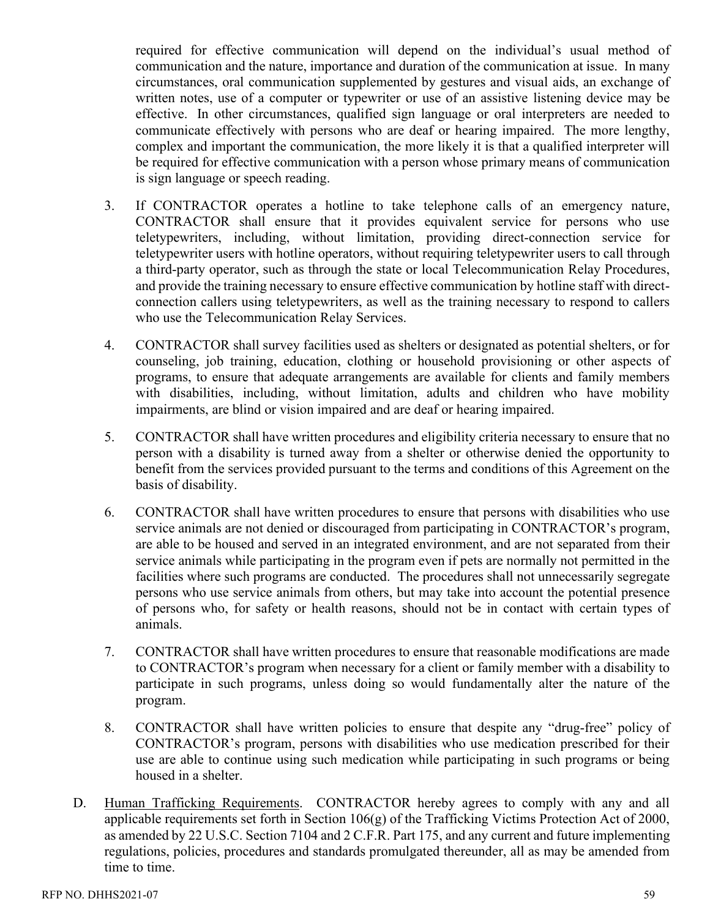required for effective communication will depend on the individual's usual method of communication and the nature, importance and duration of the communication at issue. In many circumstances, oral communication supplemented by gestures and visual aids, an exchange of written notes, use of a computer or typewriter or use of an assistive listening device may be effective. In other circumstances, qualified sign language or oral interpreters are needed to communicate effectively with persons who are deaf or hearing impaired. The more lengthy, complex and important the communication, the more likely it is that a qualified interpreter will be required for effective communication with a person whose primary means of communication is sign language or speech reading.

3. If CONTRACTOR operates a hotline to take telephone calls of an emergency nature, CONTRACTOR shall ensure that it provides equivalent service for persons who use teletypewriters, including, without limitation, providing direct-connection service for teletypewriter users with hotline operators, without requiring teletypewriter users to call through a third-party operator, such as through the state or local Telecommunication Relay Procedures, and provide the training necessary to ensure effective communication by hotline staff with direct-connection callers using teletypewriters, as well as the training necessary to respond to callers who use the Telecommunication Relay Services.

4. CONTRACTOR shall survey facilities used as shelters or designated as potential shelters, or for counseling, job training, education, clothing or household provisioning or other aspects of programs, to ensure that adequate arrangements are available for clients and family members with disabilities, including, without limitation, adults and children who have mobility impairments, are blind or vision impaired and are deaf or hearing impaired.

5. CONTRACTOR shall have written procedures and eligibility criteria necessary to ensure that no person with a disability is turned away from a shelter or otherwise denied the opportunity to benefit from the services provided pursuant to the terms and conditions of this Agreement on the basis of disability.

6. CONTRACTOR shall have written procedures to ensure that persons with disabilities who use service animals are not denied or discouraged from participating in CONTRACTOR's program, are able to be housed and served in an integrated environment, and are not separated from their service animals while participating in the program even if pets are normally not permitted in the facilities where such programs are conducted. The procedures shall not unnecessarily segregate persons who use service animals from others, but may take into account the potential presence of persons who, for safety or health reasons, should not be in contact with certain types of animals.

7. CONTRACTOR shall have written procedures to ensure that reasonable modifications are made to CONTRACTOR's program when necessary for a client or family member with a disability to participate in such programs, unless doing so would fundamentally alter the nature of the program.

8. CONTRACTOR shall have written policies to ensure that despite any "drug-free" policy of CONTRACTOR's program, persons with disabilities who use medication prescribed for their use are able to continue using such medication while participating in such programs or being housed in a shelter.

D. Human Trafficking Requirements. CONTRACTOR hereby agrees to comply with any and all applicable requirements set forth in Section 106(g) of the Trafficking Victims Protection Act of 2000, as amended by 22 U.S.C. Section 7104 and 2 C.F.R. Part 175, and any current and future implementing regulations, policies, procedures and standards promulgated thereunder, all as may be amended from time to time.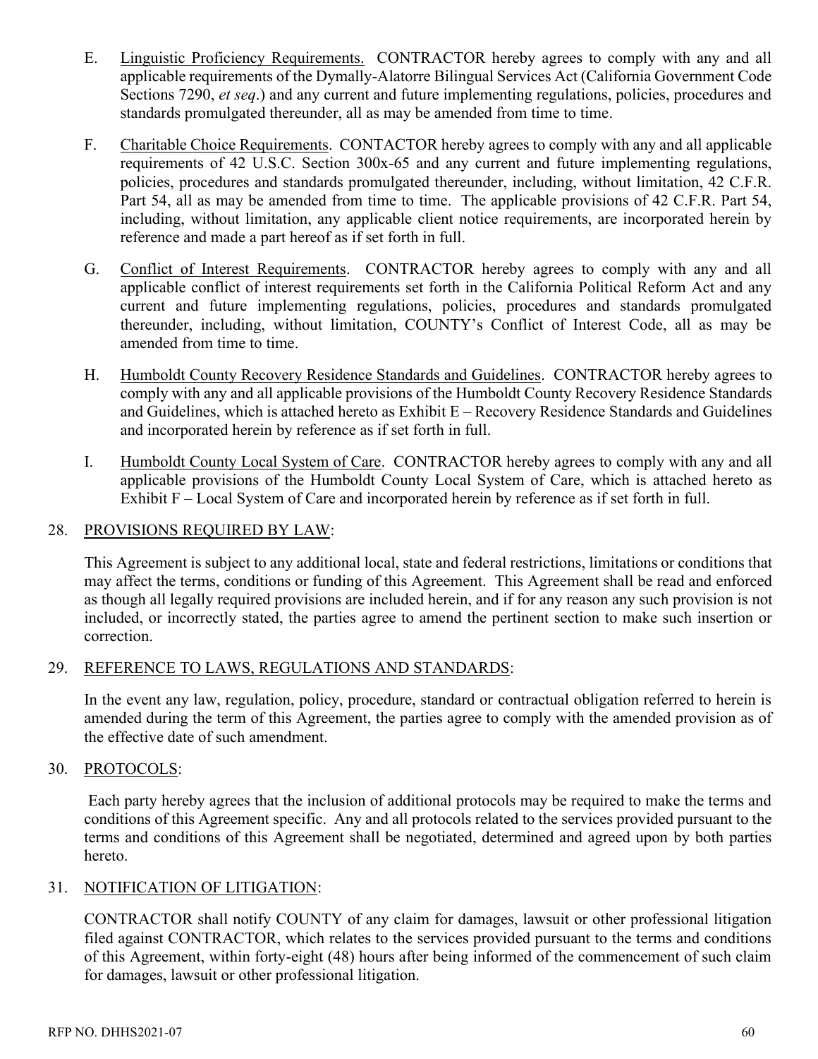E. <u>Linguistic Proficiency Requirements.</u> CONTRACTOR hereby agrees to comply with any and all applicable requirements of the Dymally-Alatorre Bilingual Services Act (California Government Code Sections 7290, *et seq*.) and any current and future implementing regulations, policies, procedures and standards promulgated thereunder, all as may be amended from time to time.

F. <u>Charitable Choice Requirements</u>. CONTACTOR hereby agrees to comply with any and all applicable requirements of 42 U.S.C. Section 300x-65 and any current and future implementing regulations, policies, procedures and standards promulgated thereunder, including, without limitation, 42 C.F.R. Part 54, all as may be amended from time to time. The applicable provisions of 42 C.F.R. Part 54, including, without limitation, any applicable client notice requirements, are incorporated herein by reference and made a part hereof as if set forth in full.

G. <u>Conflict of Interest Requirements</u>. CONTRACTOR hereby agrees to comply with any and all applicable conflict of interest requirements set forth in the California Political Reform Act and any current and future implementing regulations, policies, procedures and standards promulgated thereunder, including, without limitation, COUNTY's Conflict of Interest Code, all as may be amended from time to time.

H. <u>Humboldt County Recovery Residence Standards and Guidelines</u>. CONTRACTOR hereby agrees to comply with any and all applicable provisions of the Humboldt County Recovery Residence Standards and Guidelines, which is attached hereto as Exhibit E – Recovery Residence Standards and Guidelines and incorporated herein by reference as if set forth in full.

I. <u>Humboldt County Local System of Care</u>. CONTRACTOR hereby agrees to comply with any and all applicable provisions of the Humboldt County Local System of Care, which is attached hereto as Exhibit F – Local System of Care and incorporated herein by reference as if set forth in full.

28. <u>PROVISIONS REQUIRED BY LAW</u>:

This Agreement is subject to any additional local, state and federal restrictions, limitations or conditions that may affect the terms, conditions or funding of this Agreement. This Agreement shall be read and enforced as though all legally required provisions are included herein, and if for any reason any such provision is not included, or incorrectly stated, the parties agree to amend the pertinent section to make such insertion or correction.

29. <u>REFERENCE TO LAWS, REGULATIONS AND STANDARDS</u>:

In the event any law, regulation, policy, procedure, standard or contractual obligation referred to herein is amended during the term of this Agreement, the parties agree to comply with the amended provision as of the effective date of such amendment.

30. <u>PROTOCOLS</u>:

Each party hereby agrees that the inclusion of additional protocols may be required to make the terms and conditions of this Agreement specific. Any and all protocols related to the services provided pursuant to the terms and conditions of this Agreement shall be negotiated, determined and agreed upon by both parties hereto.

31. <u>NOTIFICATION OF LITIGATION</u>:

CONTRACTOR shall notify COUNTY of any claim for damages, lawsuit or other professional litigation filed against CONTRACTOR, which relates to the services provided pursuant to the terms and conditions of this Agreement, within forty-eight (48) hours after being informed of the commencement of such claim for damages, lawsuit or other professional litigation.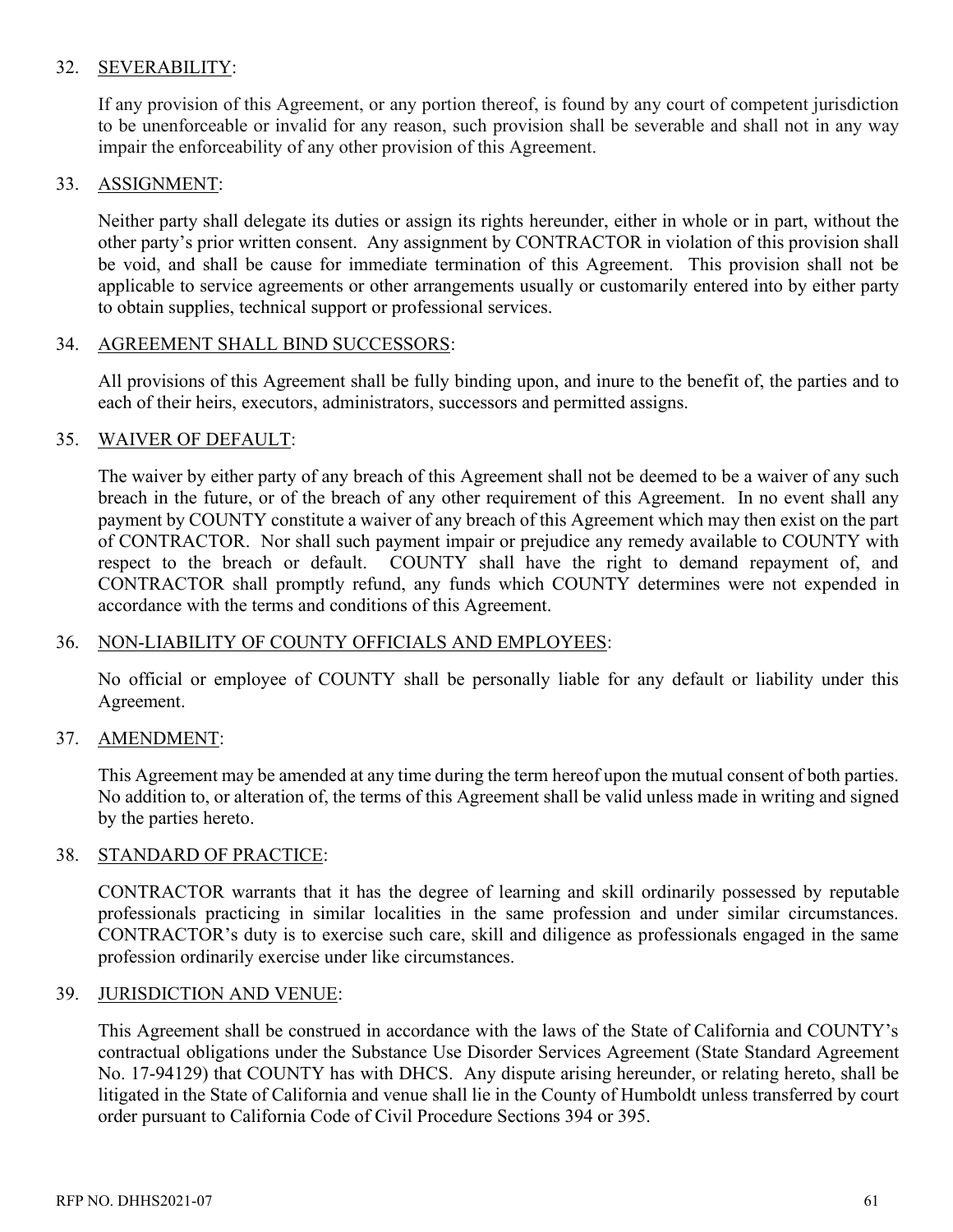32. SEVERABILITY:

    If any provision of this Agreement, or any portion thereof, is found by any court of competent jurisdiction to be unenforceable or invalid for any reason, such provision shall be severable and shall not in any way impair the enforceability of any other provision of this Agreement.

33. ASSIGNMENT:

    Neither party shall delegate its duties or assign its rights hereunder, either in whole or in part, without the other party's prior written consent. Any assignment by CONTRACTOR in violation of this provision shall be void, and shall be cause for immediate termination of this Agreement. This provision shall not be applicable to service agreements or other arrangements usually or customarily entered into by either party to obtain supplies, technical support or professional services.

34. AGREEMENT SHALL BIND SUCCESSORS:

    All provisions of this Agreement shall be fully binding upon, and inure to the benefit of, the parties and to each of their heirs, executors, administrators, successors and permitted assigns.

35. WAIVER OF DEFAULT:

    The waiver by either party of any breach of this Agreement shall not be deemed to be a waiver of any such breach in the future, or of the breach of any other requirement of this Agreement. In no event shall any payment by COUNTY constitute a waiver of any breach of this Agreement which may then exist on the part of CONTRACTOR. Nor shall such payment impair or prejudice any remedy available to COUNTY with respect to the breach or default. COUNTY shall have the right to demand repayment of, and CONTRACTOR shall promptly refund, any funds which COUNTY determines were not expended in accordance with the terms and conditions of this Agreement.

36. NON-LIABILITY OF COUNTY OFFICIALS AND EMPLOYEES:

    No official or employee of COUNTY shall be personally liable for any default or liability under this Agreement.

37. AMENDMENT:

    This Agreement may be amended at any time during the term hereof upon the mutual consent of both parties. No addition to, or alteration of, the terms of this Agreement shall be valid unless made in writing and signed by the parties hereto.

38. STANDARD OF PRACTICE:

    CONTRACTOR warrants that it has the degree of learning and skill ordinarily possessed by reputable professionals practicing in similar localities in the same profession and under similar circumstances. CONTRACTOR's duty is to exercise such care, skill and diligence as professionals engaged in the same profession ordinarily exercise under like circumstances.

39. JURISDICTION AND VENUE:

    This Agreement shall be construed in accordance with the laws of the State of California and COUNTY's contractual obligations under the Substance Use Disorder Services Agreement (State Standard Agreement No. 17-94129) that COUNTY has with DHCS. Any dispute arising hereunder, or relating hereto, shall be litigated in the State of California and venue shall lie in the County of Humboldt unless transferred by court order pursuant to California Code of Civil Procedure Sections 394 or 395.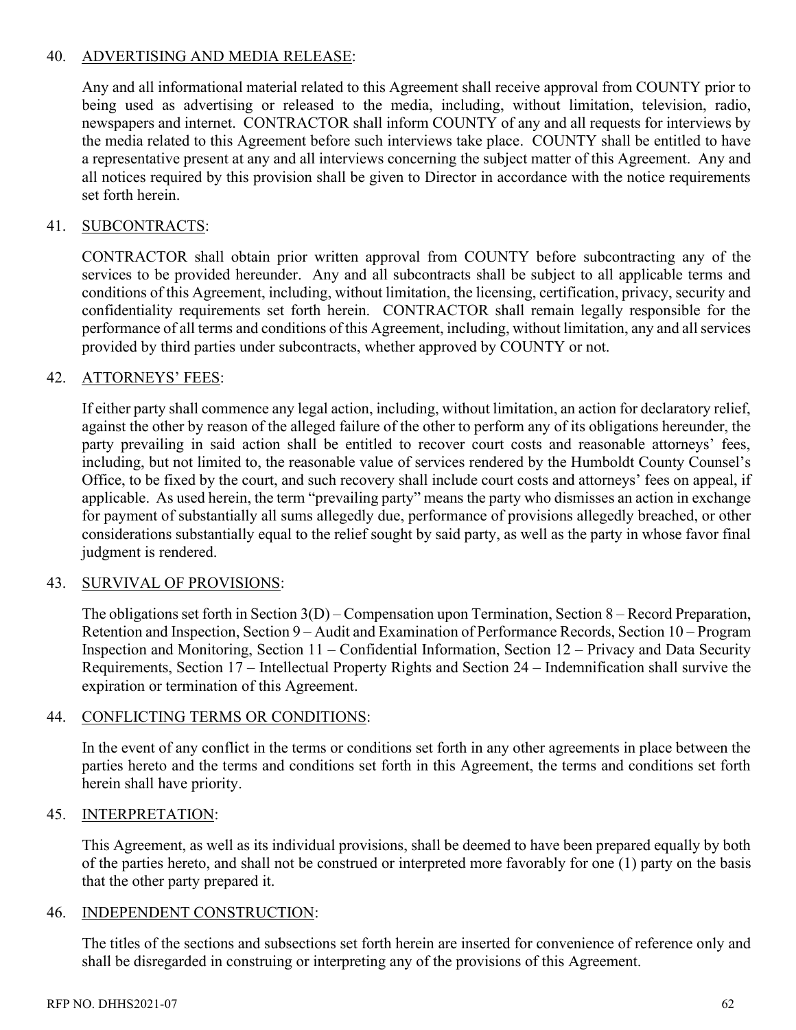40. <u>ADVERTISING AND MEDIA RELEASE</u>:

Any and all informational material related to this Agreement shall receive approval from COUNTY prior to being used as advertising or released to the media, including, without limitation, television, radio, newspapers and internet. CONTRACTOR shall inform COUNTY of any and all requests for interviews by the media related to this Agreement before such interviews take place. COUNTY shall be entitled to have a representative present at any and all interviews concerning the subject matter of this Agreement. Any and all notices required by this provision shall be given to Director in accordance with the notice requirements set forth herein.

41. <u>SUBCONTRACTS</u>:

CONTRACTOR shall obtain prior written approval from COUNTY before subcontracting any of the services to be provided hereunder. Any and all subcontracts shall be subject to all applicable terms and conditions of this Agreement, including, without limitation, the licensing, certification, privacy, security and confidentiality requirements set forth herein. CONTRACTOR shall remain legally responsible for the performance of all terms and conditions of this Agreement, including, without limitation, any and all services provided by third parties under subcontracts, whether approved by COUNTY or not.

42. <u>ATTORNEYS' FEES</u>:

If either party shall commence any legal action, including, without limitation, an action for declaratory relief, against the other by reason of the alleged failure of the other to perform any of its obligations hereunder, the party prevailing in said action shall be entitled to recover court costs and reasonable attorneys' fees, including, but not limited to, the reasonable value of services rendered by the Humboldt County Counsel's Office, to be fixed by the court, and such recovery shall include court costs and attorneys' fees on appeal, if applicable. As used herein, the term "prevailing party" means the party who dismisses an action in exchange for payment of substantially all sums allegedly due, performance of provisions allegedly breached, or other considerations substantially equal to the relief sought by said party, as well as the party in whose favor final judgment is rendered.

43. <u>SURVIVAL OF PROVISIONS</u>:

The obligations set forth in Section 3(D) – Compensation upon Termination, Section 8 – Record Preparation, Retention and Inspection, Section 9 – Audit and Examination of Performance Records, Section 10 – Program Inspection and Monitoring, Section 11 – Confidential Information, Section 12 – Privacy and Data Security Requirements, Section 17 – Intellectual Property Rights and Section 24 – Indemnification shall survive the expiration or termination of this Agreement.

44. <u>CONFLICTING TERMS OR CONDITIONS</u>:

In the event of any conflict in the terms or conditions set forth in any other agreements in place between the parties hereto and the terms and conditions set forth in this Agreement, the terms and conditions set forth herein shall have priority.

45. <u>INTERPRETATION</u>:

This Agreement, as well as its individual provisions, shall be deemed to have been prepared equally by both of the parties hereto, and shall not be construed or interpreted more favorably for one (1) party on the basis that the other party prepared it.

46. <u>INDEPENDENT CONSTRUCTION</u>:

The titles of the sections and subsections set forth herein are inserted for convenience of reference only and shall be disregarded in construing or interpreting any of the provisions of this Agreement.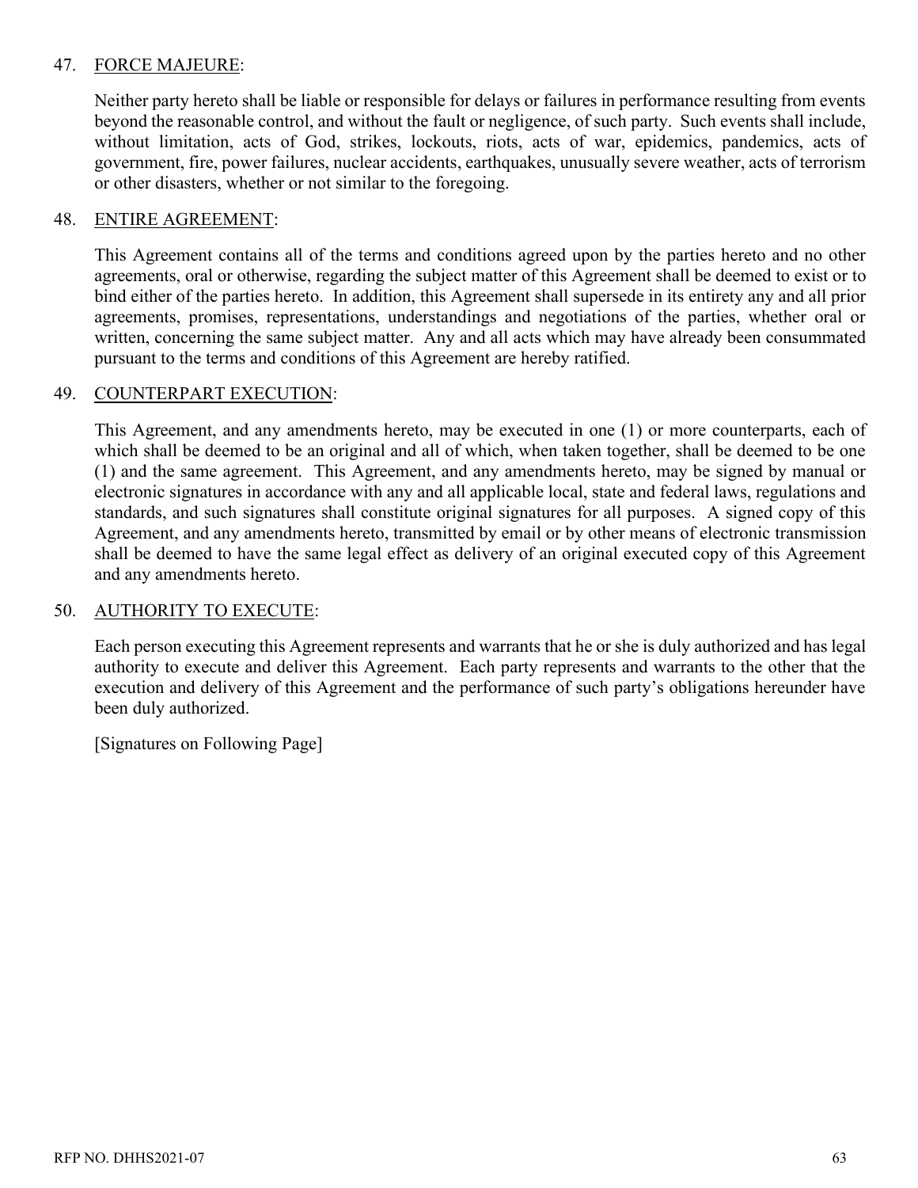47. FORCE MAJEURE:

Neither party hereto shall be liable or responsible for delays or failures in performance resulting from events beyond the reasonable control, and without the fault or negligence, of such party. Such events shall include, without limitation, acts of God, strikes, lockouts, riots, acts of war, epidemics, pandemics, acts of government, fire, power failures, nuclear accidents, earthquakes, unusually severe weather, acts of terrorism or other disasters, whether or not similar to the foregoing.

48. ENTIRE AGREEMENT:

This Agreement contains all of the terms and conditions agreed upon by the parties hereto and no other agreements, oral or otherwise, regarding the subject matter of this Agreement shall be deemed to exist or to bind either of the parties hereto. In addition, this Agreement shall supersede in its entirety any and all prior agreements, promises, representations, understandings and negotiations of the parties, whether oral or written, concerning the same subject matter. Any and all acts which may have already been consummated pursuant to the terms and conditions of this Agreement are hereby ratified.

49. COUNTERPART EXECUTION:

This Agreement, and any amendments hereto, may be executed in one (1) or more counterparts, each of which shall be deemed to be an original and all of which, when taken together, shall be deemed to be one (1) and the same agreement. This Agreement, and any amendments hereto, may be signed by manual or electronic signatures in accordance with any and all applicable local, state and federal laws, regulations and standards, and such signatures shall constitute original signatures for all purposes. A signed copy of this Agreement, and any amendments hereto, transmitted by email or by other means of electronic transmission shall be deemed to have the same legal effect as delivery of an original executed copy of this Agreement and any amendments hereto.

50. AUTHORITY TO EXECUTE:

Each person executing this Agreement represents and warrants that he or she is duly authorized and has legal authority to execute and deliver this Agreement. Each party represents and warrants to the other that the execution and delivery of this Agreement and the performance of such party's obligations hereunder have been duly authorized.

[Signatures on Following Page]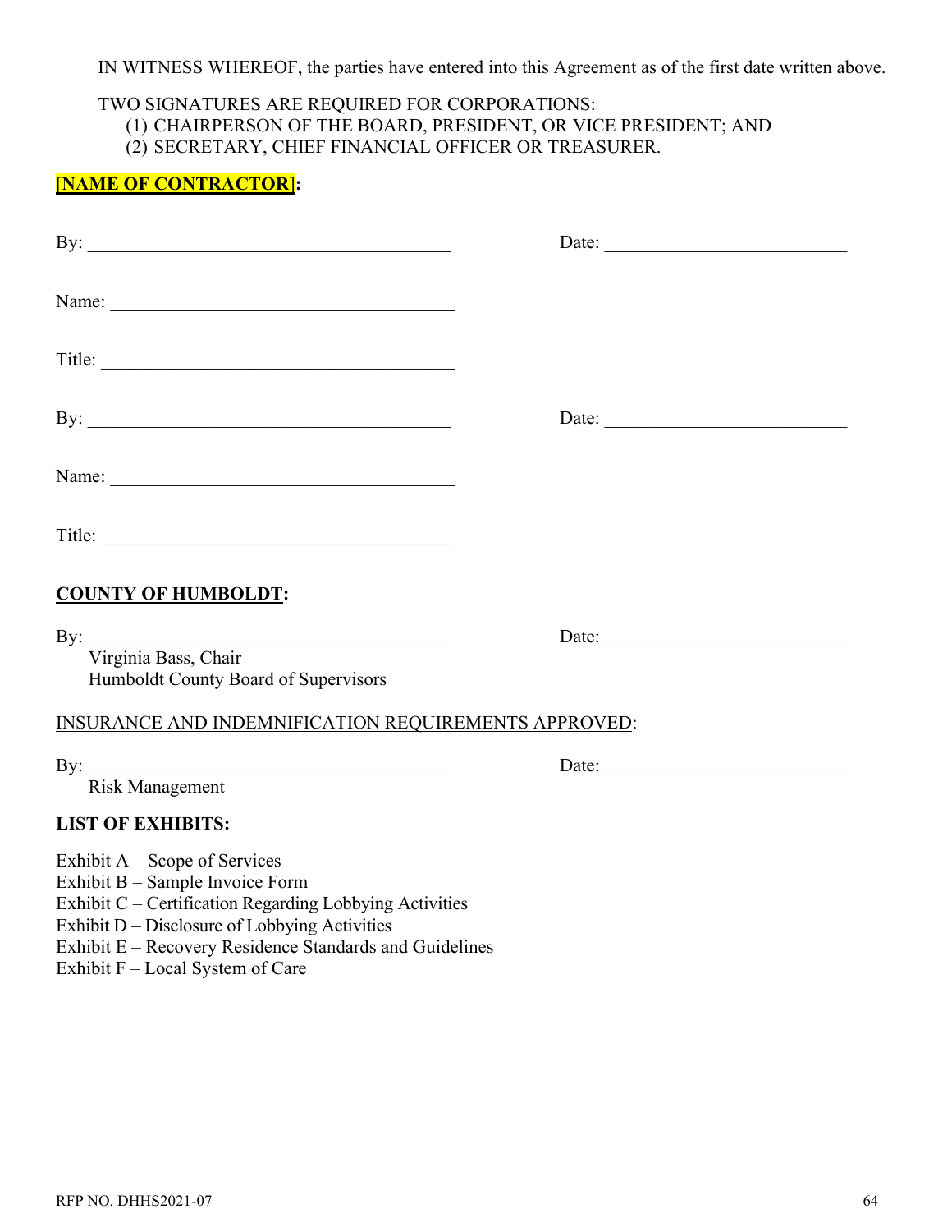IN WITNESS WHEREOF, the parties have entered into this Agreement as of the first date written above.

TWO SIGNATURES ARE REQUIRED FOR CORPORATIONS:
(1) CHAIRPERSON OF THE BOARD, PRESIDENT, OR VICE PRESIDENT; AND
(2) SECRETARY, CHIEF FINANCIAL OFFICER OR TREASURER.

**[NAME OF CONTRACTOR]:**

By: ________________________________________ Date: ___________________________

Name: ______________________________________

Title: _______________________________________

By: ________________________________________ Date: ___________________________

Name: ______________________________________

Title: _______________________________________

**COUNTY OF HUMBOLDT:**

By: ________________________________________ Date: ___________________________
Virginia Bass, Chair
Humboldt County Board of Supervisors

INSURANCE AND INDEMNIFICATION REQUIREMENTS APPROVED:

By: ________________________________________ Date: ___________________________
Risk Management

**LIST OF EXHIBITS:**

Exhibit A – Scope of Services
Exhibit B – Sample Invoice Form
Exhibit C – Certification Regarding Lobbying Activities
Exhibit D – Disclosure of Lobbying Activities
Exhibit E – Recovery Residence Standards and Guidelines
Exhibit F – Local System of Care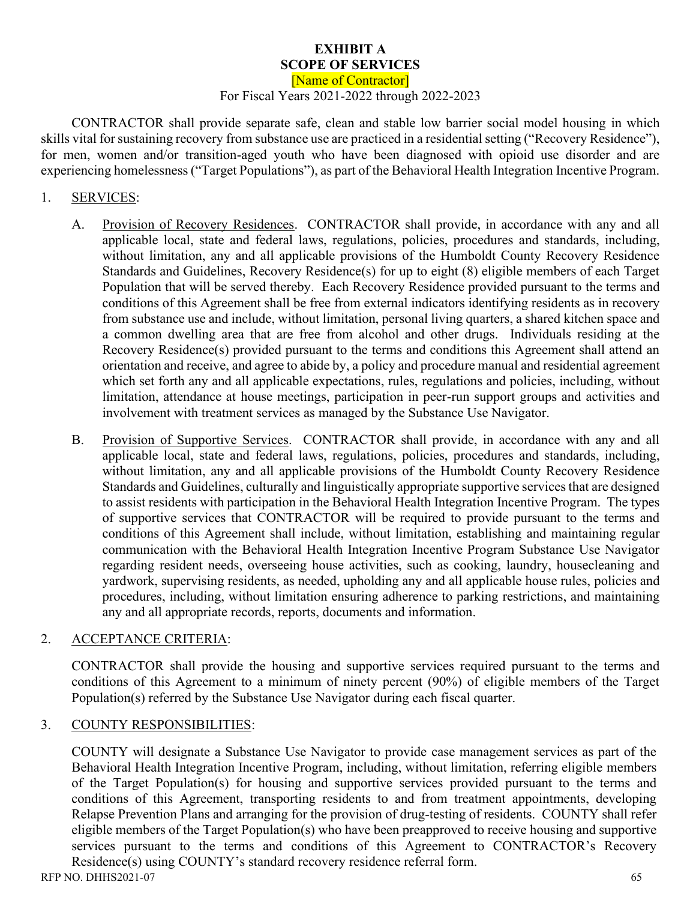# EXHIBIT A
# SCOPE OF SERVICES
[Name of Contractor]
For Fiscal Years 2021-2022 through 2022-2023

CONTRACTOR shall provide separate safe, clean and stable low barrier social model housing in which skills vital for sustaining recovery from substance use are practiced in a residential setting ("Recovery Residence"), for men, women and/or transition-aged youth who have been diagnosed with opioid use disorder and are experiencing homelessness ("Target Populations"), as part of the Behavioral Health Integration Incentive Program.

1. SERVICES:

   A. Provision of Recovery Residences. CONTRACTOR shall provide, in accordance with any and all applicable local, state and federal laws, regulations, policies, procedures and standards, including, without limitation, any and all applicable provisions of the Humboldt County Recovery Residence Standards and Guidelines, Recovery Residence(s) for up to eight (8) eligible members of each Target Population that will be served thereby. Each Recovery Residence provided pursuant to the terms and conditions of this Agreement shall be free from external indicators identifying residents as in recovery from substance use and include, without limitation, personal living quarters, a shared kitchen space and a common dwelling area that are free from alcohol and other drugs. Individuals residing at the Recovery Residence(s) provided pursuant to the terms and conditions this Agreement shall attend an orientation and receive, and agree to abide by, a policy and procedure manual and residential agreement which set forth any and all applicable expectations, rules, regulations and policies, including, without limitation, attendance at house meetings, participation in peer-run support groups and activities and involvement with treatment services as managed by the Substance Use Navigator.

   B. Provision of Supportive Services. CONTRACTOR shall provide, in accordance with any and all applicable local, state and federal laws, regulations, policies, procedures and standards, including, without limitation, any and all applicable provisions of the Humboldt County Recovery Residence Standards and Guidelines, culturally and linguistically appropriate supportive services that are designed to assist residents with participation in the Behavioral Health Integration Incentive Program. The types of supportive services that CONTRACTOR will be required to provide pursuant to the terms and conditions of this Agreement shall include, without limitation, establishing and maintaining regular communication with the Behavioral Health Integration Incentive Program Substance Use Navigator regarding resident needs, overseeing house activities, such as cooking, laundry, housecleaning and yardwork, supervising residents, as needed, upholding any and all applicable house rules, policies and procedures, including, without limitation ensuring adherence to parking restrictions, and maintaining any and all appropriate records, reports, documents and information.

2. ACCEPTANCE CRITERIA:

   CONTRACTOR shall provide the housing and supportive services required pursuant to the terms and conditions of this Agreement to a minimum of ninety percent (90%) of eligible members of the Target Population(s) referred by the Substance Use Navigator during each fiscal quarter.

3. COUNTY RESPONSIBILITIES:

   COUNTY will designate a Substance Use Navigator to provide case management services as part of the Behavioral Health Integration Incentive Program, including, without limitation, referring eligible members of the Target Population(s) for housing and supportive services provided pursuant to the terms and conditions of this Agreement, transporting residents to and from treatment appointments, developing Relapse Prevention Plans and arranging for the provision of drug-testing of residents. COUNTY shall refer eligible members of the Target Population(s) who have been preapproved to receive housing and supportive services pursuant to the terms and conditions of this Agreement to CONTRACTOR's Recovery Residence(s) using COUNTY's standard recovery residence referral form.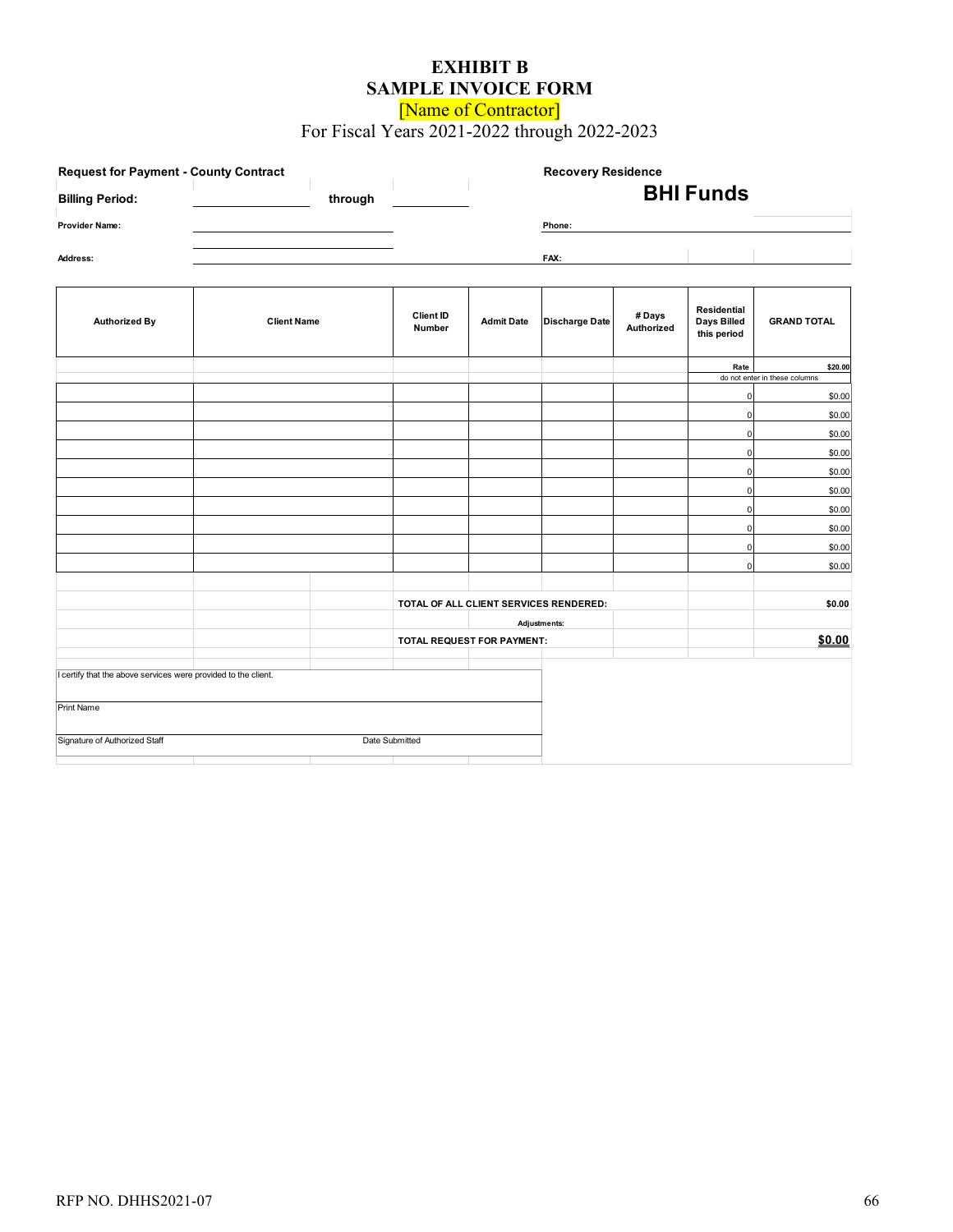# EXHIBIT B
# SAMPLE INVOICE FORM

[Name of Contractor]

For Fiscal Years 2021-2022 through 2022-2023

**Request for Payment - County Contract** | **Recovery Residence**

**BHI Funds**

**Billing Period:** ______________ **through** ______________

**Provider Name:** ______________________ **Phone:** ______________________

**Address:** ______________________ **FAX:** ______________________

| Authorized By | Client Name | Client ID Number | Admit Date | Discharge Date | # Days Authorized | Residential Days Billed this period | GRAND TOTAL |
|---|---|---|---|---|---|---|---|
| | | | | | | Rate | $20.00 |
| | | | | | | do not enter in these columns | |
| | | | | | | 0 | $0.00 |
| | | | | | | 0 | $0.00 |
| | | | | | | 0 | $0.00 |
| | | | | | | 0 | $0.00 |
| | | | | | | 0 | $0.00 |
| | | | | | | 0 | $0.00 |
| | | | | | | 0 | $0.00 |
| | | | | | | 0 | $0.00 |
| | | | | | | 0 | $0.00 |
| | | | | | | 0 | $0.00 |
| | | | | | | | |
| | | **TOTAL OF ALL CLIENT SERVICES RENDERED:** | | | | | **$0.00** |
| | | | | **Adjustments:** | | | |
| | | **TOTAL REQUEST FOR PAYMENT:** | | | | | **$0.00** |

I certify that the above services were provided to the client.

Print Name

Signature of Authorized Staff &nbsp;&nbsp;&nbsp;&nbsp;&nbsp;&nbsp;&nbsp;&nbsp; Date Submitted

RFP NO. DHHS2021-07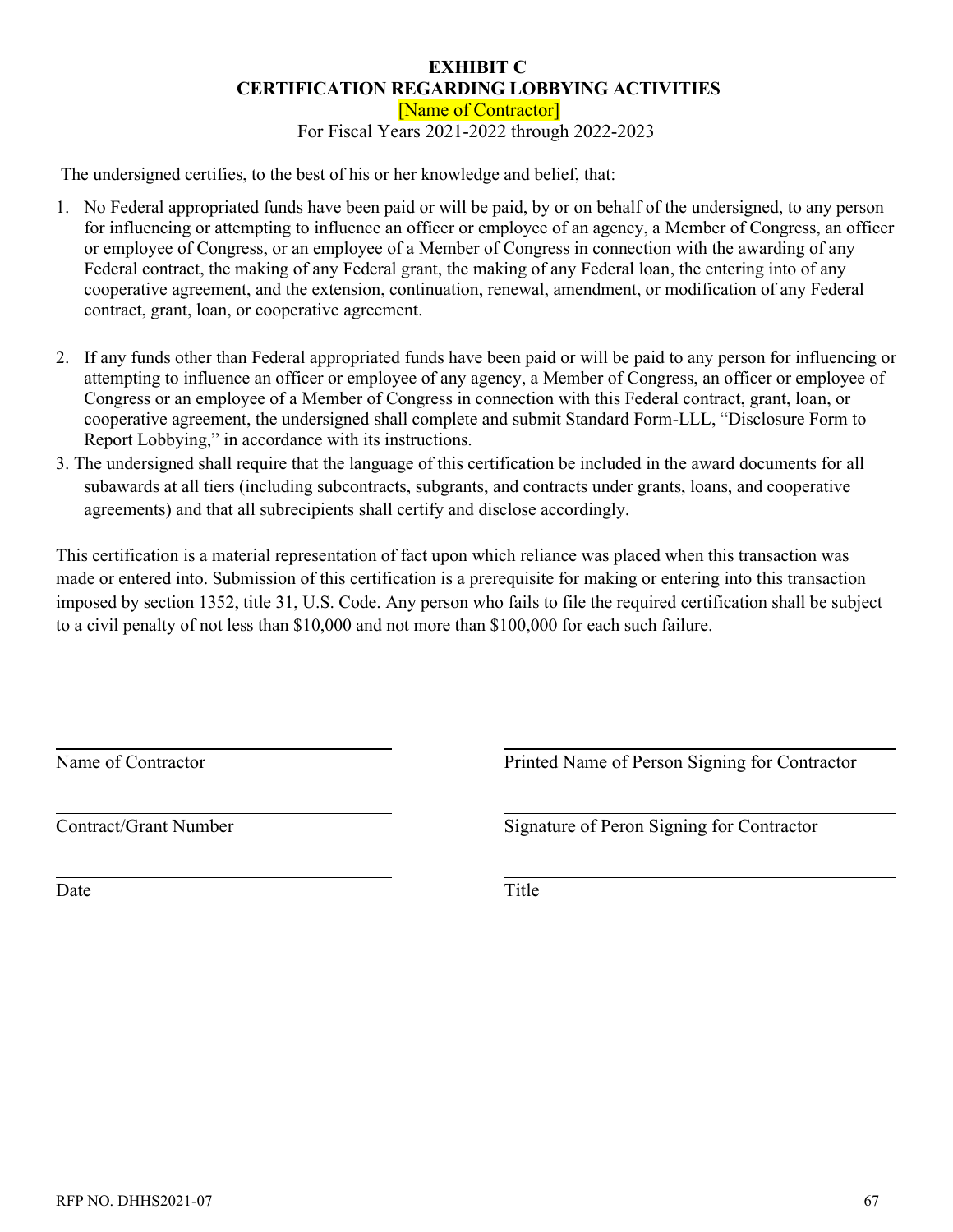# EXHIBIT C
## CERTIFICATION REGARDING LOBBYING ACTIVITIES

[Name of Contractor]

For Fiscal Years 2021-2022 through 2022-2023

The undersigned certifies, to the best of his or her knowledge and belief, that:

1. No Federal appropriated funds have been paid or will be paid, by or on behalf of the undersigned, to any person for influencing or attempting to influence an officer or employee of an agency, a Member of Congress, an officer or employee of Congress, or an employee of a Member of Congress in connection with the awarding of any Federal contract, the making of any Federal grant, the making of any Federal loan, the entering into of any cooperative agreement, and the extension, continuation, renewal, amendment, or modification of any Federal contract, grant, loan, or cooperative agreement.

2. If any funds other than Federal appropriated funds have been paid or will be paid to any person for influencing or attempting to influence an officer or employee of any agency, a Member of Congress, an officer or employee of Congress or an employee of a Member of Congress in connection with this Federal contract, grant, loan, or cooperative agreement, the undersigned shall complete and submit Standard Form-LLL, "Disclosure Form to Report Lobbying," in accordance with its instructions.

3. The undersigned shall require that the language of this certification be included in the award documents for all subawards at all tiers (including subcontracts, subgrants, and contracts under grants, loans, and cooperative agreements) and that all subrecipients shall certify and disclose accordingly.

This certification is a material representation of fact upon which reliance was placed when this transaction was made or entered into. Submission of this certification is a prerequisite for making or entering into this transaction imposed by section 1352, title 31, U.S. Code. Any person who fails to file the required certification shall be subject to a civil penalty of not less than $10,000 and not more than $100,000 for each such failure.

| | |
|---|---|
| ______________________________ | ______________________________ |
| Name of Contractor | Printed Name of Person Signing for Contractor |
| ______________________________ | ______________________________ |
| Contract/Grant Number | Signature of Peron Signing for Contractor |
| ______________________________ | ______________________________ |
| Date | Title |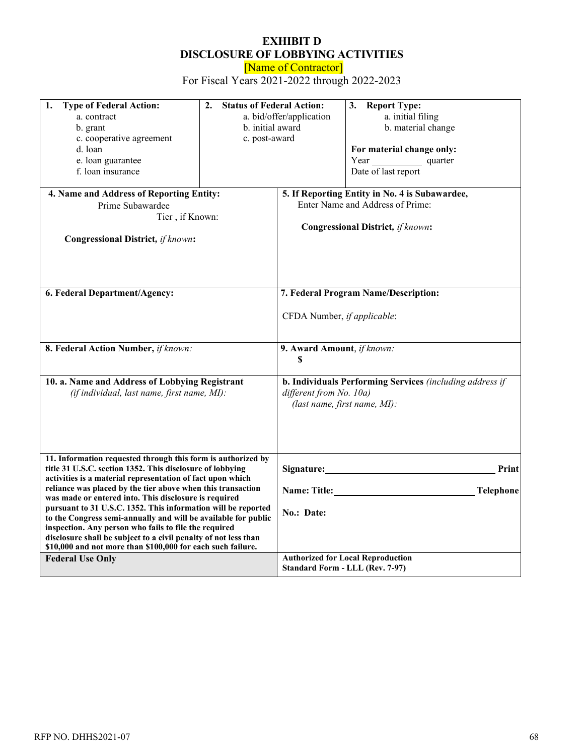# EXHIBIT D
# DISCLOSURE OF LOBBYING ACTIVITIES

[Name of Contractor]

For Fiscal Years 2021-2022 through 2022-2023

| **1. Type of Federal Action:** a. contract b. grant c. cooperative agreement d. loan e. loan guarantee f. loan insurance | **2. Status of Federal Action:** a. bid/offer/application b. initial award c. post-award | **3. Report Type:** a. initial filing b. material change **For material change only:** Year __________ quarter Date of last report |
|---|---|---|

| | |
|---|---|
| **4. Name and Address of Reporting Entity:** Prime Subawardee Tier_, if Known: **Congressional District,** *if known***:** | **5. If Reporting Entity in No. 4 is Subawardee,** Enter Name and Address of Prime: **Congressional District,** *if known***:** |
| **6. Federal Department/Agency:** | **7. Federal Program Name/Description:** CFDA Number, *if applicable*: |
| **8. Federal Action Number,** *if known:* | **9. Award Amount**, *if known:* **$** |
| **10. a. Name and Address of Lobbying Registrant** *(if individual, last name, first name, MI):* | **b. Individuals Performing Services** *(including address if different from No. 10a) (last name, first name, MI):* |
| **11. Information requested through this form is authorized by title 31 U.S.C. section 1352. This disclosure of lobbying activities is a material representation of fact upon which reliance was placed by the tier above when this transaction was made or entered into. This disclosure is required pursuant to 31 U.S.C. 1352. This information will be reported to the Congress semi-annually and will be available for public inspection. Any person who fails to file the required disclosure shall be subject to a civil penalty of not less than $10,000 and not more than $100,000 for each such failure.** | **Signature:**____________________________ **Print Name: Title:**________________________ **Telephone No.: Date:** |
| **Federal Use Only** | **Authorized for Local Reproduction Standard Form - LLL (Rev. 7-97)** |

RFP NO. DHHS2021-07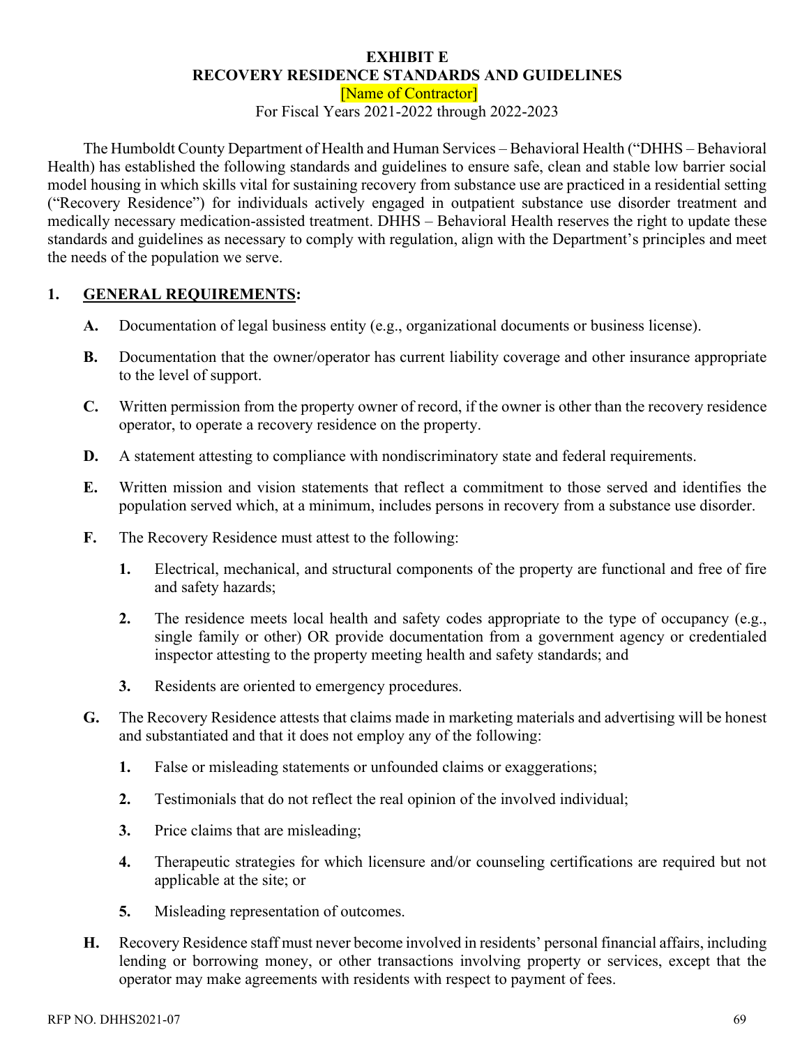# EXHIBIT E
# RECOVERY RESIDENCE STANDARDS AND GUIDELINES

[Name of Contractor]

For Fiscal Years 2021-2022 through 2022-2023

The Humboldt County Department of Health and Human Services – Behavioral Health ("DHHS – Behavioral Health) has established the following standards and guidelines to ensure safe, clean and stable low barrier social model housing in which skills vital for sustaining recovery from substance use are practiced in a residential setting ("Recovery Residence") for individuals actively engaged in outpatient substance use disorder treatment and medically necessary medication-assisted treatment. DHHS – Behavioral Health reserves the right to update these standards and guidelines as necessary to comply with regulation, align with the Department's principles and meet the needs of the population we serve.

## 1. GENERAL REQUIREMENTS:

**A.** Documentation of legal business entity (e.g., organizational documents or business license).

**B.** Documentation that the owner/operator has current liability coverage and other insurance appropriate to the level of support.

**C.** Written permission from the property owner of record, if the owner is other than the recovery residence operator, to operate a recovery residence on the property.

**D.** A statement attesting to compliance with nondiscriminatory state and federal requirements.

**E.** Written mission and vision statements that reflect a commitment to those served and identifies the population served which, at a minimum, includes persons in recovery from a substance use disorder.

**F.** The Recovery Residence must attest to the following:

  **1.** Electrical, mechanical, and structural components of the property are functional and free of fire and safety hazards;

  **2.** The residence meets local health and safety codes appropriate to the type of occupancy (e.g., single family or other) OR provide documentation from a government agency or credentialed inspector attesting to the property meeting health and safety standards; and

  **3.** Residents are oriented to emergency procedures.

**G.** The Recovery Residence attests that claims made in marketing materials and advertising will be honest and substantiated and that it does not employ any of the following:

  **1.** False or misleading statements or unfounded claims or exaggerations;

  **2.** Testimonials that do not reflect the real opinion of the involved individual;

  **3.** Price claims that are misleading;

  **4.** Therapeutic strategies for which licensure and/or counseling certifications are required but not applicable at the site; or

  **5.** Misleading representation of outcomes.

**H.** Recovery Residence staff must never become involved in residents' personal financial affairs, including lending or borrowing money, or other transactions involving property or services, except that the operator may make agreements with residents with respect to payment of fees.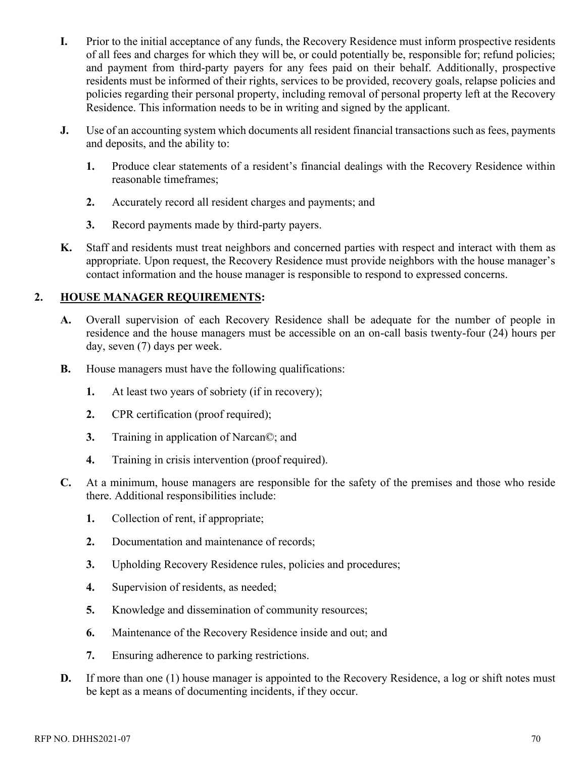**I.** Prior to the initial acceptance of any funds, the Recovery Residence must inform prospective residents of all fees and charges for which they will be, or could potentially be, responsible for; refund policies; and payment from third-party payers for any fees paid on their behalf. Additionally, prospective residents must be informed of their rights, services to be provided, recovery goals, relapse policies and policies regarding their personal property, including removal of personal property left at the Recovery Residence. This information needs to be in writing and signed by the applicant.

**J.** Use of an accounting system which documents all resident financial transactions such as fees, payments and deposits, and the ability to:

**1.** Produce clear statements of a resident's financial dealings with the Recovery Residence within reasonable timeframes;

**2.** Accurately record all resident charges and payments; and

**3.** Record payments made by third-party payers.

**K.** Staff and residents must treat neighbors and concerned parties with respect and interact with them as appropriate. Upon request, the Recovery Residence must provide neighbors with the house manager's contact information and the house manager is responsible to respond to expressed concerns.

## 2. <u>HOUSE MANAGER REQUIREMENTS</u>:

**A.** Overall supervision of each Recovery Residence shall be adequate for the number of people in residence and the house managers must be accessible on an on-call basis twenty-four (24) hours per day, seven (7) days per week.

**B.** House managers must have the following qualifications:

**1.** At least two years of sobriety (if in recovery);

**2.** CPR certification (proof required);

**3.** Training in application of Narcan©; and

**4.** Training in crisis intervention (proof required).

**C.** At a minimum, house managers are responsible for the safety of the premises and those who reside there. Additional responsibilities include:

**1.** Collection of rent, if appropriate;

**2.** Documentation and maintenance of records;

**3.** Upholding Recovery Residence rules, policies and procedures;

**4.** Supervision of residents, as needed;

**5.** Knowledge and dissemination of community resources;

**6.** Maintenance of the Recovery Residence inside and out; and

**7.** Ensuring adherence to parking restrictions.

**D.** If more than one (1) house manager is appointed to the Recovery Residence, a log or shift notes must be kept as a means of documenting incidents, if they occur.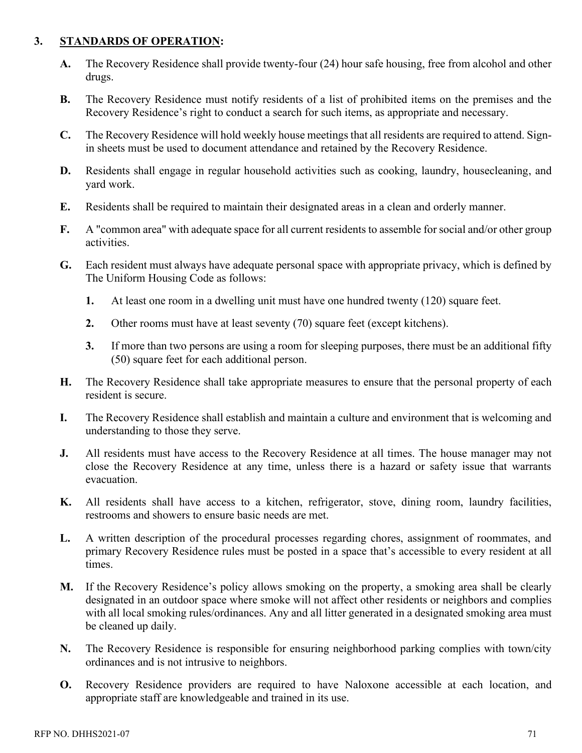## 3. STANDARDS OF OPERATION:

**A.** The Recovery Residence shall provide twenty-four (24) hour safe housing, free from alcohol and other drugs.

**B.** The Recovery Residence must notify residents of a list of prohibited items on the premises and the Recovery Residence's right to conduct a search for such items, as appropriate and necessary.

**C.** The Recovery Residence will hold weekly house meetings that all residents are required to attend. Sign-in sheets must be used to document attendance and retained by the Recovery Residence.

**D.** Residents shall engage in regular household activities such as cooking, laundry, housecleaning, and yard work.

**E.** Residents shall be required to maintain their designated areas in a clean and orderly manner.

**F.** A "common area" with adequate space for all current residents to assemble for social and/or other group activities.

**G.** Each resident must always have adequate personal space with appropriate privacy, which is defined by The Uniform Housing Code as follows:

   **1.** At least one room in a dwelling unit must have one hundred twenty (120) square feet.

   **2.** Other rooms must have at least seventy (70) square feet (except kitchens).

   **3.** If more than two persons are using a room for sleeping purposes, there must be an additional fifty (50) square feet for each additional person.

**H.** The Recovery Residence shall take appropriate measures to ensure that the personal property of each resident is secure.

**I.** The Recovery Residence shall establish and maintain a culture and environment that is welcoming and understanding to those they serve.

**J.** All residents must have access to the Recovery Residence at all times. The house manager may not close the Recovery Residence at any time, unless there is a hazard or safety issue that warrants evacuation.

**K.** All residents shall have access to a kitchen, refrigerator, stove, dining room, laundry facilities, restrooms and showers to ensure basic needs are met.

**L.** A written description of the procedural processes regarding chores, assignment of roommates, and primary Recovery Residence rules must be posted in a space that's accessible to every resident at all times.

**M.** If the Recovery Residence's policy allows smoking on the property, a smoking area shall be clearly designated in an outdoor space where smoke will not affect other residents or neighbors and complies with all local smoking rules/ordinances. Any and all litter generated in a designated smoking area must be cleaned up daily.

**N.** The Recovery Residence is responsible for ensuring neighborhood parking complies with town/city ordinances and is not intrusive to neighbors.

**O.** Recovery Residence providers are required to have Naloxone accessible at each location, and appropriate staff are knowledgeable and trained in its use.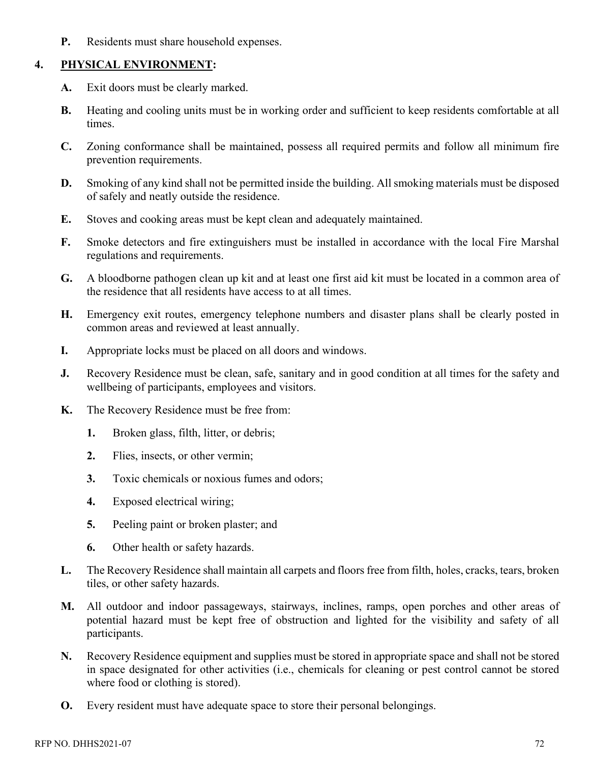**P.** Residents must share household expenses.

## 4. PHYSICAL ENVIRONMENT:

**A.** Exit doors must be clearly marked.

**B.** Heating and cooling units must be in working order and sufficient to keep residents comfortable at all times.

**C.** Zoning conformance shall be maintained, possess all required permits and follow all minimum fire prevention requirements.

**D.** Smoking of any kind shall not be permitted inside the building. All smoking materials must be disposed of safely and neatly outside the residence.

**E.** Stoves and cooking areas must be kept clean and adequately maintained.

**F.** Smoke detectors and fire extinguishers must be installed in accordance with the local Fire Marshal regulations and requirements.

**G.** A bloodborne pathogen clean up kit and at least one first aid kit must be located in a common area of the residence that all residents have access to at all times.

**H.** Emergency exit routes, emergency telephone numbers and disaster plans shall be clearly posted in common areas and reviewed at least annually.

**I.** Appropriate locks must be placed on all doors and windows.

**J.** Recovery Residence must be clean, safe, sanitary and in good condition at all times for the safety and wellbeing of participants, employees and visitors.

**K.** The Recovery Residence must be free from:

1. Broken glass, filth, litter, or debris;
2. Flies, insects, or other vermin;
3. Toxic chemicals or noxious fumes and odors;
4. Exposed electrical wiring;
5. Peeling paint or broken plaster; and
6. Other health or safety hazards.

**L.** The Recovery Residence shall maintain all carpets and floors free from filth, holes, cracks, tears, broken tiles, or other safety hazards.

**M.** All outdoor and indoor passageways, stairways, inclines, ramps, open porches and other areas of potential hazard must be kept free of obstruction and lighted for the visibility and safety of all participants.

**N.** Recovery Residence equipment and supplies must be stored in appropriate space and shall not be stored in space designated for other activities (i.e., chemicals for cleaning or pest control cannot be stored where food or clothing is stored).

**O.** Every resident must have adequate space to store their personal belongings.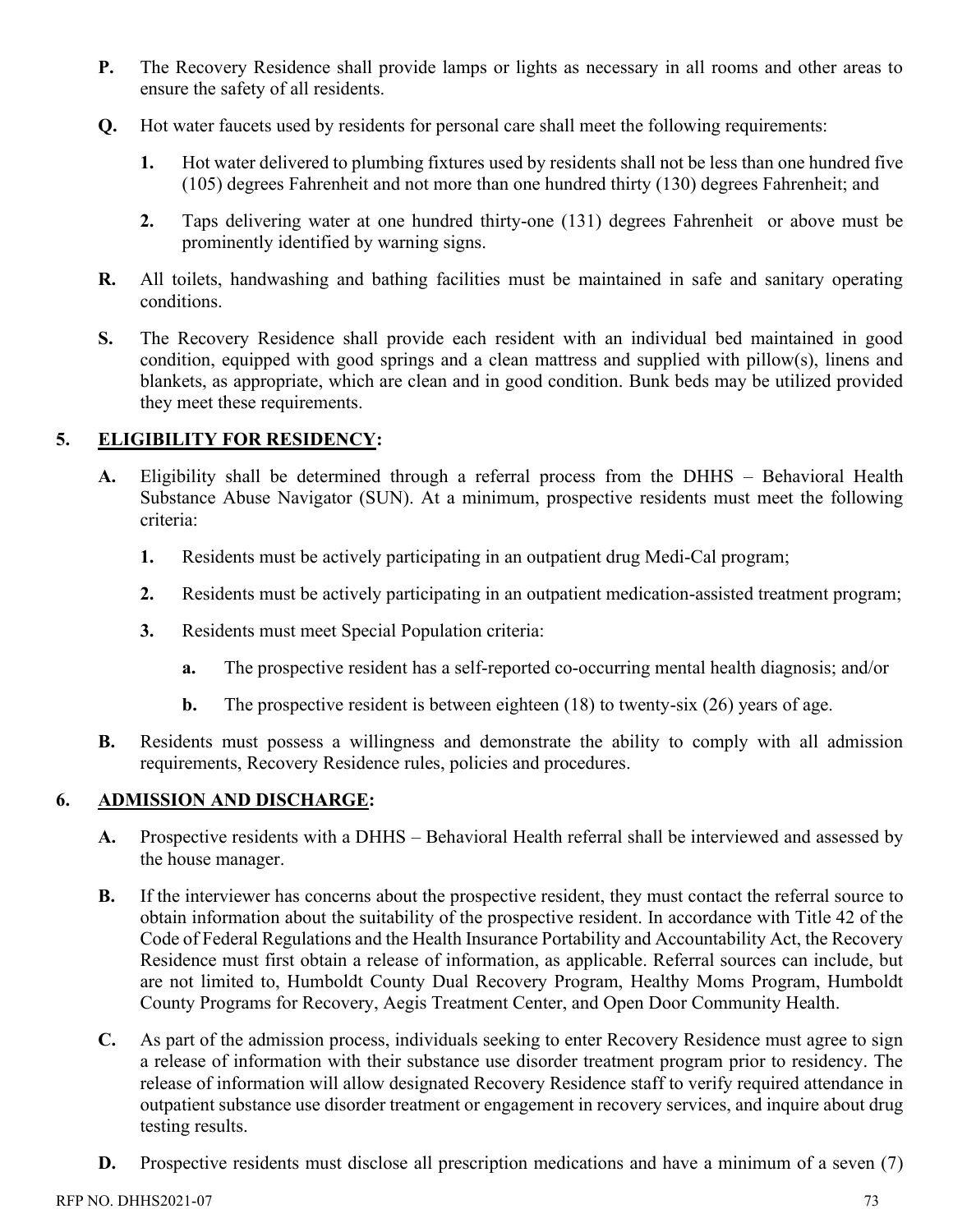**P.** The Recovery Residence shall provide lamps or lights as necessary in all rooms and other areas to ensure the safety of all residents.

**Q.** Hot water faucets used by residents for personal care shall meet the following requirements:

**1.** Hot water delivered to plumbing fixtures used by residents shall not be less than one hundred five (105) degrees Fahrenheit and not more than one hundred thirty (130) degrees Fahrenheit; and

**2.** Taps delivering water at one hundred thirty-one (131) degrees Fahrenheit or above must be prominently identified by warning signs.

**R.** All toilets, handwashing and bathing facilities must be maintained in safe and sanitary operating conditions.

**S.** The Recovery Residence shall provide each resident with an individual bed maintained in good condition, equipped with good springs and a clean mattress and supplied with pillow(s), linens and blankets, as appropriate, which are clean and in good condition. Bunk beds may be utilized provided they meet these requirements.

## 5. ELIGIBILITY FOR RESIDENCY:

**A.** Eligibility shall be determined through a referral process from the DHHS – Behavioral Health Substance Abuse Navigator (SUN). At a minimum, prospective residents must meet the following criteria:

**1.** Residents must be actively participating in an outpatient drug Medi-Cal program;

**2.** Residents must be actively participating in an outpatient medication-assisted treatment program;

**3.** Residents must meet Special Population criteria:

**a.** The prospective resident has a self-reported co-occurring mental health diagnosis; and/or

**b.** The prospective resident is between eighteen (18) to twenty-six (26) years of age.

**B.** Residents must possess a willingness and demonstrate the ability to comply with all admission requirements, Recovery Residence rules, policies and procedures.

## 6. ADMISSION AND DISCHARGE:

**A.** Prospective residents with a DHHS – Behavioral Health referral shall be interviewed and assessed by the house manager.

**B.** If the interviewer has concerns about the prospective resident, they must contact the referral source to obtain information about the suitability of the prospective resident. In accordance with Title 42 of the Code of Federal Regulations and the Health Insurance Portability and Accountability Act, the Recovery Residence must first obtain a release of information, as applicable. Referral sources can include, but are not limited to, Humboldt County Dual Recovery Program, Healthy Moms Program, Humboldt County Programs for Recovery, Aegis Treatment Center, and Open Door Community Health.

**C.** As part of the admission process, individuals seeking to enter Recovery Residence must agree to sign a release of information with their substance use disorder treatment program prior to residency. The release of information will allow designated Recovery Residence staff to verify required attendance in outpatient substance use disorder treatment or engagement in recovery services, and inquire about drug testing results.

**D.** Prospective residents must disclose all prescription medications and have a minimum of a seven (7)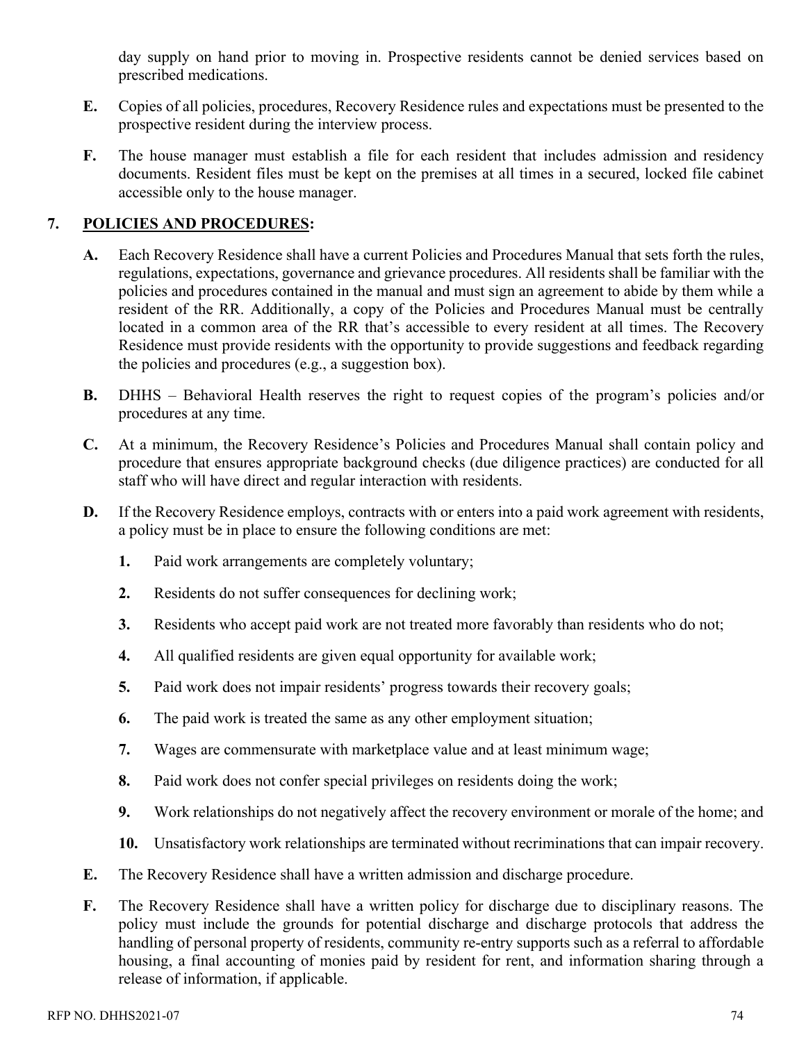day supply on hand prior to moving in. Prospective residents cannot be denied services based on prescribed medications.

**E.** Copies of all policies, procedures, Recovery Residence rules and expectations must be presented to the prospective resident during the interview process.

**F.** The house manager must establish a file for each resident that includes admission and residency documents. Resident files must be kept on the premises at all times in a secured, locked file cabinet accessible only to the house manager.

## 7. <u>POLICIES AND PROCEDURES</u>:

**A.** Each Recovery Residence shall have a current Policies and Procedures Manual that sets forth the rules, regulations, expectations, governance and grievance procedures. All residents shall be familiar with the policies and procedures contained in the manual and must sign an agreement to abide by them while a resident of the RR. Additionally, a copy of the Policies and Procedures Manual must be centrally located in a common area of the RR that's accessible to every resident at all times. The Recovery Residence must provide residents with the opportunity to provide suggestions and feedback regarding the policies and procedures (e.g., a suggestion box).

**B.** DHHS – Behavioral Health reserves the right to request copies of the program's policies and/or procedures at any time.

**C.** At a minimum, the Recovery Residence's Policies and Procedures Manual shall contain policy and procedure that ensures appropriate background checks (due diligence practices) are conducted for all staff who will have direct and regular interaction with residents.

**D.** If the Recovery Residence employs, contracts with or enters into a paid work agreement with residents, a policy must be in place to ensure the following conditions are met:

1. Paid work arrangements are completely voluntary;
2. Residents do not suffer consequences for declining work;
3. Residents who accept paid work are not treated more favorably than residents who do not;
4. All qualified residents are given equal opportunity for available work;
5. Paid work does not impair residents' progress towards their recovery goals;
6. The paid work is treated the same as any other employment situation;
7. Wages are commensurate with marketplace value and at least minimum wage;
8. Paid work does not confer special privileges on residents doing the work;
9. Work relationships do not negatively affect the recovery environment or morale of the home; and
10. Unsatisfactory work relationships are terminated without recriminations that can impair recovery.

**E.** The Recovery Residence shall have a written admission and discharge procedure.

**F.** The Recovery Residence shall have a written policy for discharge due to disciplinary reasons. The policy must include the grounds for potential discharge and discharge protocols that address the handling of personal property of residents, community re-entry supports such as a referral to affordable housing, a final accounting of monies paid by resident for rent, and information sharing through a release of information, if applicable.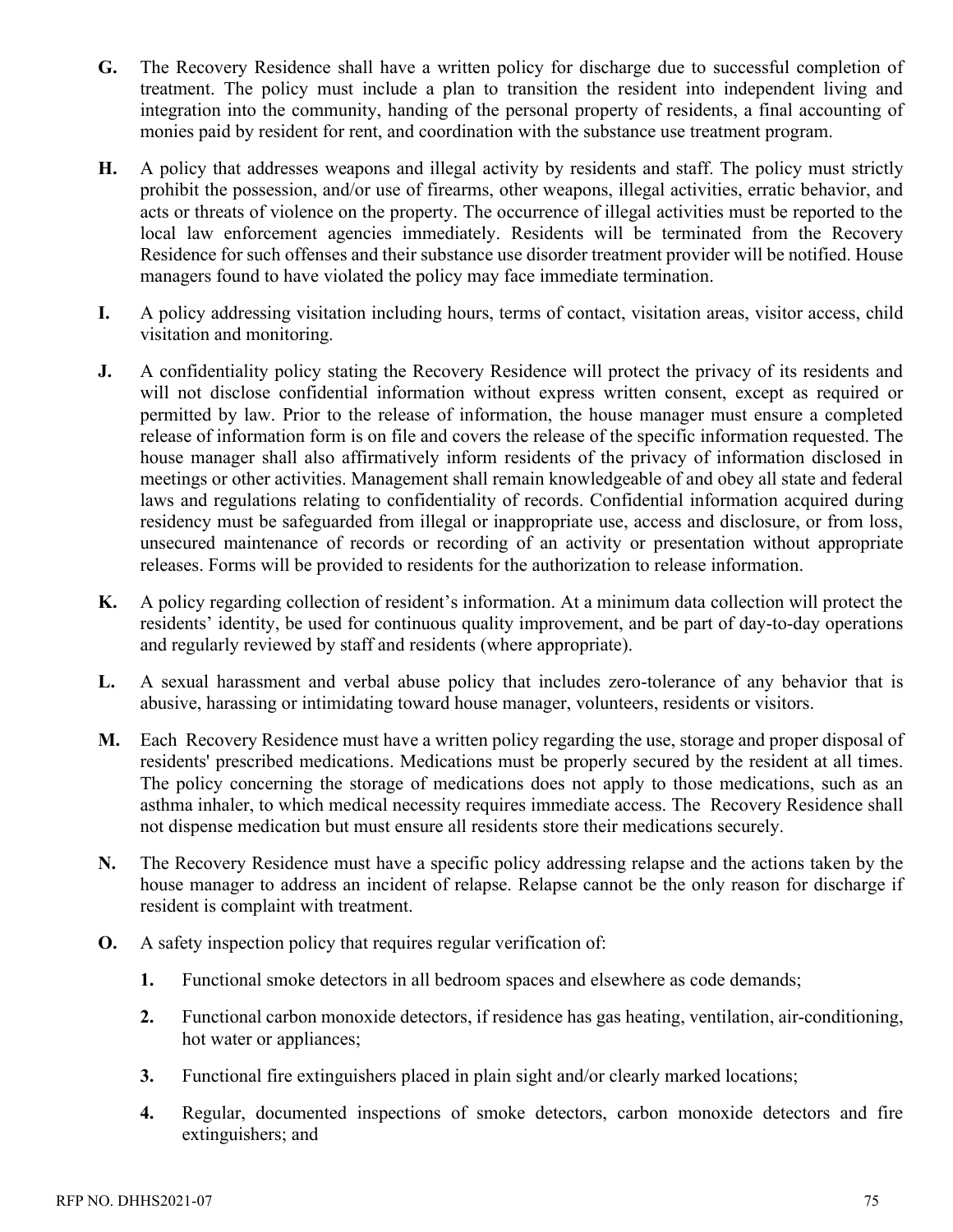**G.** The Recovery Residence shall have a written policy for discharge due to successful completion of treatment. The policy must include a plan to transition the resident into independent living and integration into the community, handing of the personal property of residents, a final accounting of monies paid by resident for rent, and coordination with the substance use treatment program.

**H.** A policy that addresses weapons and illegal activity by residents and staff. The policy must strictly prohibit the possession, and/or use of firearms, other weapons, illegal activities, erratic behavior, and acts or threats of violence on the property. The occurrence of illegal activities must be reported to the local law enforcement agencies immediately. Residents will be terminated from the Recovery Residence for such offenses and their substance use disorder treatment provider will be notified. House managers found to have violated the policy may face immediate termination.

**I.** A policy addressing visitation including hours, terms of contact, visitation areas, visitor access, child visitation and monitoring.

**J.** A confidentiality policy stating the Recovery Residence will protect the privacy of its residents and will not disclose confidential information without express written consent, except as required or permitted by law. Prior to the release of information, the house manager must ensure a completed release of information form is on file and covers the release of the specific information requested. The house manager shall also affirmatively inform residents of the privacy of information disclosed in meetings or other activities. Management shall remain knowledgeable of and obey all state and federal laws and regulations relating to confidentiality of records. Confidential information acquired during residency must be safeguarded from illegal or inappropriate use, access and disclosure, or from loss, unsecured maintenance of records or recording of an activity or presentation without appropriate releases. Forms will be provided to residents for the authorization to release information.

**K.** A policy regarding collection of resident's information. At a minimum data collection will protect the residents' identity, be used for continuous quality improvement, and be part of day-to-day operations and regularly reviewed by staff and residents (where appropriate).

**L.** A sexual harassment and verbal abuse policy that includes zero-tolerance of any behavior that is abusive, harassing or intimidating toward house manager, volunteers, residents or visitors.

**M.** Each Recovery Residence must have a written policy regarding the use, storage and proper disposal of residents' prescribed medications. Medications must be properly secured by the resident at all times. The policy concerning the storage of medications does not apply to those medications, such as an asthma inhaler, to which medical necessity requires immediate access. The Recovery Residence shall not dispense medication but must ensure all residents store their medications securely.

**N.** The Recovery Residence must have a specific policy addressing relapse and the actions taken by the house manager to address an incident of relapse. Relapse cannot be the only reason for discharge if resident is complaint with treatment.

**O.** A safety inspection policy that requires regular verification of:

1. Functional smoke detectors in all bedroom spaces and elsewhere as code demands;
2. Functional carbon monoxide detectors, if residence has gas heating, ventilation, air-conditioning, hot water or appliances;
3. Functional fire extinguishers placed in plain sight and/or clearly marked locations;
4. Regular, documented inspections of smoke detectors, carbon monoxide detectors and fire extinguishers; and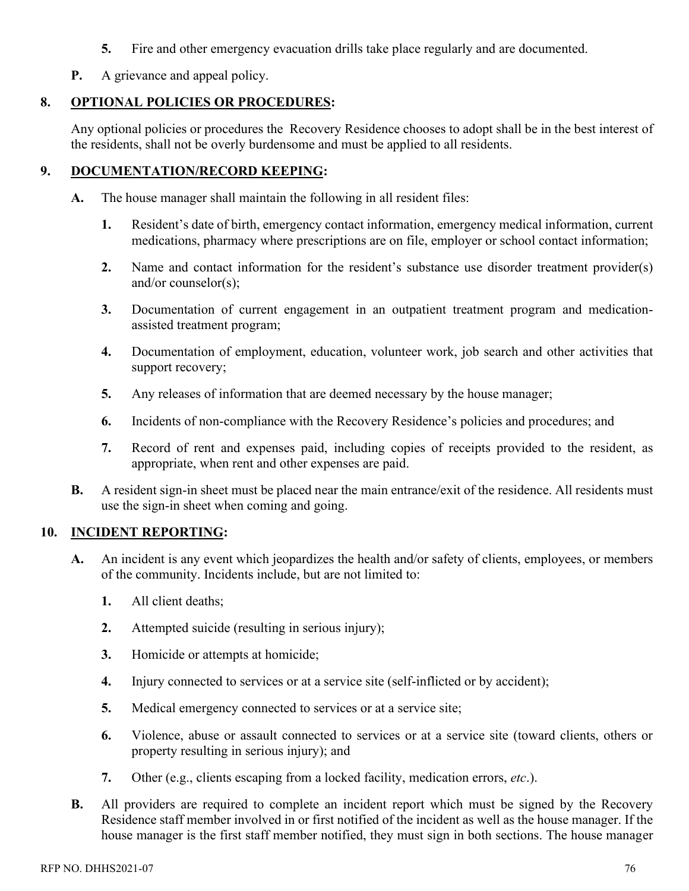5. Fire and other emergency evacuation drills take place regularly and are documented.

**P.** A grievance and appeal policy.

## 8. OPTIONAL POLICIES OR PROCEDURES:

Any optional policies or procedures the Recovery Residence chooses to adopt shall be in the best interest of the residents, shall not be overly burdensome and must be applied to all residents.

## 9. DOCUMENTATION/RECORD KEEPING:

**A.** The house manager shall maintain the following in all resident files:

1. Resident's date of birth, emergency contact information, emergency medical information, current medications, pharmacy where prescriptions are on file, employer or school contact information;

2. Name and contact information for the resident's substance use disorder treatment provider(s) and/or counselor(s);

3. Documentation of current engagement in an outpatient treatment program and medication-assisted treatment program;

4. Documentation of employment, education, volunteer work, job search and other activities that support recovery;

5. Any releases of information that are deemed necessary by the house manager;

6. Incidents of non-compliance with the Recovery Residence's policies and procedures; and

7. Record of rent and expenses paid, including copies of receipts provided to the resident, as appropriate, when rent and other expenses are paid.

**B.** A resident sign-in sheet must be placed near the main entrance/exit of the residence. All residents must use the sign-in sheet when coming and going.

## 10. INCIDENT REPORTING:

**A.** An incident is any event which jeopardizes the health and/or safety of clients, employees, or members of the community. Incidents include, but are not limited to:

1. All client deaths;

2. Attempted suicide (resulting in serious injury);

3. Homicide or attempts at homicide;

4. Injury connected to services or at a service site (self-inflicted or by accident);

5. Medical emergency connected to services or at a service site;

6. Violence, abuse or assault connected to services or at a service site (toward clients, others or property resulting in serious injury); and

7. Other (e.g., clients escaping from a locked facility, medication errors, *etc*.).

**B.** All providers are required to complete an incident report which must be signed by the Recovery Residence staff member involved in or first notified of the incident as well as the house manager. If the house manager is the first staff member notified, they must sign in both sections. The house manager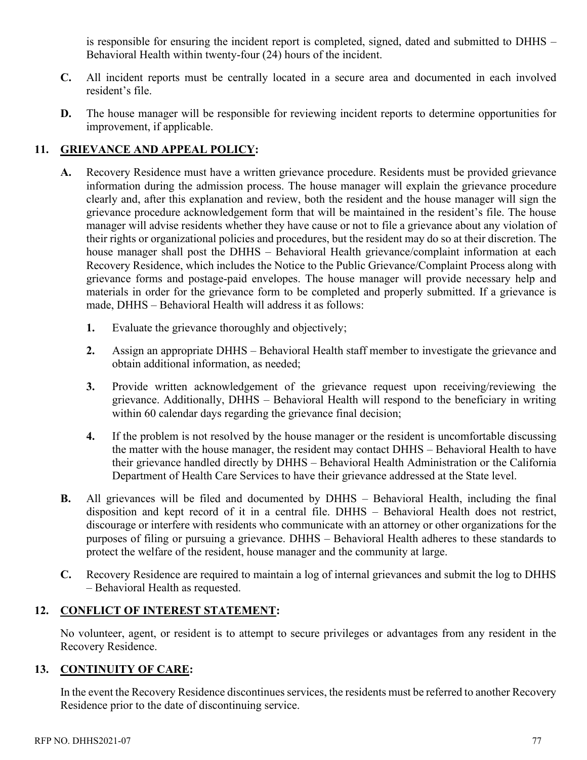is responsible for ensuring the incident report is completed, signed, dated and submitted to DHHS – Behavioral Health within twenty-four (24) hours of the incident.

**C.** All incident reports must be centrally located in a secure area and documented in each involved resident's file.

**D.** The house manager will be responsible for reviewing incident reports to determine opportunities for improvement, if applicable.

## 11. GRIEVANCE AND APPEAL POLICY:

**A.** Recovery Residence must have a written grievance procedure. Residents must be provided grievance information during the admission process. The house manager will explain the grievance procedure clearly and, after this explanation and review, both the resident and the house manager will sign the grievance procedure acknowledgement form that will be maintained in the resident's file. The house manager will advise residents whether they have cause or not to file a grievance about any violation of their rights or organizational policies and procedures, but the resident may do so at their discretion. The house manager shall post the DHHS – Behavioral Health grievance/complaint information at each Recovery Residence, which includes the Notice to the Public Grievance/Complaint Process along with grievance forms and postage-paid envelopes. The house manager will provide necessary help and materials in order for the grievance form to be completed and properly submitted. If a grievance is made, DHHS – Behavioral Health will address it as follows:

1. Evaluate the grievance thoroughly and objectively;
2. Assign an appropriate DHHS – Behavioral Health staff member to investigate the grievance and obtain additional information, as needed;
3. Provide written acknowledgement of the grievance request upon receiving/reviewing the grievance. Additionally, DHHS – Behavioral Health will respond to the beneficiary in writing within 60 calendar days regarding the grievance final decision;
4. If the problem is not resolved by the house manager or the resident is uncomfortable discussing the matter with the house manager, the resident may contact DHHS – Behavioral Health to have their grievance handled directly by DHHS – Behavioral Health Administration or the California Department of Health Care Services to have their grievance addressed at the State level.

**B.** All grievances will be filed and documented by DHHS – Behavioral Health, including the final disposition and kept record of it in a central file. DHHS – Behavioral Health does not restrict, discourage or interfere with residents who communicate with an attorney or other organizations for the purposes of filing or pursuing a grievance. DHHS – Behavioral Health adheres to these standards to protect the welfare of the resident, house manager and the community at large.

**C.** Recovery Residence are required to maintain a log of internal grievances and submit the log to DHHS – Behavioral Health as requested.

## 12. CONFLICT OF INTEREST STATEMENT:

No volunteer, agent, or resident is to attempt to secure privileges or advantages from any resident in the Recovery Residence.

## 13. CONTINUITY OF CARE:

In the event the Recovery Residence discontinues services, the residents must be referred to another Recovery Residence prior to the date of discontinuing service.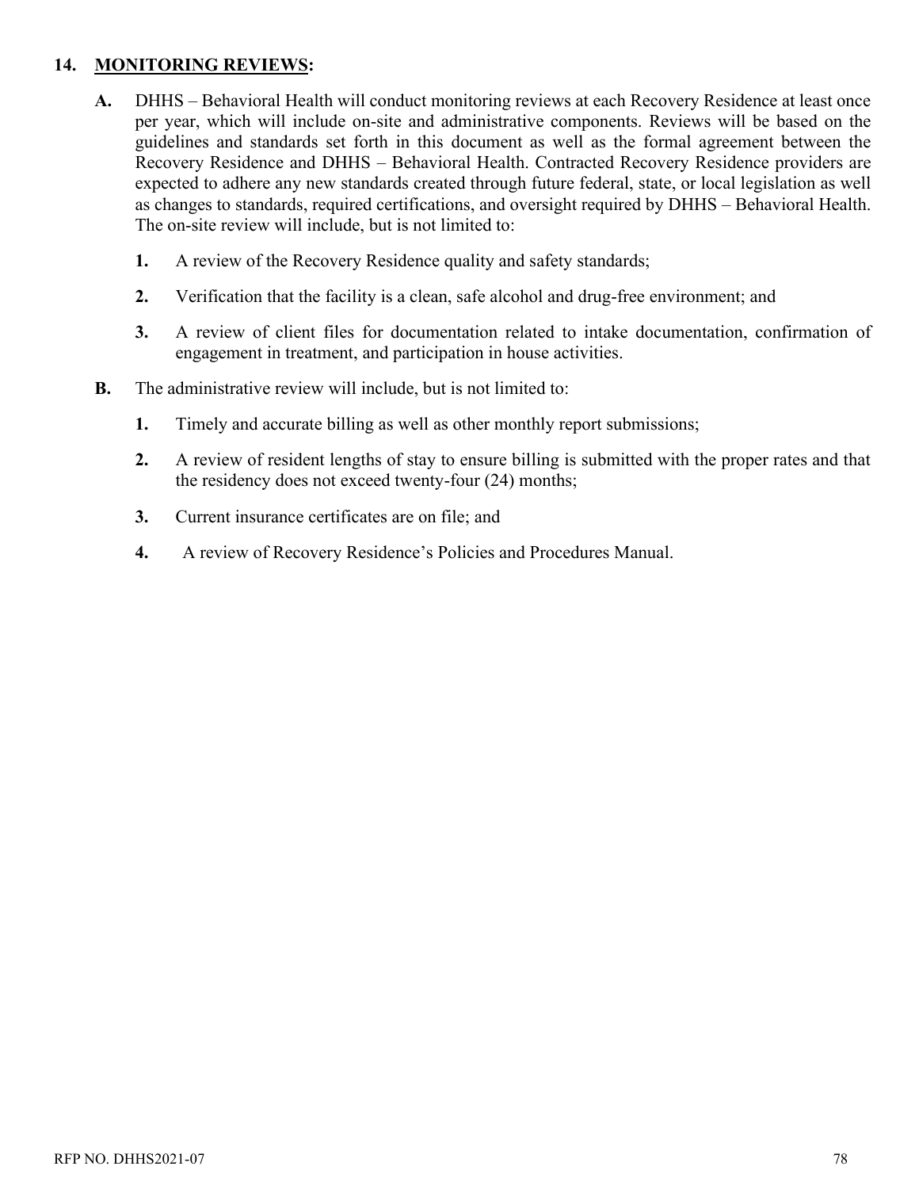## 14. MONITORING REVIEWS:

**A.** DHHS – Behavioral Health will conduct monitoring reviews at each Recovery Residence at least once per year, which will include on-site and administrative components. Reviews will be based on the guidelines and standards set forth in this document as well as the formal agreement between the Recovery Residence and DHHS – Behavioral Health. Contracted Recovery Residence providers are expected to adhere any new standards created through future federal, state, or local legislation as well as changes to standards, required certifications, and oversight required by DHHS – Behavioral Health. The on-site review will include, but is not limited to:

   **1.** A review of the Recovery Residence quality and safety standards;

   **2.** Verification that the facility is a clean, safe alcohol and drug-free environment; and

   **3.** A review of client files for documentation related to intake documentation, confirmation of engagement in treatment, and participation in house activities.

**B.** The administrative review will include, but is not limited to:

   **1.** Timely and accurate billing as well as other monthly report submissions;

   **2.** A review of resident lengths of stay to ensure billing is submitted with the proper rates and that the residency does not exceed twenty-four (24) months;

   **3.** Current insurance certificates are on file; and

   **4.** A review of Recovery Residence's Policies and Procedures Manual.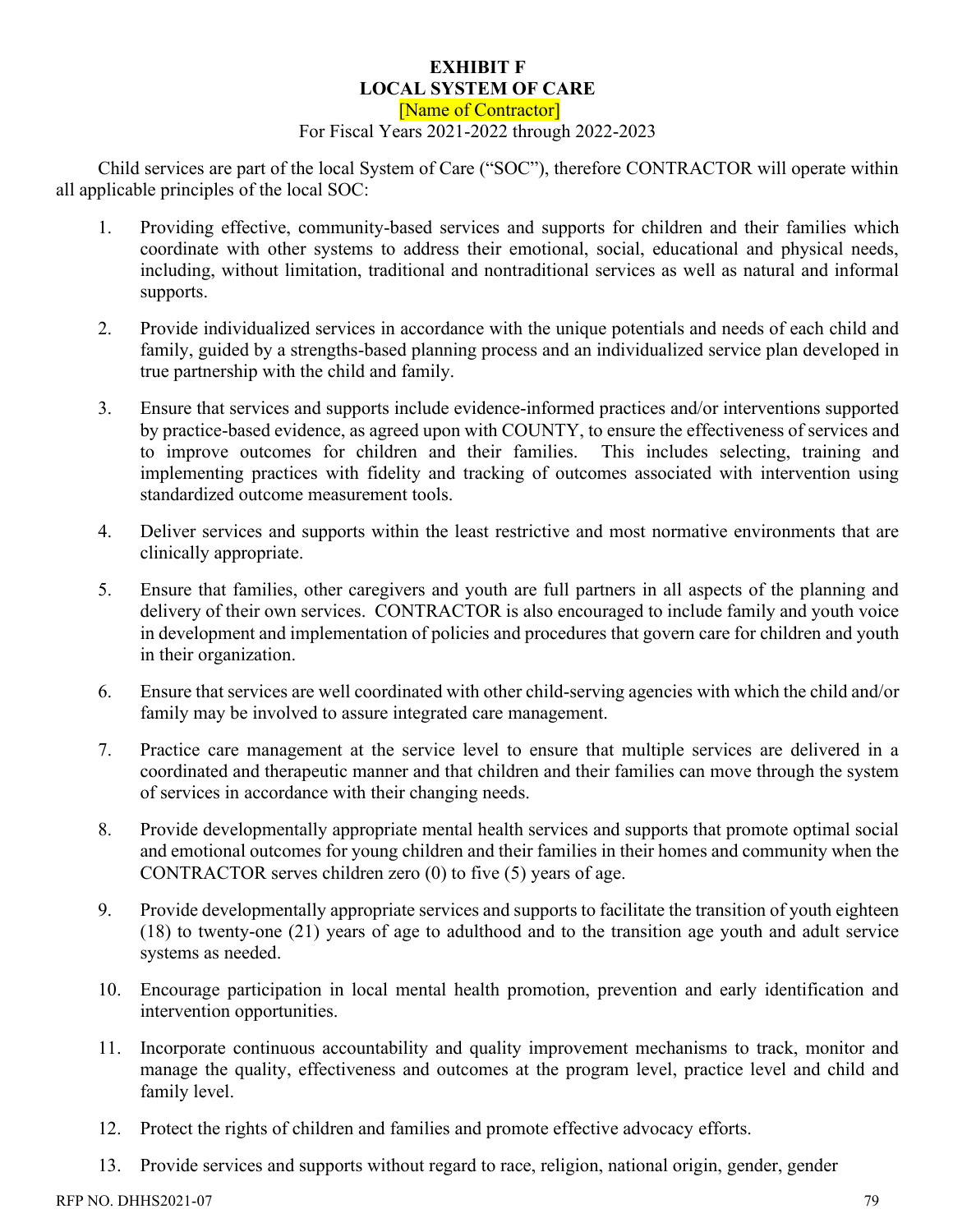**EXHIBIT F**
**LOCAL SYSTEM OF CARE**
[Name of Contractor]
For Fiscal Years 2021-2022 through 2022-2023

Child services are part of the local System of Care ("SOC"), therefore CONTRACTOR will operate within all applicable principles of the local SOC:

1. Providing effective, community-based services and supports for children and their families which coordinate with other systems to address their emotional, social, educational and physical needs, including, without limitation, traditional and nontraditional services as well as natural and informal supports.

2. Provide individualized services in accordance with the unique potentials and needs of each child and family, guided by a strengths-based planning process and an individualized service plan developed in true partnership with the child and family.

3. Ensure that services and supports include evidence-informed practices and/or interventions supported by practice-based evidence, as agreed upon with COUNTY, to ensure the effectiveness of services and to improve outcomes for children and their families. This includes selecting, training and implementing practices with fidelity and tracking of outcomes associated with intervention using standardized outcome measurement tools.

4. Deliver services and supports within the least restrictive and most normative environments that are clinically appropriate.

5. Ensure that families, other caregivers and youth are full partners in all aspects of the planning and delivery of their own services. CONTRACTOR is also encouraged to include family and youth voice in development and implementation of policies and procedures that govern care for children and youth in their organization.

6. Ensure that services are well coordinated with other child-serving agencies with which the child and/or family may be involved to assure integrated care management.

7. Practice care management at the service level to ensure that multiple services are delivered in a coordinated and therapeutic manner and that children and their families can move through the system of services in accordance with their changing needs.

8. Provide developmentally appropriate mental health services and supports that promote optimal social and emotional outcomes for young children and their families in their homes and community when the CONTRACTOR serves children zero (0) to five (5) years of age.

9. Provide developmentally appropriate services and supports to facilitate the transition of youth eighteen (18) to twenty-one (21) years of age to adulthood and to the transition age youth and adult service systems as needed.

10. Encourage participation in local mental health promotion, prevention and early identification and intervention opportunities.

11. Incorporate continuous accountability and quality improvement mechanisms to track, monitor and manage the quality, effectiveness and outcomes at the program level, practice level and child and family level.

12. Protect the rights of children and families and promote effective advocacy efforts.

13. Provide services and supports without regard to race, religion, national origin, gender, gender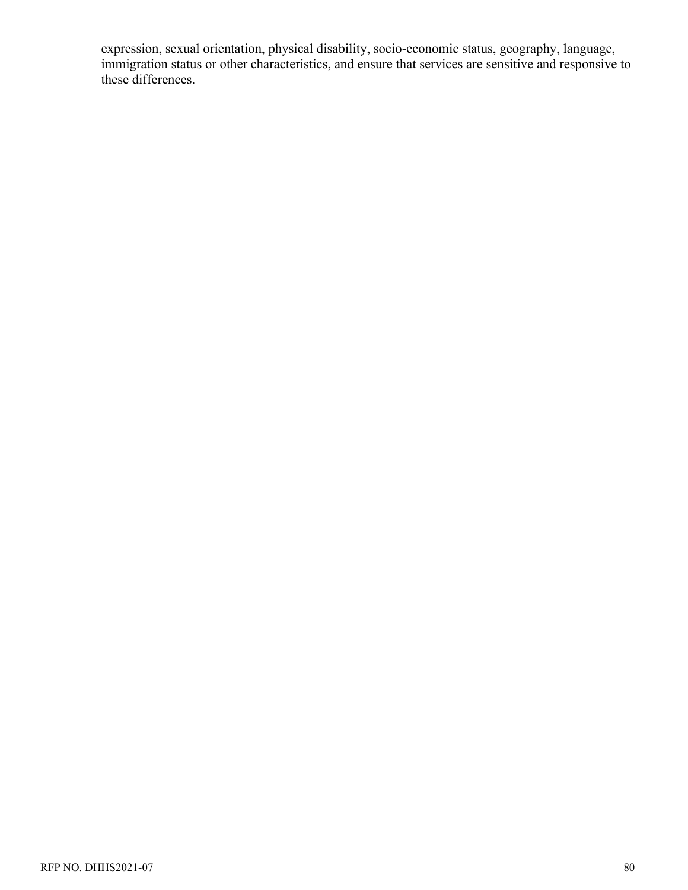expression, sexual orientation, physical disability, socio-economic status, geography, language, immigration status or other characteristics, and ensure that services are sensitive and responsive to these differences.